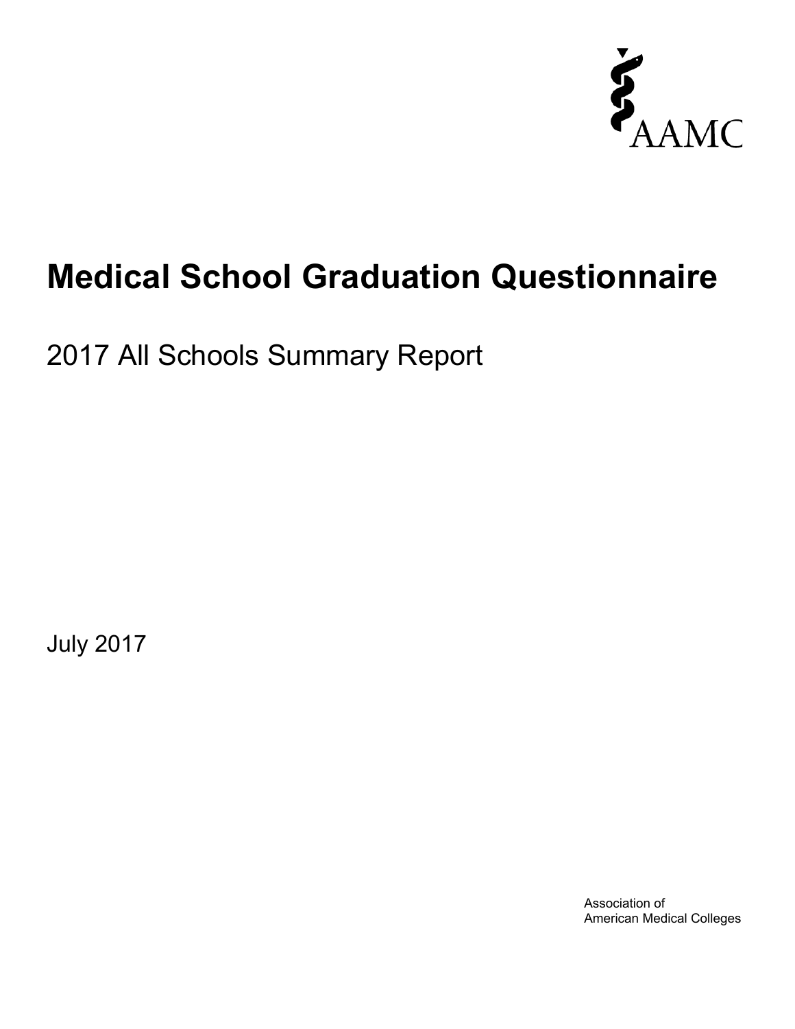AAMC

# Medical School Graduation Questionnaire

2017 All Schools Summary Report

July 2017

Association of
American Medical Colleges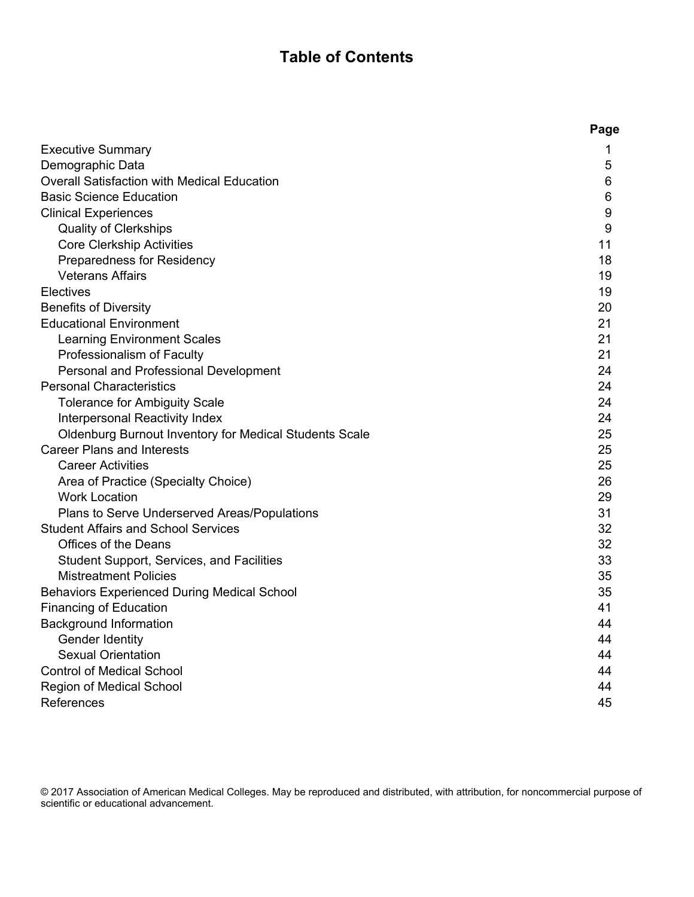# Table of Contents

| | Page |
|---|---|
| Executive Summary | 1 |
| Demographic Data | 5 |
| Overall Satisfaction with Medical Education | 6 |
| Basic Science Education | 6 |
| Clinical Experiences | 9 |
| Quality of Clerkships | 9 |
| Core Clerkship Activities | 11 |
| Preparedness for Residency | 18 |
| Veterans Affairs | 19 |
| Electives | 19 |
| Benefits of Diversity | 20 |
| Educational Environment | 21 |
| Learning Environment Scales | 21 |
| Professionalism of Faculty | 21 |
| Personal and Professional Development | 24 |
| Personal Characteristics | 24 |
| Tolerance for Ambiguity Scale | 24 |
| Interpersonal Reactivity Index | 24 |
| Oldenburg Burnout Inventory for Medical Students Scale | 25 |
| Career Plans and Interests | 25 |
| Career Activities | 25 |
| Area of Practice (Specialty Choice) | 26 |
| Work Location | 29 |
| Plans to Serve Underserved Areas/Populations | 31 |
| Student Affairs and School Services | 32 |
| Offices of the Deans | 32 |
| Student Support, Services, and Facilities | 33 |
| Mistreatment Policies | 35 |
| Behaviors Experienced During Medical School | 35 |
| Financing of Education | 41 |
| Background Information | 44 |
| Gender Identity | 44 |
| Sexual Orientation | 44 |
| Control of Medical School | 44 |
| Region of Medical School | 44 |
| References | 45 |

© 2017 Association of American Medical Colleges. May be reproduced and distributed, with attribution, for noncommercial purpose of scientific or educational advancement.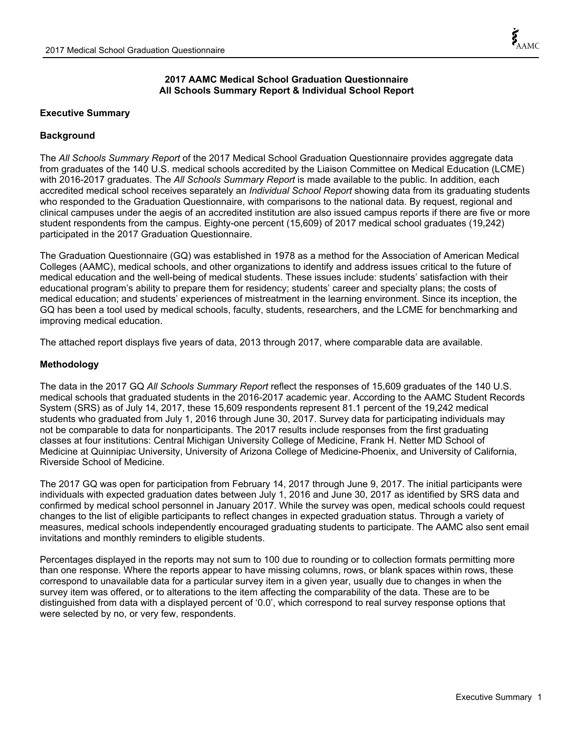# 2017 AAMC Medical School Graduation Questionnaire
# All Schools Summary Report & Individual School Report

## Executive Summary

### Background

The *All Schools Summary Report* of the 2017 Medical School Graduation Questionnaire provides aggregate data from graduates of the 140 U.S. medical schools accredited by the Liaison Committee on Medical Education (LCME) with 2016-2017 graduates. The *All Schools Summary Report* is made available to the public. In addition, each accredited medical school receives separately an *Individual School Report* showing data from its graduating students who responded to the Graduation Questionnaire, with comparisons to the national data. By request, regional and clinical campuses under the aegis of an accredited institution are also issued campus reports if there are five or more student respondents from the campus. Eighty-one percent (15,609) of 2017 medical school graduates (19,242) participated in the 2017 Graduation Questionnaire.

The Graduation Questionnaire (GQ) was established in 1978 as a method for the Association of American Medical Colleges (AAMC), medical schools, and other organizations to identify and address issues critical to the future of medical education and the well-being of medical students. These issues include: students' satisfaction with their educational program's ability to prepare them for residency; students' career and specialty plans; the costs of medical education; and students' experiences of mistreatment in the learning environment. Since its inception, the GQ has been a tool used by medical schools, faculty, students, researchers, and the LCME for benchmarking and improving medical education.

The attached report displays five years of data, 2013 through 2017, where comparable data are available.

### Methodology

The data in the 2017 GQ *All Schools Summary Report* reflect the responses of 15,609 graduates of the 140 U.S. medical schools that graduated students in the 2016-2017 academic year. According to the AAMC Student Records System (SRS) as of July 14, 2017, these 15,609 respondents represent 81.1 percent of the 19,242 medical students who graduated from July 1, 2016 through June 30, 2017. Survey data for participating individuals may not be comparable to data for nonparticipants. The 2017 results include responses from the first graduating classes at four institutions: Central Michigan University College of Medicine, Frank H. Netter MD School of Medicine at Quinnipiac University, University of Arizona College of Medicine-Phoenix, and University of California, Riverside School of Medicine.

The 2017 GQ was open for participation from February 14, 2017 through June 9, 2017. The initial participants were individuals with expected graduation dates between July 1, 2016 and June 30, 2017 as identified by SRS data and confirmed by medical school personnel in January 2017. While the survey was open, medical schools could request changes to the list of eligible participants to reflect changes in expected graduation status. Through a variety of measures, medical schools independently encouraged graduating students to participate. The AAMC also sent email invitations and monthly reminders to eligible students.

Percentages displayed in the reports may not sum to 100 due to rounding or to collection formats permitting more than one response. Where the reports appear to have missing columns, rows, or blank spaces within rows, these correspond to unavailable data for a particular survey item in a given year, usually due to changes in when the survey item was offered, or to alterations to the item affecting the comparability of the data. These are to be distinguished from data with a displayed percent of '0.0', which correspond to real survey response options that were selected by no, or very few, respondents.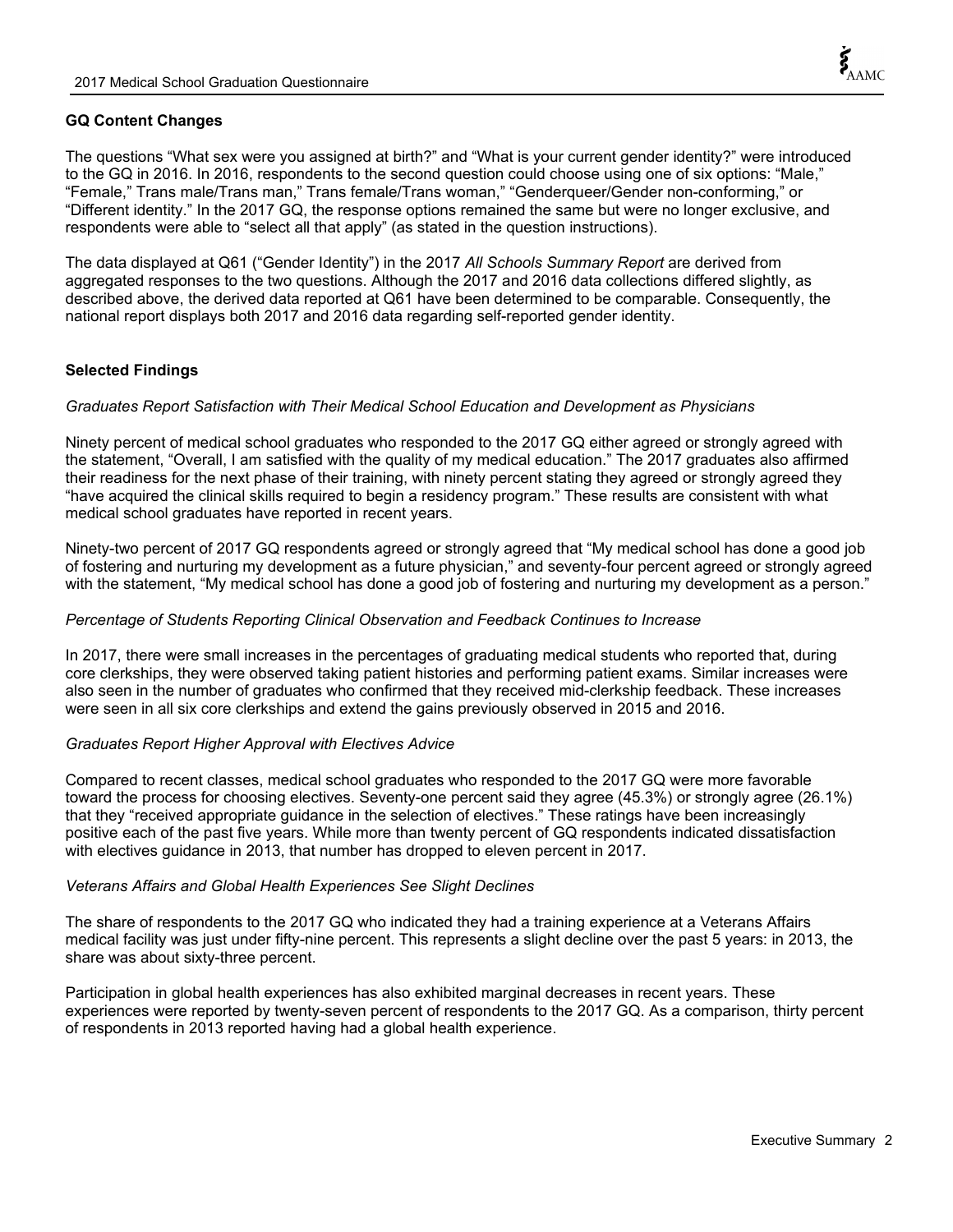## GQ Content Changes

The questions “What sex were you assigned at birth?” and “What is your current gender identity?” were introduced to the GQ in 2016. In 2016, respondents to the second question could choose using one of six options: “Male,” “Female,” Trans male/Trans man,” Trans female/Trans woman,” “Genderqueer/Gender non-conforming,” or “Different identity.” In the 2017 GQ, the response options remained the same but were no longer exclusive, and respondents were able to “select all that apply” (as stated in the question instructions).

The data displayed at Q61 (“Gender Identity”) in the 2017 *All Schools Summary Report* are derived from aggregated responses to the two questions. Although the 2017 and 2016 data collections differed slightly, as described above, the derived data reported at Q61 have been determined to be comparable. Consequently, the national report displays both 2017 and 2016 data regarding self-reported gender identity.

## Selected Findings

*Graduates Report Satisfaction with Their Medical School Education and Development as Physicians*

Ninety percent of medical school graduates who responded to the 2017 GQ either agreed or strongly agreed with the statement, “Overall, I am satisfied with the quality of my medical education.” The 2017 graduates also affirmed their readiness for the next phase of their training, with ninety percent stating they agreed or strongly agreed they “have acquired the clinical skills required to begin a residency program.” These results are consistent with what medical school graduates have reported in recent years.

Ninety-two percent of 2017 GQ respondents agreed or strongly agreed that “My medical school has done a good job of fostering and nurturing my development as a future physician,” and seventy-four percent agreed or strongly agreed with the statement, “My medical school has done a good job of fostering and nurturing my development as a person.”

*Percentage of Students Reporting Clinical Observation and Feedback Continues to Increase*

In 2017, there were small increases in the percentages of graduating medical students who reported that, during core clerkships, they were observed taking patient histories and performing patient exams. Similar increases were also seen in the number of graduates who confirmed that they received mid-clerkship feedback. These increases were seen in all six core clerkships and extend the gains previously observed in 2015 and 2016.

*Graduates Report Higher Approval with Electives Advice*

Compared to recent classes, medical school graduates who responded to the 2017 GQ were more favorable toward the process for choosing electives. Seventy-one percent said they agree (45.3%) or strongly agree (26.1%) that they “received appropriate guidance in the selection of electives.” These ratings have been increasingly positive each of the past five years. While more than twenty percent of GQ respondents indicated dissatisfaction with electives guidance in 2013, that number has dropped to eleven percent in 2017.

*Veterans Affairs and Global Health Experiences See Slight Declines*

The share of respondents to the 2017 GQ who indicated they had a training experience at a Veterans Affairs medical facility was just under fifty-nine percent. This represents a slight decline over the past 5 years: in 2013, the share was about sixty-three percent.

Participation in global health experiences has also exhibited marginal decreases in recent years. These experiences were reported by twenty-seven percent of respondents to the 2017 GQ. As a comparison, thirty percent of respondents in 2013 reported having had a global health experience.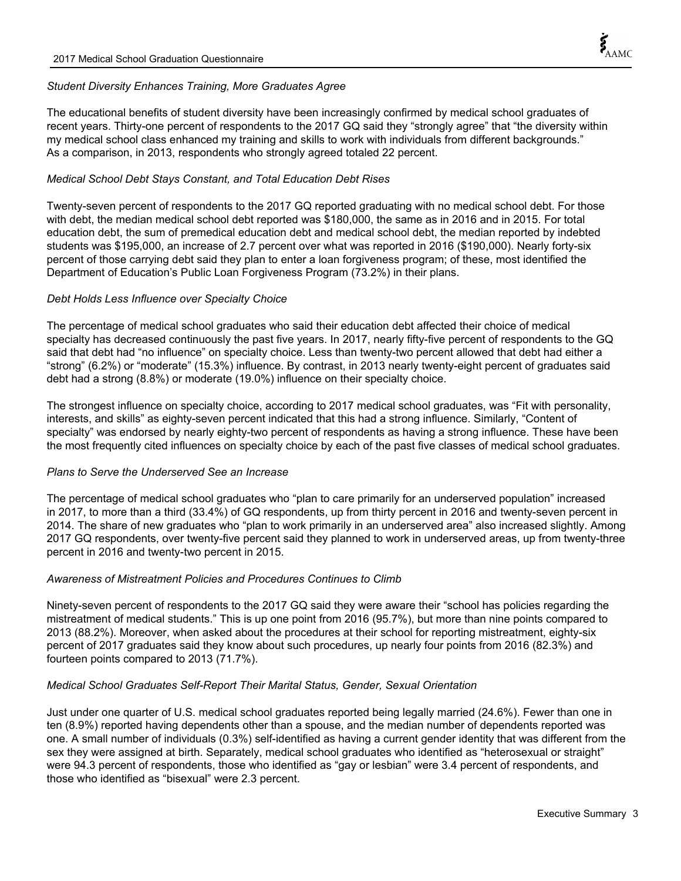*Student Diversity Enhances Training, More Graduates Agree*

The educational benefits of student diversity have been increasingly confirmed by medical school graduates of recent years. Thirty-one percent of respondents to the 2017 GQ said they "strongly agree" that "the diversity within my medical school class enhanced my training and skills to work with individuals from different backgrounds." As a comparison, in 2013, respondents who strongly agreed totaled 22 percent.

*Medical School Debt Stays Constant, and Total Education Debt Rises*

Twenty-seven percent of respondents to the 2017 GQ reported graduating with no medical school debt. For those with debt, the median medical school debt reported was $180,000, the same as in 2016 and in 2015. For total education debt, the sum of premedical education debt and medical school debt, the median reported by indebted students was $195,000, an increase of 2.7 percent over what was reported in 2016 ($190,000). Nearly forty-six percent of those carrying debt said they plan to enter a loan forgiveness program; of these, most identified the Department of Education's Public Loan Forgiveness Program (73.2%) in their plans.

*Debt Holds Less Influence over Specialty Choice*

The percentage of medical school graduates who said their education debt affected their choice of medical specialty has decreased continuously the past five years. In 2017, nearly fifty-five percent of respondents to the GQ said that debt had "no influence" on specialty choice. Less than twenty-two percent allowed that debt had either a "strong" (6.2%) or "moderate" (15.3%) influence. By contrast, in 2013 nearly twenty-eight percent of graduates said debt had a strong (8.8%) or moderate (19.0%) influence on their specialty choice.

The strongest influence on specialty choice, according to 2017 medical school graduates, was "Fit with personality, interests, and skills" as eighty-seven percent indicated that this had a strong influence. Similarly, "Content of specialty" was endorsed by nearly eighty-two percent of respondents as having a strong influence. These have been the most frequently cited influences on specialty choice by each of the past five classes of medical school graduates.

*Plans to Serve the Underserved See an Increase*

The percentage of medical school graduates who "plan to care primarily for an underserved population" increased in 2017, to more than a third (33.4%) of GQ respondents, up from thirty percent in 2016 and twenty-seven percent in 2014. The share of new graduates who "plan to work primarily in an underserved area" also increased slightly. Among 2017 GQ respondents, over twenty-five percent said they planned to work in underserved areas, up from twenty-three percent in 2016 and twenty-two percent in 2015.

*Awareness of Mistreatment Policies and Procedures Continues to Climb*

Ninety-seven percent of respondents to the 2017 GQ said they were aware their "school has policies regarding the mistreatment of medical students." This is up one point from 2016 (95.7%), but more than nine points compared to 2013 (88.2%). Moreover, when asked about the procedures at their school for reporting mistreatment, eighty-six percent of 2017 graduates said they know about such procedures, up nearly four points from 2016 (82.3%) and fourteen points compared to 2013 (71.7%).

*Medical School Graduates Self-Report Their Marital Status, Gender, Sexual Orientation*

Just under one quarter of U.S. medical school graduates reported being legally married (24.6%). Fewer than one in ten (8.9%) reported having dependents other than a spouse, and the median number of dependents reported was one. A small number of individuals (0.3%) self-identified as having a current gender identity that was different from the sex they were assigned at birth. Separately, medical school graduates who identified as "heterosexual or straight" were 94.3 percent of respondents, those who identified as "gay or lesbian" were 3.4 percent of respondents, and those who identified as "bisexual" were 2.3 percent.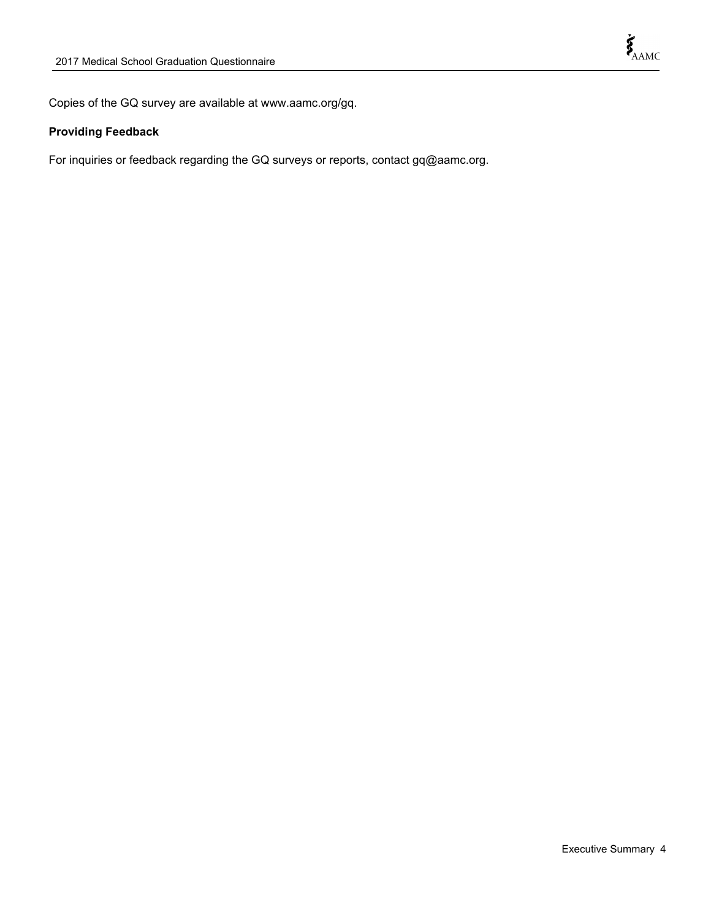Copies of the GQ survey are available at www.aamc.org/gq.

**Providing Feedback**

For inquiries or feedback regarding the GQ surveys or reports, contact gq@aamc.org.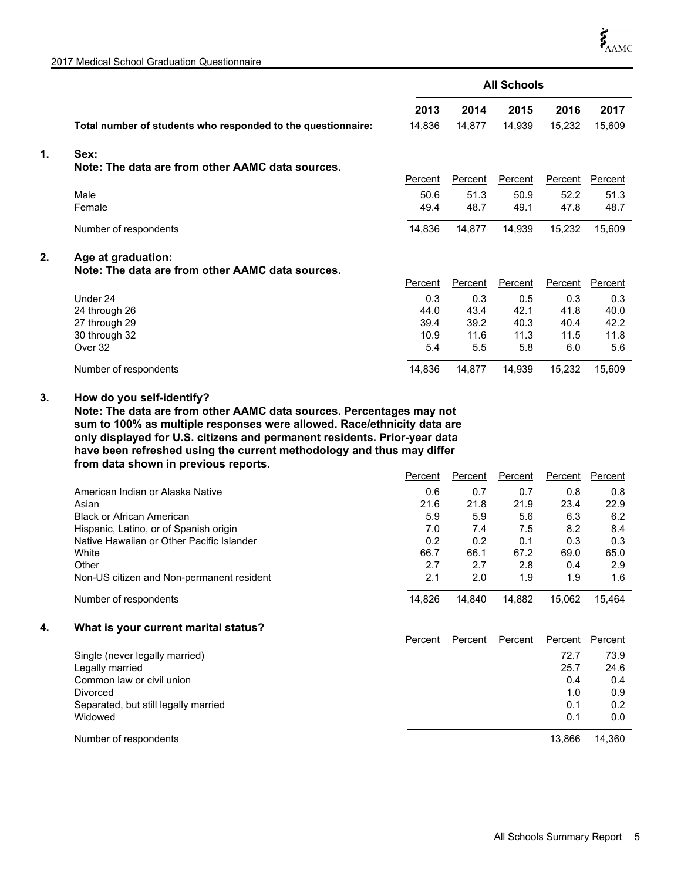| | All Schools | | | | |
|---|---|---|---|---|---|
| | **2013** | **2014** | **2015** | **2016** | **2017** |
| **Total number of students who responded to the questionnaire:** | 14,836 | 14,877 | 14,939 | 15,232 | 15,609 |

**1. Sex:**
**Note: The data are from other AAMC data sources.**

| | 2013 | 2014 | 2015 | 2016 | 2017 |
|---|---|---|---|---|---|
| | Percent | Percent | Percent | Percent | Percent |
| Male | 50.6 | 51.3 | 50.9 | 52.2 | 51.3 |
| Female | 49.4 | 48.7 | 49.1 | 47.8 | 48.7 |
| Number of respondents | 14,836 | 14,877 | 14,939 | 15,232 | 15,609 |

**2. Age at graduation:**
**Note: The data are from other AAMC data sources.**

| | 2013 | 2014 | 2015 | 2016 | 2017 |
|---|---|---|---|---|---|
| | Percent | Percent | Percent | Percent | Percent |
| Under 24 | 0.3 | 0.3 | 0.5 | 0.3 | 0.3 |
| 24 through 26 | 44.0 | 43.4 | 42.1 | 41.8 | 40.0 |
| 27 through 29 | 39.4 | 39.2 | 40.3 | 40.4 | 42.2 |
| 30 through 32 | 10.9 | 11.6 | 11.3 | 11.5 | 11.8 |
| Over 32 | 5.4 | 5.5 | 5.8 | 6.0 | 5.6 |
| Number of respondents | 14,836 | 14,877 | 14,939 | 15,232 | 15,609 |

**3. How do you self-identify?**
**Note: The data are from other AAMC data sources. Percentages may not sum to 100% as multiple responses were allowed. Race/ethnicity data are only displayed for U.S. citizens and permanent residents. Prior-year data have been refreshed using the current methodology and thus may differ from data shown in previous reports.**

| | 2013 | 2014 | 2015 | 2016 | 2017 |
|---|---|---|---|---|---|
| | Percent | Percent | Percent | Percent | Percent |
| American Indian or Alaska Native | 0.6 | 0.7 | 0.7 | 0.8 | 0.8 |
| Asian | 21.6 | 21.8 | 21.9 | 23.4 | 22.9 |
| Black or African American | 5.9 | 5.9 | 5.6 | 6.3 | 6.2 |
| Hispanic, Latino, or of Spanish origin | 7.0 | 7.4 | 7.5 | 8.2 | 8.4 |
| Native Hawaiian or Other Pacific Islander | 0.2 | 0.2 | 0.1 | 0.3 | 0.3 |
| White | 66.7 | 66.1 | 67.2 | 69.0 | 65.0 |
| Other | 2.7 | 2.7 | 2.8 | 0.4 | 2.9 |
| Non-US citizen and Non-permanent resident | 2.1 | 2.0 | 1.9 | 1.9 | 1.6 |
| Number of respondents | 14,826 | 14,840 | 14,882 | 15,062 | 15,464 |

**4. What is your current marital status?**

| | 2013 | 2014 | 2015 | 2016 | 2017 |
|---|---|---|---|---|---|
| | Percent | Percent | Percent | Percent | Percent |
| Single (never legally married) | | | | 72.7 | 73.9 |
| Legally married | | | | 25.7 | 24.6 |
| Common law or civil union | | | | 0.4 | 0.4 |
| Divorced | | | | 1.0 | 0.9 |
| Separated, but still legally married | | | | 0.1 | 0.2 |
| Widowed | | | | 0.1 | 0.0 |
| Number of respondents | | | | 13,866 | 14,360 |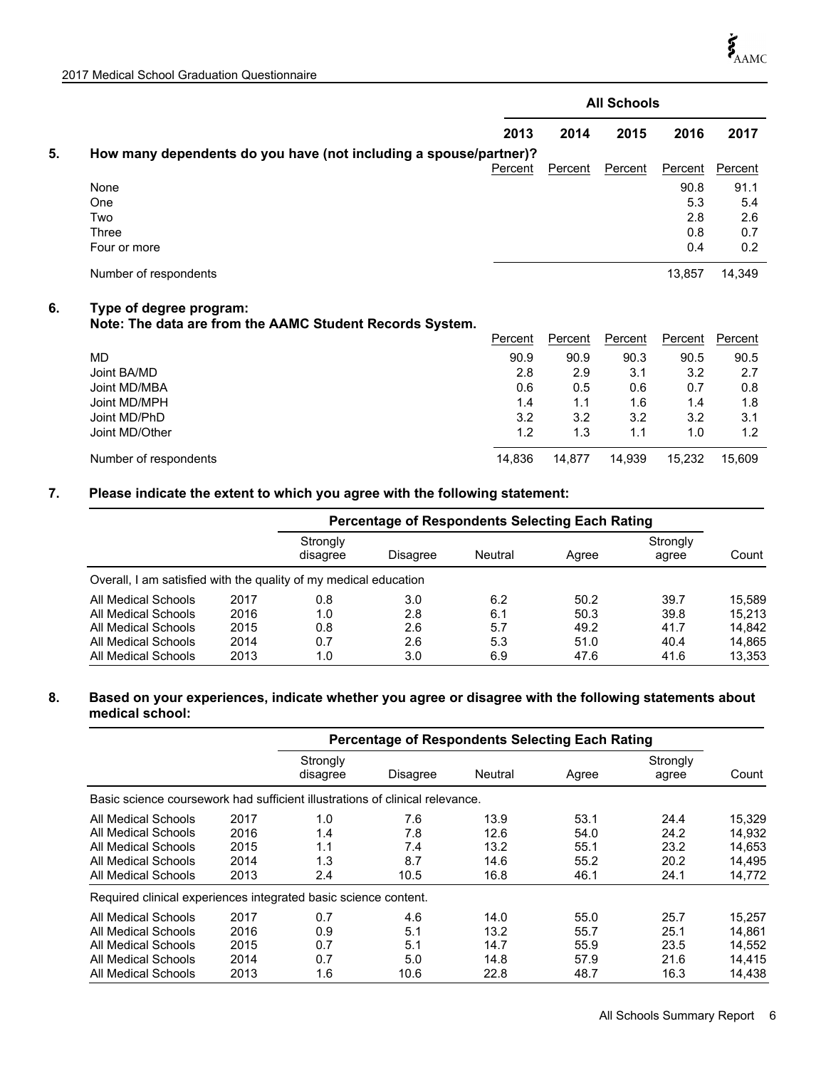|  | All Schools | | | | |
|---|---|---|---|---|---|
|  | 2013 | 2014 | 2015 | 2016 | 2017 |

**5. How many dependents do you have (not including a spouse/partner)?**

|  | 2013 Percent | 2014 Percent | 2015 Percent | 2016 Percent | 2017 Percent |
|---|---|---|---|---|---|
| None |  |  |  | 90.8 | 91.1 |
| One |  |  |  | 5.3 | 5.4 |
| Two |  |  |  | 2.8 | 2.6 |
| Three |  |  |  | 0.8 | 0.7 |
| Four or more |  |  |  | 0.4 | 0.2 |
| Number of respondents |  |  |  | 13,857 | 14,349 |

**6. Type of degree program:**
**Note: The data are from the AAMC Student Records System.**

|  | 2013 Percent | 2014 Percent | 2015 Percent | 2016 Percent | 2017 Percent |
|---|---|---|---|---|---|
| MD | 90.9 | 90.9 | 90.3 | 90.5 | 90.5 |
| Joint BA/MD | 2.8 | 2.9 | 3.1 | 3.2 | 2.7 |
| Joint MD/MBA | 0.6 | 0.5 | 0.6 | 0.7 | 0.8 |
| Joint MD/MPH | 1.4 | 1.1 | 1.6 | 1.4 | 1.8 |
| Joint MD/PhD | 3.2 | 3.2 | 3.2 | 3.2 | 3.1 |
| Joint MD/Other | 1.2 | 1.3 | 1.1 | 1.0 | 1.2 |
| Number of respondents | 14,836 | 14,877 | 14,939 | 15,232 | 15,609 |

**7. Please indicate the extent to which you agree with the following statement:**

|  |  | Percentage of Respondents Selecting Each Rating | | | | |  |
|---|---|---|---|---|---|---|---|
|  |  | Strongly disagree | Disagree | Neutral | Agree | Strongly agree | Count |
| Overall, I am satisfied with the quality of my medical education | | | | | | | |
| All Medical Schools | 2017 | 0.8 | 3.0 | 6.2 | 50.2 | 39.7 | 15,589 |
| All Medical Schools | 2016 | 1.0 | 2.8 | 6.1 | 50.3 | 39.8 | 15,213 |
| All Medical Schools | 2015 | 0.8 | 2.6 | 5.7 | 49.2 | 41.7 | 14,842 |
| All Medical Schools | 2014 | 0.7 | 2.6 | 5.3 | 51.0 | 40.4 | 14,865 |
| All Medical Schools | 2013 | 1.0 | 3.0 | 6.9 | 47.6 | 41.6 | 13,353 |

**8. Based on your experiences, indicate whether you agree or disagree with the following statements about medical school:**

|  |  | Percentage of Respondents Selecting Each Rating | | | | |  |
|---|---|---|---|---|---|---|---|
|  |  | Strongly disagree | Disagree | Neutral | Agree | Strongly agree | Count |
| Basic science coursework had sufficient illustrations of clinical relevance. | | | | | | | |
| All Medical Schools | 2017 | 1.0 | 7.6 | 13.9 | 53.1 | 24.4 | 15,329 |
| All Medical Schools | 2016 | 1.4 | 7.8 | 12.6 | 54.0 | 24.2 | 14,932 |
| All Medical Schools | 2015 | 1.1 | 7.4 | 13.2 | 55.1 | 23.2 | 14,653 |
| All Medical Schools | 2014 | 1.3 | 8.7 | 14.6 | 55.2 | 20.2 | 14,495 |
| All Medical Schools | 2013 | 2.4 | 10.5 | 16.8 | 46.1 | 24.1 | 14,772 |
| Required clinical experiences integrated basic science content. | | | | | | | |
| All Medical Schools | 2017 | 0.7 | 4.6 | 14.0 | 55.0 | 25.7 | 15,257 |
| All Medical Schools | 2016 | 0.9 | 5.1 | 13.2 | 55.7 | 25.1 | 14,861 |
| All Medical Schools | 2015 | 0.7 | 5.1 | 14.7 | 55.9 | 23.5 | 14,552 |
| All Medical Schools | 2014 | 0.7 | 5.0 | 14.8 | 57.9 | 21.6 | 14,415 |
| All Medical Schools | 2013 | 1.6 | 10.6 | 22.8 | 48.7 | 16.3 | 14,438 |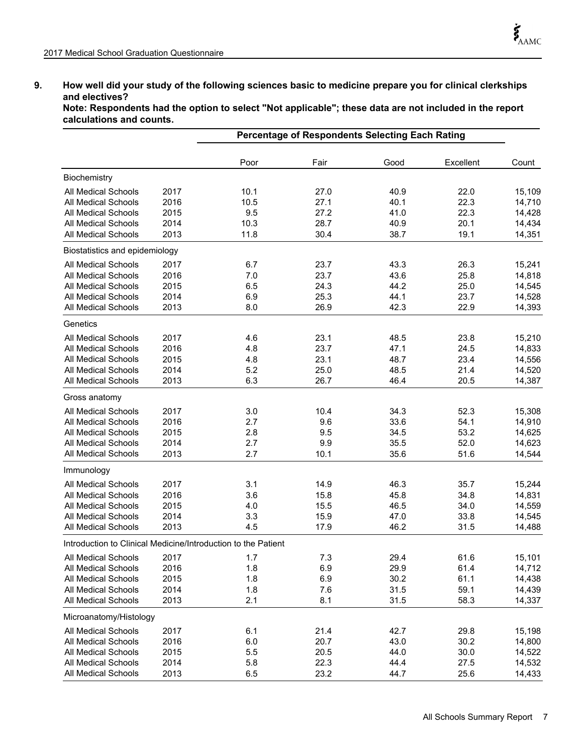**9. How well did your study of the following sciences basic to medicine prepare you for clinical clerkships and electives?**
**Note: Respondents had the option to select "Not applicable"; these data are not included in the report calculations and counts.**

| | | Percentage of Respondents Selecting Each Rating | | | | |
|---|---|---|---|---|---|---|
| | | Poor | Fair | Good | Excellent | Count |
| **Biochemistry** | | | | | | |
| All Medical Schools | 2017 | 10.1 | 27.0 | 40.9 | 22.0 | 15,109 |
| All Medical Schools | 2016 | 10.5 | 27.1 | 40.1 | 22.3 | 14,710 |
| All Medical Schools | 2015 | 9.5 | 27.2 | 41.0 | 22.3 | 14,428 |
| All Medical Schools | 2014 | 10.3 | 28.7 | 40.9 | 20.1 | 14,434 |
| All Medical Schools | 2013 | 11.8 | 30.4 | 38.7 | 19.1 | 14,351 |
| **Biostatistics and epidemiology** | | | | | | |
| All Medical Schools | 2017 | 6.7 | 23.7 | 43.3 | 26.3 | 15,241 |
| All Medical Schools | 2016 | 7.0 | 23.7 | 43.6 | 25.8 | 14,818 |
| All Medical Schools | 2015 | 6.5 | 24.3 | 44.2 | 25.0 | 14,545 |
| All Medical Schools | 2014 | 6.9 | 25.3 | 44.1 | 23.7 | 14,528 |
| All Medical Schools | 2013 | 8.0 | 26.9 | 42.3 | 22.9 | 14,393 |
| **Genetics** | | | | | | |
| All Medical Schools | 2017 | 4.6 | 23.1 | 48.5 | 23.8 | 15,210 |
| All Medical Schools | 2016 | 4.8 | 23.7 | 47.1 | 24.5 | 14,833 |
| All Medical Schools | 2015 | 4.8 | 23.1 | 48.7 | 23.4 | 14,556 |
| All Medical Schools | 2014 | 5.2 | 25.0 | 48.5 | 21.4 | 14,520 |
| All Medical Schools | 2013 | 6.3 | 26.7 | 46.4 | 20.5 | 14,387 |
| **Gross anatomy** | | | | | | |
| All Medical Schools | 2017 | 3.0 | 10.4 | 34.3 | 52.3 | 15,308 |
| All Medical Schools | 2016 | 2.7 | 9.6 | 33.6 | 54.1 | 14,910 |
| All Medical Schools | 2015 | 2.8 | 9.5 | 34.5 | 53.2 | 14,625 |
| All Medical Schools | 2014 | 2.7 | 9.9 | 35.5 | 52.0 | 14,623 |
| All Medical Schools | 2013 | 2.7 | 10.1 | 35.6 | 51.6 | 14,544 |
| **Immunology** | | | | | | |
| All Medical Schools | 2017 | 3.1 | 14.9 | 46.3 | 35.7 | 15,244 |
| All Medical Schools | 2016 | 3.6 | 15.8 | 45.8 | 34.8 | 14,831 |
| All Medical Schools | 2015 | 4.0 | 15.5 | 46.5 | 34.0 | 14,559 |
| All Medical Schools | 2014 | 3.3 | 15.9 | 47.0 | 33.8 | 14,545 |
| All Medical Schools | 2013 | 4.5 | 17.9 | 46.2 | 31.5 | 14,488 |
| **Introduction to Clinical Medicine/Introduction to the Patient** | | | | | | |
| All Medical Schools | 2017 | 1.7 | 7.3 | 29.4 | 61.6 | 15,101 |
| All Medical Schools | 2016 | 1.8 | 6.9 | 29.9 | 61.4 | 14,712 |
| All Medical Schools | 2015 | 1.8 | 6.9 | 30.2 | 61.1 | 14,438 |
| All Medical Schools | 2014 | 1.8 | 7.6 | 31.5 | 59.1 | 14,439 |
| All Medical Schools | 2013 | 2.1 | 8.1 | 31.5 | 58.3 | 14,337 |
| **Microanatomy/Histology** | | | | | | |
| All Medical Schools | 2017 | 6.1 | 21.4 | 42.7 | 29.8 | 15,198 |
| All Medical Schools | 2016 | 6.0 | 20.7 | 43.0 | 30.2 | 14,800 |
| All Medical Schools | 2015 | 5.5 | 20.5 | 44.0 | 30.0 | 14,522 |
| All Medical Schools | 2014 | 5.8 | 22.3 | 44.4 | 27.5 | 14,532 |
| All Medical Schools | 2013 | 6.5 | 23.2 | 44.7 | 25.6 | 14,433 |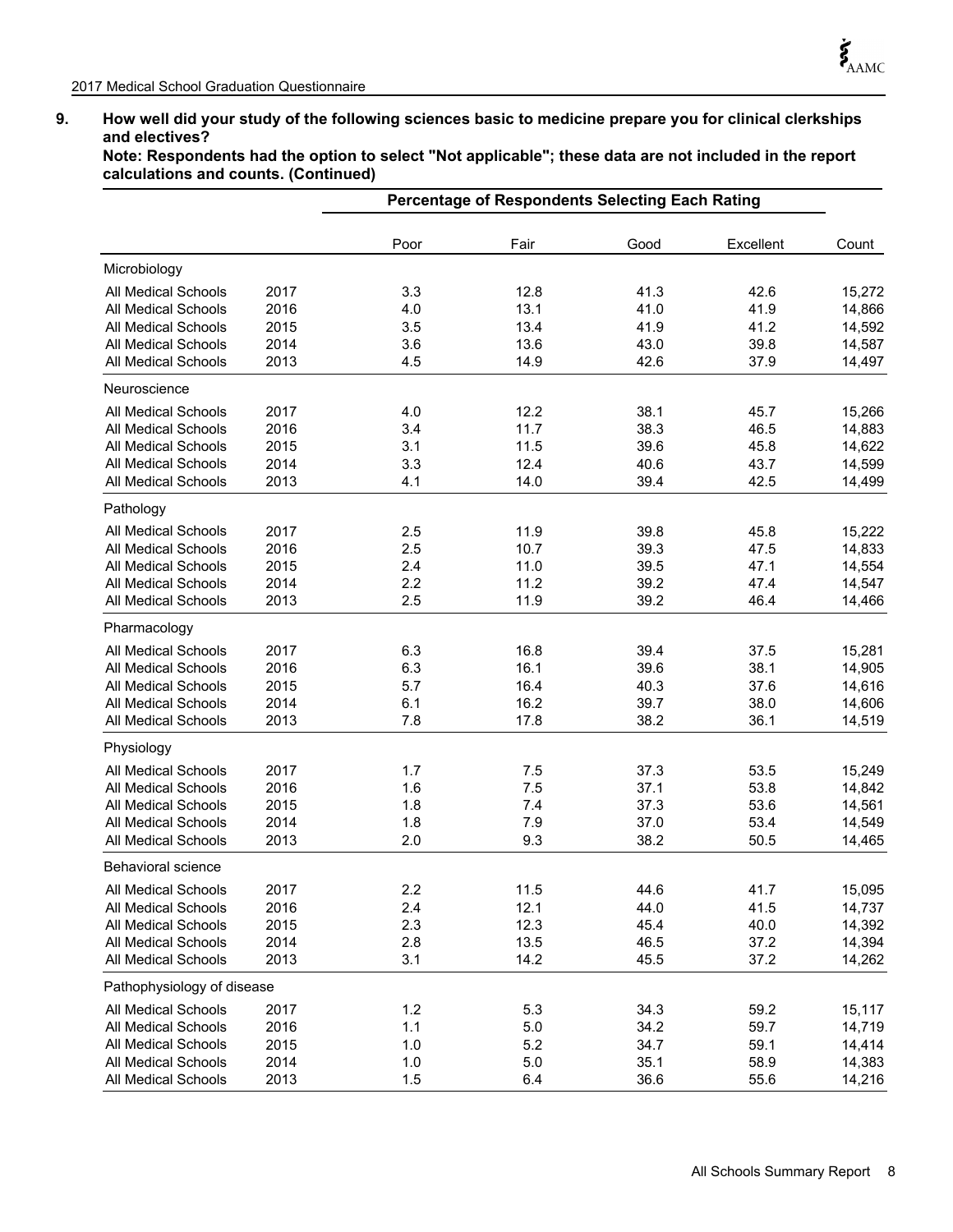**9. How well did your study of the following sciences basic to medicine prepare you for clinical clerkships and electives?**
**Note: Respondents had the option to select "Not applicable"; these data are not included in the report calculations and counts. (Continued)**

| | | Percentage of Respondents Selecting Each Rating | | | | |
|---|---|---|---|---|---|---|
| | | Poor | Fair | Good | Excellent | Count |
| **Microbiology** | | | | | | |
| All Medical Schools | 2017 | 3.3 | 12.8 | 41.3 | 42.6 | 15,272 |
| All Medical Schools | 2016 | 4.0 | 13.1 | 41.0 | 41.9 | 14,866 |
| All Medical Schools | 2015 | 3.5 | 13.4 | 41.9 | 41.2 | 14,592 |
| All Medical Schools | 2014 | 3.6 | 13.6 | 43.0 | 39.8 | 14,587 |
| All Medical Schools | 2013 | 4.5 | 14.9 | 42.6 | 37.9 | 14,497 |
| **Neuroscience** | | | | | | |
| All Medical Schools | 2017 | 4.0 | 12.2 | 38.1 | 45.7 | 15,266 |
| All Medical Schools | 2016 | 3.4 | 11.7 | 38.3 | 46.5 | 14,883 |
| All Medical Schools | 2015 | 3.1 | 11.5 | 39.6 | 45.8 | 14,622 |
| All Medical Schools | 2014 | 3.3 | 12.4 | 40.6 | 43.7 | 14,599 |
| All Medical Schools | 2013 | 4.1 | 14.0 | 39.4 | 42.5 | 14,499 |
| **Pathology** | | | | | | |
| All Medical Schools | 2017 | 2.5 | 11.9 | 39.8 | 45.8 | 15,222 |
| All Medical Schools | 2016 | 2.5 | 10.7 | 39.3 | 47.5 | 14,833 |
| All Medical Schools | 2015 | 2.4 | 11.0 | 39.5 | 47.1 | 14,554 |
| All Medical Schools | 2014 | 2.2 | 11.2 | 39.2 | 47.4 | 14,547 |
| All Medical Schools | 2013 | 2.5 | 11.9 | 39.2 | 46.4 | 14,466 |
| **Pharmacology** | | | | | | |
| All Medical Schools | 2017 | 6.3 | 16.8 | 39.4 | 37.5 | 15,281 |
| All Medical Schools | 2016 | 6.3 | 16.1 | 39.6 | 38.1 | 14,905 |
| All Medical Schools | 2015 | 5.7 | 16.4 | 40.3 | 37.6 | 14,616 |
| All Medical Schools | 2014 | 6.1 | 16.2 | 39.7 | 38.0 | 14,606 |
| All Medical Schools | 2013 | 7.8 | 17.8 | 38.2 | 36.1 | 14,519 |
| **Physiology** | | | | | | |
| All Medical Schools | 2017 | 1.7 | 7.5 | 37.3 | 53.5 | 15,249 |
| All Medical Schools | 2016 | 1.6 | 7.5 | 37.1 | 53.8 | 14,842 |
| All Medical Schools | 2015 | 1.8 | 7.4 | 37.3 | 53.6 | 14,561 |
| All Medical Schools | 2014 | 1.8 | 7.9 | 37.0 | 53.4 | 14,549 |
| All Medical Schools | 2013 | 2.0 | 9.3 | 38.2 | 50.5 | 14,465 |
| **Behavioral science** | | | | | | |
| All Medical Schools | 2017 | 2.2 | 11.5 | 44.6 | 41.7 | 15,095 |
| All Medical Schools | 2016 | 2.4 | 12.1 | 44.0 | 41.5 | 14,737 |
| All Medical Schools | 2015 | 2.3 | 12.3 | 45.4 | 40.0 | 14,392 |
| All Medical Schools | 2014 | 2.8 | 13.5 | 46.5 | 37.2 | 14,394 |
| All Medical Schools | 2013 | 3.1 | 14.2 | 45.5 | 37.2 | 14,262 |
| **Pathophysiology of disease** | | | | | | |
| All Medical Schools | 2017 | 1.2 | 5.3 | 34.3 | 59.2 | 15,117 |
| All Medical Schools | 2016 | 1.1 | 5.0 | 34.2 | 59.7 | 14,719 |
| All Medical Schools | 2015 | 1.0 | 5.2 | 34.7 | 59.1 | 14,414 |
| All Medical Schools | 2014 | 1.0 | 5.0 | 35.1 | 58.9 | 14,383 |
| All Medical Schools | 2013 | 1.5 | 6.4 | 36.6 | 55.6 | 14,216 |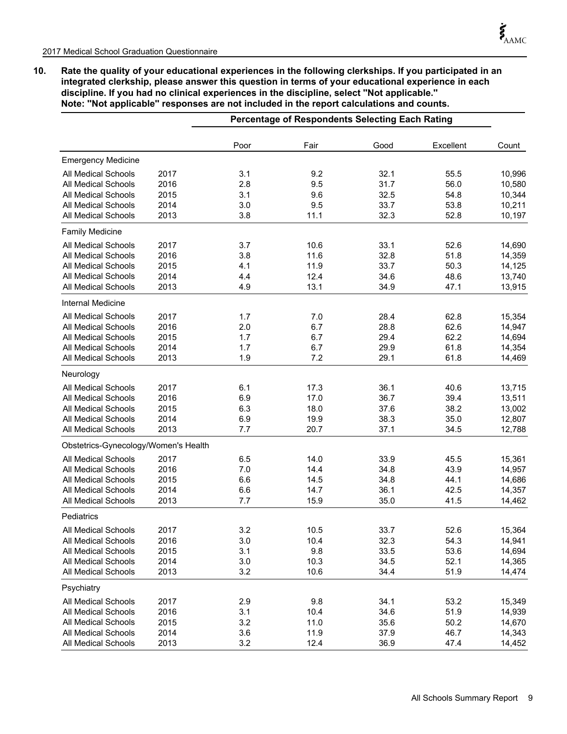**10. Rate the quality of your educational experiences in the following clerkships. If you participated in an integrated clerkship, please answer this question in terms of your educational experience in each discipline. If you had no clinical experiences in the discipline, select "Not applicable."**
**Note: "Not applicable" responses are not included in the report calculations and counts.**

| | | Percentage of Respondents Selecting Each Rating | | | | |
|---|---|---|---|---|---|---|
| | | Poor | Fair | Good | Excellent | Count |
| **Emergency Medicine** | | | | | | |
| All Medical Schools | 2017 | 3.1 | 9.2 | 32.1 | 55.5 | 10,996 |
| All Medical Schools | 2016 | 2.8 | 9.5 | 31.7 | 56.0 | 10,580 |
| All Medical Schools | 2015 | 3.1 | 9.6 | 32.5 | 54.8 | 10,344 |
| All Medical Schools | 2014 | 3.0 | 9.5 | 33.7 | 53.8 | 10,211 |
| All Medical Schools | 2013 | 3.8 | 11.1 | 32.3 | 52.8 | 10,197 |
| **Family Medicine** | | | | | | |
| All Medical Schools | 2017 | 3.7 | 10.6 | 33.1 | 52.6 | 14,690 |
| All Medical Schools | 2016 | 3.8 | 11.6 | 32.8 | 51.8 | 14,359 |
| All Medical Schools | 2015 | 4.1 | 11.9 | 33.7 | 50.3 | 14,125 |
| All Medical Schools | 2014 | 4.4 | 12.4 | 34.6 | 48.6 | 13,740 |
| All Medical Schools | 2013 | 4.9 | 13.1 | 34.9 | 47.1 | 13,915 |
| **Internal Medicine** | | | | | | |
| All Medical Schools | 2017 | 1.7 | 7.0 | 28.4 | 62.8 | 15,354 |
| All Medical Schools | 2016 | 2.0 | 6.7 | 28.8 | 62.6 | 14,947 |
| All Medical Schools | 2015 | 1.7 | 6.7 | 29.4 | 62.2 | 14,694 |
| All Medical Schools | 2014 | 1.7 | 6.7 | 29.9 | 61.8 | 14,354 |
| All Medical Schools | 2013 | 1.9 | 7.2 | 29.1 | 61.8 | 14,469 |
| **Neurology** | | | | | | |
| All Medical Schools | 2017 | 6.1 | 17.3 | 36.1 | 40.6 | 13,715 |
| All Medical Schools | 2016 | 6.9 | 17.0 | 36.7 | 39.4 | 13,511 |
| All Medical Schools | 2015 | 6.3 | 18.0 | 37.6 | 38.2 | 13,002 |
| All Medical Schools | 2014 | 6.9 | 19.9 | 38.3 | 35.0 | 12,807 |
| All Medical Schools | 2013 | 7.7 | 20.7 | 37.1 | 34.5 | 12,788 |
| **Obstetrics-Gynecology/Women's Health** | | | | | | |
| All Medical Schools | 2017 | 6.5 | 14.0 | 33.9 | 45.5 | 15,361 |
| All Medical Schools | 2016 | 7.0 | 14.4 | 34.8 | 43.9 | 14,957 |
| All Medical Schools | 2015 | 6.6 | 14.5 | 34.8 | 44.1 | 14,686 |
| All Medical Schools | 2014 | 6.6 | 14.7 | 36.1 | 42.5 | 14,357 |
| All Medical Schools | 2013 | 7.7 | 15.9 | 35.0 | 41.5 | 14,462 |
| **Pediatrics** | | | | | | |
| All Medical Schools | 2017 | 3.2 | 10.5 | 33.7 | 52.6 | 15,364 |
| All Medical Schools | 2016 | 3.0 | 10.4 | 32.3 | 54.3 | 14,941 |
| All Medical Schools | 2015 | 3.1 | 9.8 | 33.5 | 53.6 | 14,694 |
| All Medical Schools | 2014 | 3.0 | 10.3 | 34.5 | 52.1 | 14,365 |
| All Medical Schools | 2013 | 3.2 | 10.6 | 34.4 | 51.9 | 14,474 |
| **Psychiatry** | | | | | | |
| All Medical Schools | 2017 | 2.9 | 9.8 | 34.1 | 53.2 | 15,349 |
| All Medical Schools | 2016 | 3.1 | 10.4 | 34.6 | 51.9 | 14,939 |
| All Medical Schools | 2015 | 3.2 | 11.0 | 35.6 | 50.2 | 14,670 |
| All Medical Schools | 2014 | 3.6 | 11.9 | 37.9 | 46.7 | 14,343 |
| All Medical Schools | 2013 | 3.2 | 12.4 | 36.9 | 47.4 | 14,452 |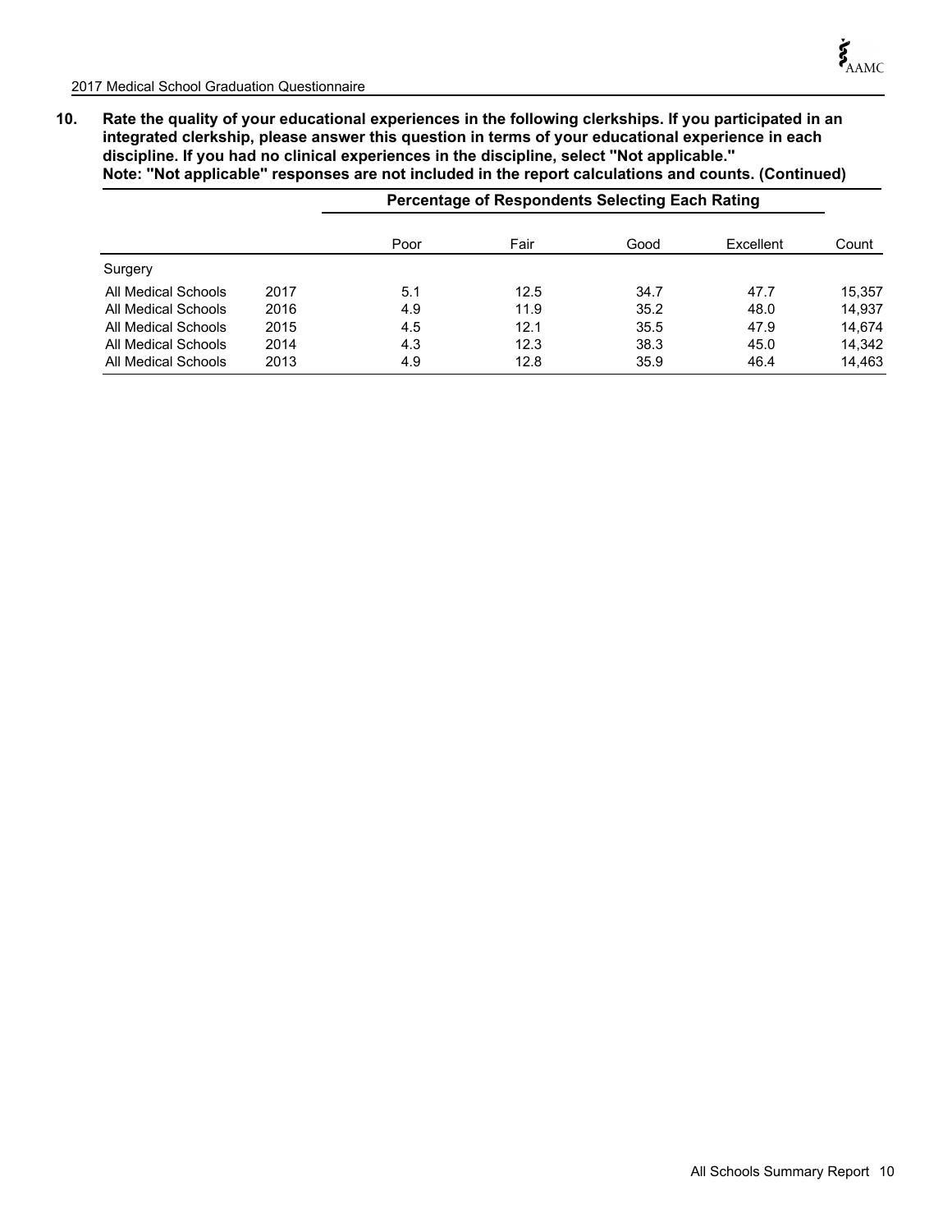**10. Rate the quality of your educational experiences in the following clerkships. If you participated in an integrated clerkship, please answer this question in terms of your educational experience in each discipline. If you had no clinical experiences in the discipline, select "Not applicable."**
**Note: "Not applicable" responses are not included in the report calculations and counts. (Continued)**

| | | Percentage of Respondents Selecting Each Rating | | | | |
|---|---|---|---|---|---|---|
| | | Poor | Fair | Good | Excellent | Count |
| Surgery | | | | | | |
| All Medical Schools | 2017 | 5.1 | 12.5 | 34.7 | 47.7 | 15,357 |
| All Medical Schools | 2016 | 4.9 | 11.9 | 35.2 | 48.0 | 14,937 |
| All Medical Schools | 2015 | 4.5 | 12.1 | 35.5 | 47.9 | 14,674 |
| All Medical Schools | 2014 | 4.3 | 12.3 | 38.3 | 45.0 | 14,342 |
| All Medical Schools | 2013 | 4.9 | 12.8 | 35.9 | 46.4 | 14,463 |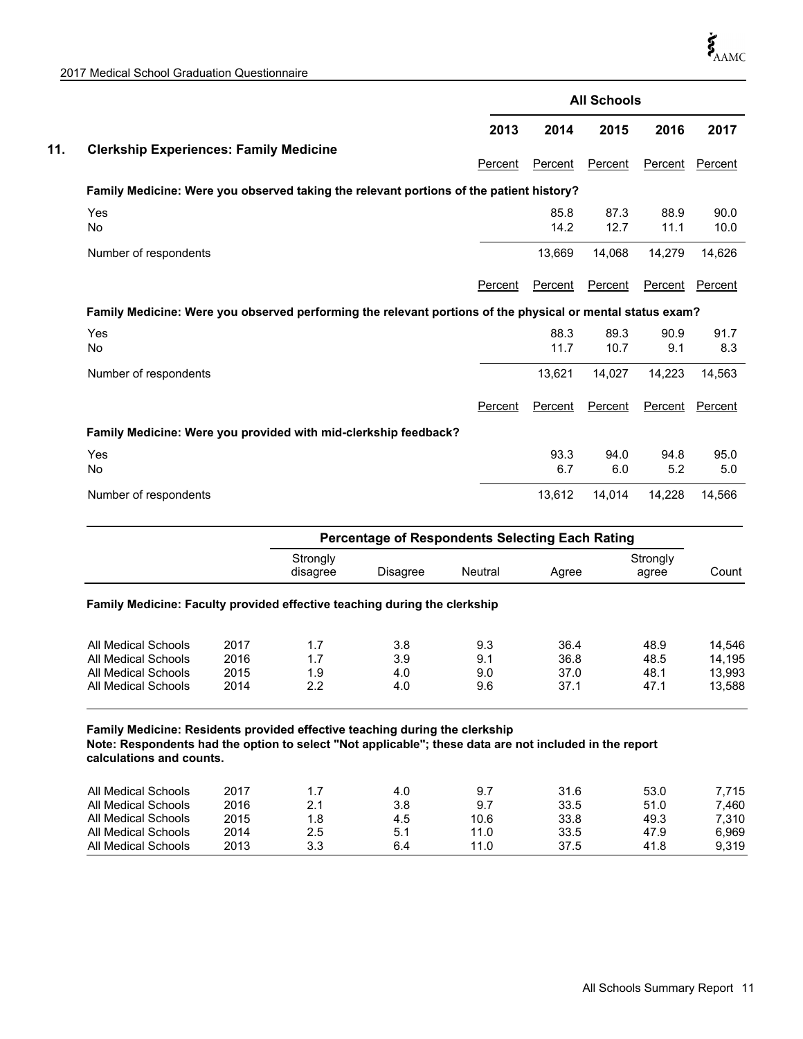## 11. Clerkship Experiences: Family Medicine

| | All Schools | | | | |
|---|---|---|---|---|---|
| | 2013 | 2014 | 2015 | 2016 | 2017 |
| | Percent | Percent | Percent | Percent | Percent |
| **Family Medicine: Were you observed taking the relevant portions of the patient history?** | | | | | |
| Yes | | 85.8 | 87.3 | 88.9 | 90.0 |
| No | | 14.2 | 12.7 | 11.1 | 10.0 |
| Number of respondents | | 13,669 | 14,068 | 14,279 | 14,626 |

| | 2013 | 2014 | 2015 | 2016 | 2017 |
|---|---|---|---|---|---|
| | Percent | Percent | Percent | Percent | Percent |
| **Family Medicine: Were you observed performing the relevant portions of the physical or mental status exam?** | | | | | |
| Yes | | 88.3 | 89.3 | 90.9 | 91.7 |
| No | | 11.7 | 10.7 | 9.1 | 8.3 |
| Number of respondents | | 13,621 | 14,027 | 14,223 | 14,563 |

| | 2013 | 2014 | 2015 | 2016 | 2017 |
|---|---|---|---|---|---|
| | Percent | Percent | Percent | Percent | Percent |
| **Family Medicine: Were you provided with mid-clerkship feedback?** | | | | | |
| Yes | | 93.3 | 94.0 | 94.8 | 95.0 |
| No | | 6.7 | 6.0 | 5.2 | 5.0 |
| Number of respondents | | 13,612 | 14,014 | 14,228 | 14,566 |

**Family Medicine: Faculty provided effective teaching during the clerkship**

| | | Percentage of Respondents Selecting Each Rating | | | | | |
|---|---|---|---|---|---|---|---|
| | | Strongly disagree | Disagree | Neutral | Agree | Strongly agree | Count |
| All Medical Schools | 2017 | 1.7 | 3.8 | 9.3 | 36.4 | 48.9 | 14,546 |
| All Medical Schools | 2016 | 1.7 | 3.9 | 9.1 | 36.8 | 48.5 | 14,195 |
| All Medical Schools | 2015 | 1.9 | 4.0 | 9.0 | 37.0 | 48.1 | 13,993 |
| All Medical Schools | 2014 | 2.2 | 4.0 | 9.6 | 37.1 | 47.1 | 13,588 |

**Family Medicine: Residents provided effective teaching during the clerkship**
**Note: Respondents had the option to select "Not applicable"; these data are not included in the report calculations and counts.**

| | | Strongly disagree | Disagree | Neutral | Agree | Strongly agree | Count |
|---|---|---|---|---|---|---|---|
| All Medical Schools | 2017 | 1.7 | 4.0 | 9.7 | 31.6 | 53.0 | 7,715 |
| All Medical Schools | 2016 | 2.1 | 3.8 | 9.7 | 33.5 | 51.0 | 7,460 |
| All Medical Schools | 2015 | 1.8 | 4.5 | 10.6 | 33.8 | 49.3 | 7,310 |
| All Medical Schools | 2014 | 2.5 | 5.1 | 11.0 | 33.5 | 47.9 | 6,969 |
| All Medical Schools | 2013 | 3.3 | 6.4 | 11.0 | 37.5 | 41.8 | 9,319 |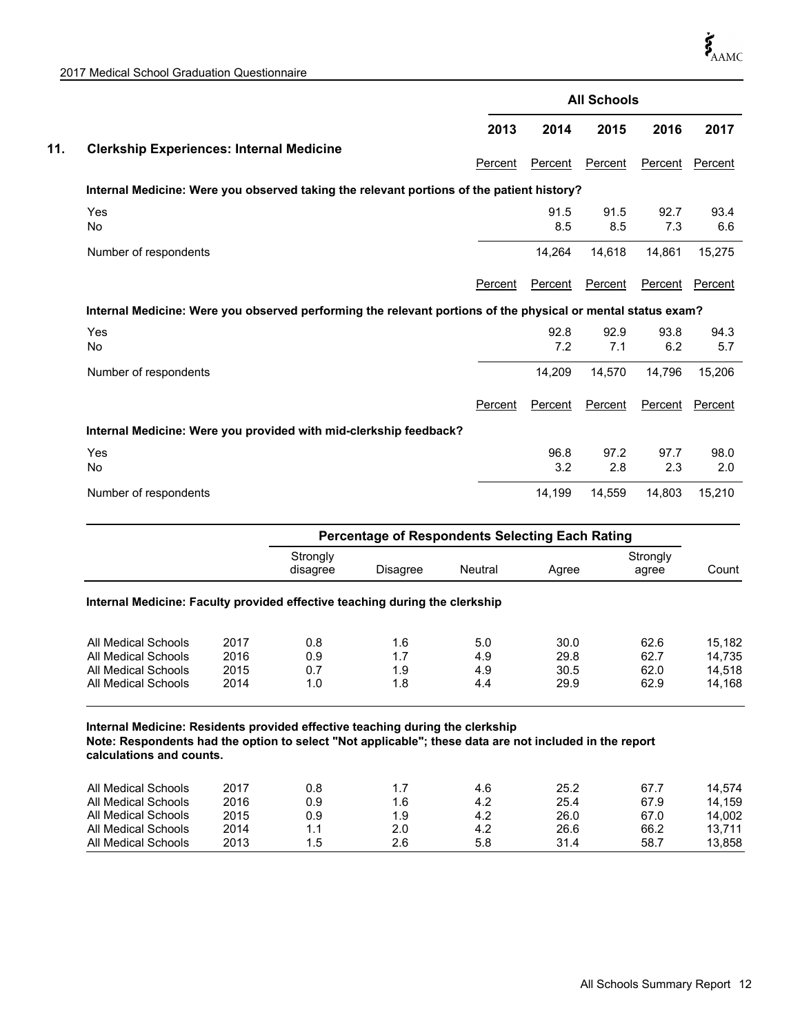## 11. Clerkship Experiences: Internal Medicine

| | All Schools | | | | |
|---|---|---|---|---|---|
| | 2013 | 2014 | 2015 | 2016 | 2017 |
| | Percent | Percent | Percent | Percent | Percent |
| **Internal Medicine: Were you observed taking the relevant portions of the patient history?** | | | | | |
| Yes | | 91.5 | 91.5 | 92.7 | 93.4 |
| No | | 8.5 | 8.5 | 7.3 | 6.6 |
| Number of respondents | | 14,264 | 14,618 | 14,861 | 15,275 |

| | 2013 | 2014 | 2015 | 2016 | 2017 |
|---|---|---|---|---|---|
| | Percent | Percent | Percent | Percent | Percent |
| **Internal Medicine: Were you observed performing the relevant portions of the physical or mental status exam?** | | | | | |
| Yes | | 92.8 | 92.9 | 93.8 | 94.3 |
| No | | 7.2 | 7.1 | 6.2 | 5.7 |
| Number of respondents | | 14,209 | 14,570 | 14,796 | 15,206 |

| | 2013 | 2014 | 2015 | 2016 | 2017 |
|---|---|---|---|---|---|
| | Percent | Percent | Percent | Percent | Percent |
| **Internal Medicine: Were you provided with mid-clerkship feedback?** | | | | | |
| Yes | | 96.8 | 97.2 | 97.7 | 98.0 |
| No | | 3.2 | 2.8 | 2.3 | 2.0 |
| Number of respondents | | 14,199 | 14,559 | 14,803 | 15,210 |

| | | Percentage of Respondents Selecting Each Rating | | | | | |
|---|---|---|---|---|---|---|---|
| | | Strongly disagree | Disagree | Neutral | Agree | Strongly agree | Count |
| **Internal Medicine: Faculty provided effective teaching during the clerkship** | | | | | | | |
| All Medical Schools | 2017 | 0.8 | 1.6 | 5.0 | 30.0 | 62.6 | 15,182 |
| All Medical Schools | 2016 | 0.9 | 1.7 | 4.9 | 29.8 | 62.7 | 14,735 |
| All Medical Schools | 2015 | 0.7 | 1.9 | 4.9 | 30.5 | 62.0 | 14,518 |
| All Medical Schools | 2014 | 1.0 | 1.8 | 4.4 | 29.9 | 62.9 | 14,168 |

**Internal Medicine: Residents provided effective teaching during the clerkship**
**Note: Respondents had the option to select "Not applicable"; these data are not included in the report calculations and counts.**

| | | Strongly disagree | Disagree | Neutral | Agree | Strongly agree | Count |
|---|---|---|---|---|---|---|---|
| All Medical Schools | 2017 | 0.8 | 1.7 | 4.6 | 25.2 | 67.7 | 14,574 |
| All Medical Schools | 2016 | 0.9 | 1.6 | 4.2 | 25.4 | 67.9 | 14,159 |
| All Medical Schools | 2015 | 0.9 | 1.9 | 4.2 | 26.0 | 67.0 | 14,002 |
| All Medical Schools | 2014 | 1.1 | 2.0 | 4.2 | 26.6 | 66.2 | 13,711 |
| All Medical Schools | 2013 | 1.5 | 2.6 | 5.8 | 31.4 | 58.7 | 13,858 |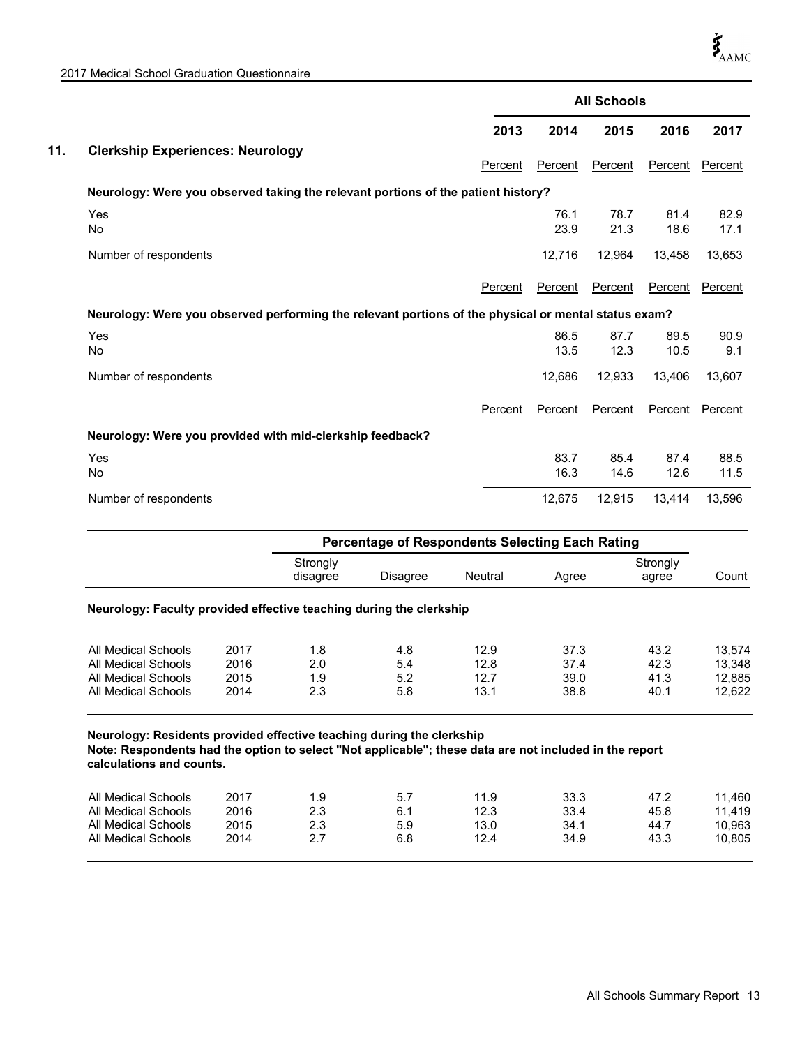## 11. Clerkship Experiences: Neurology

| | All Schools | | | | |
|---|---|---|---|---|---|
| | 2013 | 2014 | 2015 | 2016 | 2017 |
| | Percent | Percent | Percent | Percent | Percent |
| **Neurology: Were you observed taking the relevant portions of the patient history?** | | | | | |
| Yes | | 76.1 | 78.7 | 81.4 | 82.9 |
| No | | 23.9 | 21.3 | 18.6 | 17.1 |
| Number of respondents | | 12,716 | 12,964 | 13,458 | 13,653 |

| | 2013 | 2014 | 2015 | 2016 | 2017 |
|---|---|---|---|---|---|
| | Percent | Percent | Percent | Percent | Percent |
| **Neurology: Were you observed performing the relevant portions of the physical or mental status exam?** | | | | | |
| Yes | | 86.5 | 87.7 | 89.5 | 90.9 |
| No | | 13.5 | 12.3 | 10.5 | 9.1 |
| Number of respondents | | 12,686 | 12,933 | 13,406 | 13,607 |

| | 2013 | 2014 | 2015 | 2016 | 2017 |
|---|---|---|---|---|---|
| | Percent | Percent | Percent | Percent | Percent |
| **Neurology: Were you provided with mid-clerkship feedback?** | | | | | |
| Yes | | 83.7 | 85.4 | 87.4 | 88.5 |
| No | | 16.3 | 14.6 | 12.6 | 11.5 |
| Number of respondents | | 12,675 | 12,915 | 13,414 | 13,596 |

| | | Percentage of Respondents Selecting Each Rating | | | | | |
|---|---|---|---|---|---|---|---|
| | | Strongly disagree | Disagree | Neutral | Agree | Strongly agree | Count |
| **Neurology: Faculty provided effective teaching during the clerkship** | | | | | | | |
| All Medical Schools | 2017 | 1.8 | 4.8 | 12.9 | 37.3 | 43.2 | 13,574 |
| All Medical Schools | 2016 | 2.0 | 5.4 | 12.8 | 37.4 | 42.3 | 13,348 |
| All Medical Schools | 2015 | 1.9 | 5.2 | 12.7 | 39.0 | 41.3 | 12,885 |
| All Medical Schools | 2014 | 2.3 | 5.8 | 13.1 | 38.8 | 40.1 | 12,622 |

**Neurology: Residents provided effective teaching during the clerkship**
**Note: Respondents had the option to select "Not applicable"; these data are not included in the report calculations and counts.**

| | | Strongly disagree | Disagree | Neutral | Agree | Strongly agree | Count |
|---|---|---|---|---|---|---|---|
| All Medical Schools | 2017 | 1.9 | 5.7 | 11.9 | 33.3 | 47.2 | 11,460 |
| All Medical Schools | 2016 | 2.3 | 6.1 | 12.3 | 33.4 | 45.8 | 11,419 |
| All Medical Schools | 2015 | 2.3 | 5.9 | 13.0 | 34.1 | 44.7 | 10,963 |
| All Medical Schools | 2014 | 2.7 | 6.8 | 12.4 | 34.9 | 43.3 | 10,805 |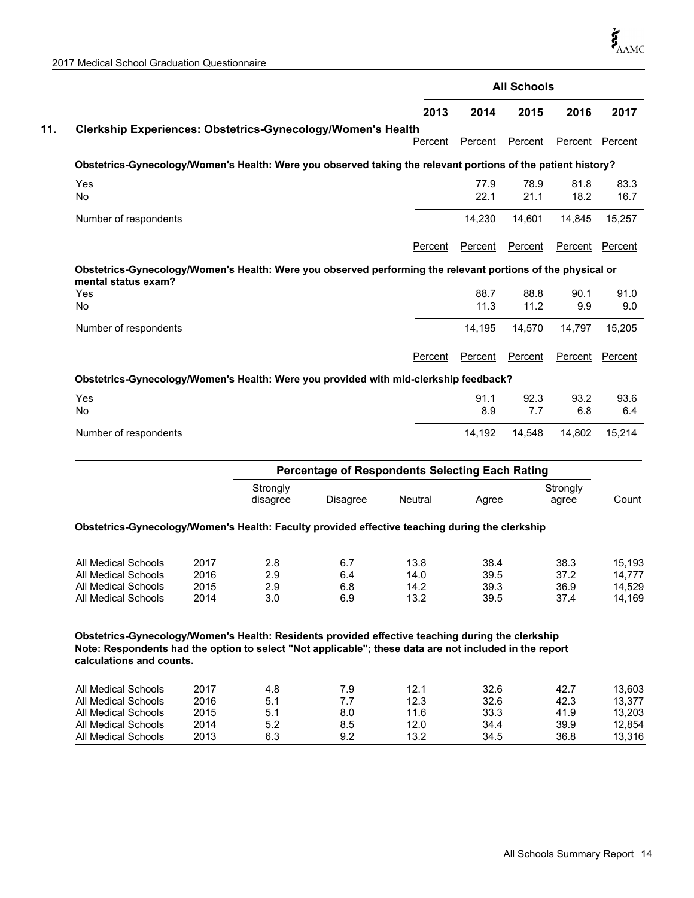## 11. Clerkship Experiences: Obstetrics-Gynecology/Women's Health

| | All Schools | | | | |
|---|---|---|---|---|---|
| | 2013 | 2014 | 2015 | 2016 | 2017 |
| | Percent | Percent | Percent | Percent | Percent |
| **Obstetrics-Gynecology/Women's Health: Were you observed taking the relevant portions of the patient history?** | | | | | |
| Yes | | 77.9 | 78.9 | 81.8 | 83.3 |
| No | | 22.1 | 21.1 | 18.2 | 16.7 |
| Number of respondents | | 14,230 | 14,601 | 14,845 | 15,257 |

| | 2013 | 2014 | 2015 | 2016 | 2017 |
|---|---|---|---|---|---|
| | Percent | Percent | Percent | Percent | Percent |
| **Obstetrics-Gynecology/Women's Health: Were you observed performing the relevant portions of the physical or mental status exam?** | | | | | |
| Yes | | 88.7 | 88.8 | 90.1 | 91.0 |
| No | | 11.3 | 11.2 | 9.9 | 9.0 |
| Number of respondents | | 14,195 | 14,570 | 14,797 | 15,205 |

| | 2013 | 2014 | 2015 | 2016 | 2017 |
|---|---|---|---|---|---|
| | Percent | Percent | Percent | Percent | Percent |
| **Obstetrics-Gynecology/Women's Health: Were you provided with mid-clerkship feedback?** | | | | | |
| Yes | | 91.1 | 92.3 | 93.2 | 93.6 |
| No | | 8.9 | 7.7 | 6.8 | 6.4 |
| Number of respondents | | 14,192 | 14,548 | 14,802 | 15,214 |

**Obstetrics-Gynecology/Women's Health: Faculty provided effective teaching during the clerkship**

| | | Percentage of Respondents Selecting Each Rating | | | | | |
|---|---|---|---|---|---|---|---|
| | | Strongly disagree | Disagree | Neutral | Agree | Strongly agree | Count |
| All Medical Schools | 2017 | 2.8 | 6.7 | 13.8 | 38.4 | 38.3 | 15,193 |
| All Medical Schools | 2016 | 2.9 | 6.4 | 14.0 | 39.5 | 37.2 | 14,777 |
| All Medical Schools | 2015 | 2.9 | 6.8 | 14.2 | 39.3 | 36.9 | 14,529 |
| All Medical Schools | 2014 | 3.0 | 6.9 | 13.2 | 39.5 | 37.4 | 14,169 |

**Obstetrics-Gynecology/Women's Health: Residents provided effective teaching during the clerkship**
**Note: Respondents had the option to select "Not applicable"; these data are not included in the report calculations and counts.**

| | | Strongly disagree | Disagree | Neutral | Agree | Strongly agree | Count |
|---|---|---|---|---|---|---|---|
| All Medical Schools | 2017 | 4.8 | 7.9 | 12.1 | 32.6 | 42.7 | 13,603 |
| All Medical Schools | 2016 | 5.1 | 7.7 | 12.3 | 32.6 | 42.3 | 13,377 |
| All Medical Schools | 2015 | 5.1 | 8.0 | 11.6 | 33.3 | 41.9 | 13,203 |
| All Medical Schools | 2014 | 5.2 | 8.5 | 12.0 | 34.4 | 39.9 | 12,854 |
| All Medical Schools | 2013 | 6.3 | 9.2 | 13.2 | 34.5 | 36.8 | 13,316 |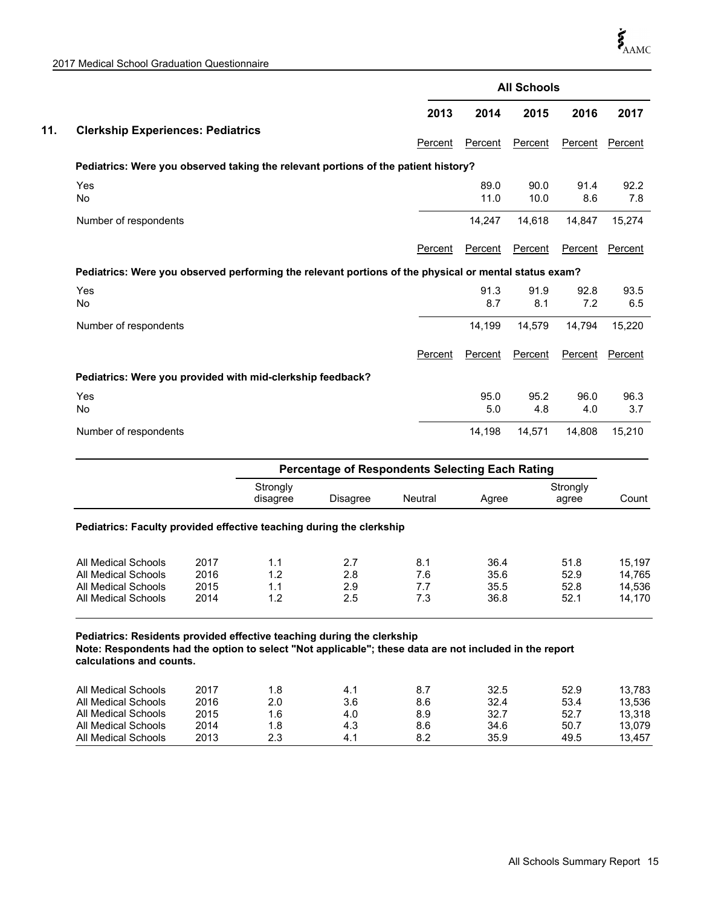## 11. Clerkship Experiences: Pediatrics

| | All Schools | | | | |
|---|---|---|---|---|---|
| | 2013 | 2014 | 2015 | 2016 | 2017 |
| | Percent | Percent | Percent | Percent | Percent |
| **Pediatrics: Were you observed taking the relevant portions of the patient history?** | | | | | |
| Yes | | 89.0 | 90.0 | 91.4 | 92.2 |
| No | | 11.0 | 10.0 | 8.6 | 7.8 |
| Number of respondents | | 14,247 | 14,618 | 14,847 | 15,274 |

| | 2013 | 2014 | 2015 | 2016 | 2017 |
|---|---|---|---|---|---|
| | Percent | Percent | Percent | Percent | Percent |
| **Pediatrics: Were you observed performing the relevant portions of the physical or mental status exam?** | | | | | |
| Yes | | 91.3 | 91.9 | 92.8 | 93.5 |
| No | | 8.7 | 8.1 | 7.2 | 6.5 |
| Number of respondents | | 14,199 | 14,579 | 14,794 | 15,220 |

| | 2013 | 2014 | 2015 | 2016 | 2017 |
|---|---|---|---|---|---|
| | Percent | Percent | Percent | Percent | Percent |
| **Pediatrics: Were you provided with mid-clerkship feedback?** | | | | | |
| Yes | | 95.0 | 95.2 | 96.0 | 96.3 |
| No | | 5.0 | 4.8 | 4.0 | 3.7 |
| Number of respondents | | 14,198 | 14,571 | 14,808 | 15,210 |

**Pediatrics: Faculty provided effective teaching during the clerkship**

| | | Percentage of Respondents Selecting Each Rating | | | | | |
|---|---|---|---|---|---|---|---|
| | | Strongly disagree | Disagree | Neutral | Agree | Strongly agree | Count |
| All Medical Schools | 2017 | 1.1 | 2.7 | 8.1 | 36.4 | 51.8 | 15,197 |
| All Medical Schools | 2016 | 1.2 | 2.8 | 7.6 | 35.6 | 52.9 | 14,765 |
| All Medical Schools | 2015 | 1.1 | 2.9 | 7.7 | 35.5 | 52.8 | 14,536 |
| All Medical Schools | 2014 | 1.2 | 2.5 | 7.3 | 36.8 | 52.1 | 14,170 |

**Pediatrics: Residents provided effective teaching during the clerkship**
**Note: Respondents had the option to select "Not applicable"; these data are not included in the report calculations and counts.**

| | | Strongly disagree | Disagree | Neutral | Agree | Strongly agree | Count |
|---|---|---|---|---|---|---|---|
| All Medical Schools | 2017 | 1.8 | 4.1 | 8.7 | 32.5 | 52.9 | 13,783 |
| All Medical Schools | 2016 | 2.0 | 3.6 | 8.6 | 32.4 | 53.4 | 13,536 |
| All Medical Schools | 2015 | 1.6 | 4.0 | 8.9 | 32.7 | 52.7 | 13,318 |
| All Medical Schools | 2014 | 1.8 | 4.3 | 8.6 | 34.6 | 50.7 | 13,079 |
| All Medical Schools | 2013 | 2.3 | 4.1 | 8.2 | 35.9 | 49.5 | 13,457 |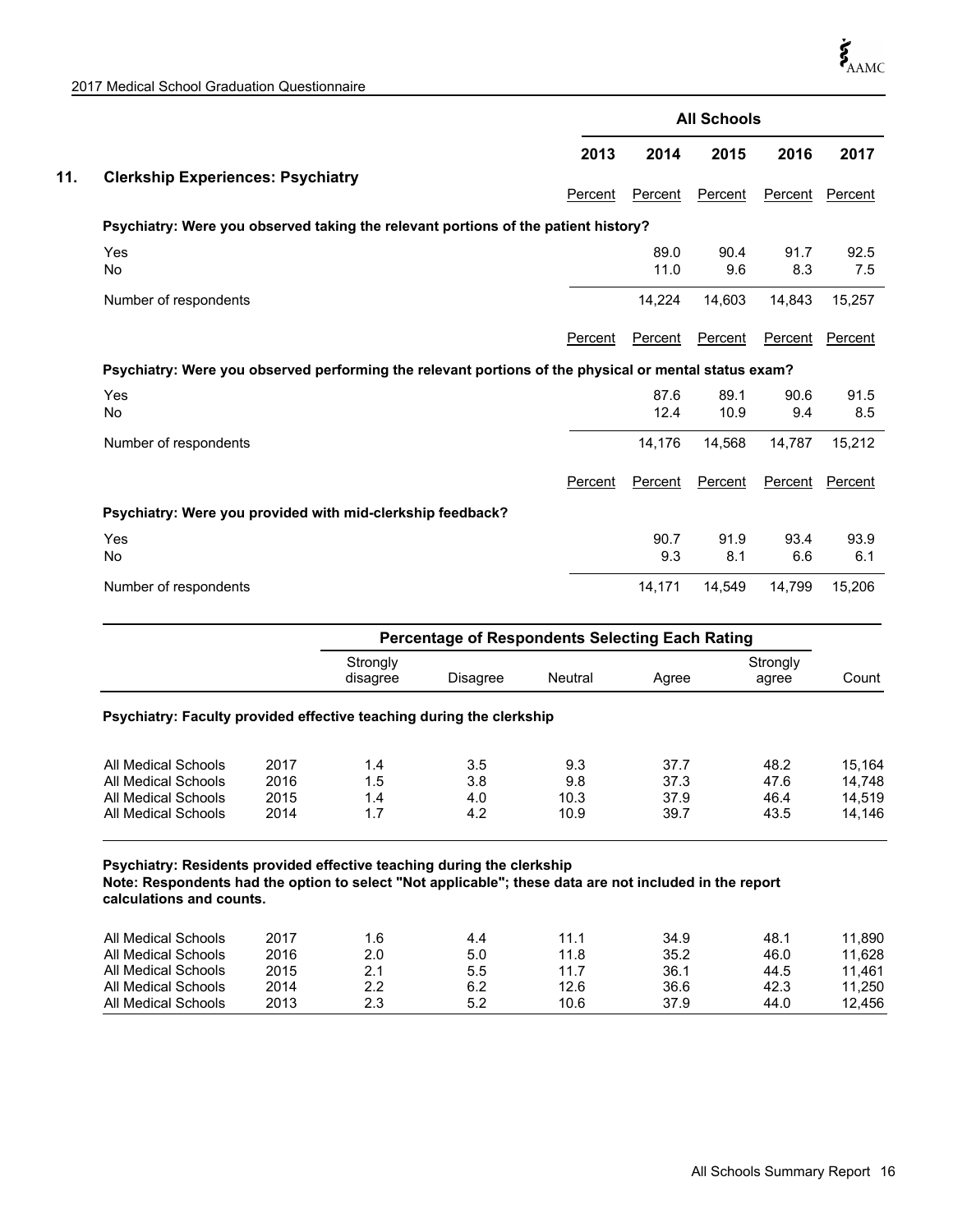## 11. Clerkship Experiences: Psychiatry

| | All Schools | | | | |
|---|---|---|---|---|---|
| | 2013 | 2014 | 2015 | 2016 | 2017 |
| | Percent | Percent | Percent | Percent | Percent |
| **Psychiatry: Were you observed taking the relevant portions of the patient history?** | | | | | |
| Yes | | 89.0 | 90.4 | 91.7 | 92.5 |
| No | | 11.0 | 9.6 | 8.3 | 7.5 |
| Number of respondents | | 14,224 | 14,603 | 14,843 | 15,257 |

| | 2013 | 2014 | 2015 | 2016 | 2017 |
|---|---|---|---|---|---|
| | Percent | Percent | Percent | Percent | Percent |
| **Psychiatry: Were you observed performing the relevant portions of the physical or mental status exam?** | | | | | |
| Yes | | 87.6 | 89.1 | 90.6 | 91.5 |
| No | | 12.4 | 10.9 | 9.4 | 8.5 |
| Number of respondents | | 14,176 | 14,568 | 14,787 | 15,212 |

| | 2013 | 2014 | 2015 | 2016 | 2017 |
|---|---|---|---|---|---|
| | Percent | Percent | Percent | Percent | Percent |
| **Psychiatry: Were you provided with mid-clerkship feedback?** | | | | | |
| Yes | | 90.7 | 91.9 | 93.4 | 93.9 |
| No | | 9.3 | 8.1 | 6.6 | 6.1 |
| Number of respondents | | 14,171 | 14,549 | 14,799 | 15,206 |

**Psychiatry: Faculty provided effective teaching during the clerkship**

| | | Percentage of Respondents Selecting Each Rating | | | | | |
|---|---|---|---|---|---|---|---|
| | | Strongly disagree | Disagree | Neutral | Agree | Strongly agree | Count |
| All Medical Schools | 2017 | 1.4 | 3.5 | 9.3 | 37.7 | 48.2 | 15,164 |
| All Medical Schools | 2016 | 1.5 | 3.8 | 9.8 | 37.3 | 47.6 | 14,748 |
| All Medical Schools | 2015 | 1.4 | 4.0 | 10.3 | 37.9 | 46.4 | 14,519 |
| All Medical Schools | 2014 | 1.7 | 4.2 | 10.9 | 39.7 | 43.5 | 14,146 |

**Psychiatry: Residents provided effective teaching during the clerkship**
**Note: Respondents had the option to select "Not applicable"; these data are not included in the report calculations and counts.**

| | | Strongly disagree | Disagree | Neutral | Agree | Strongly agree | Count |
|---|---|---|---|---|---|---|---|
| All Medical Schools | 2017 | 1.6 | 4.4 | 11.1 | 34.9 | 48.1 | 11,890 |
| All Medical Schools | 2016 | 2.0 | 5.0 | 11.8 | 35.2 | 46.0 | 11,628 |
| All Medical Schools | 2015 | 2.1 | 5.5 | 11.7 | 36.1 | 44.5 | 11,461 |
| All Medical Schools | 2014 | 2.2 | 6.2 | 12.6 | 36.6 | 42.3 | 11,250 |
| All Medical Schools | 2013 | 2.3 | 5.2 | 10.6 | 37.9 | 44.0 | 12,456 |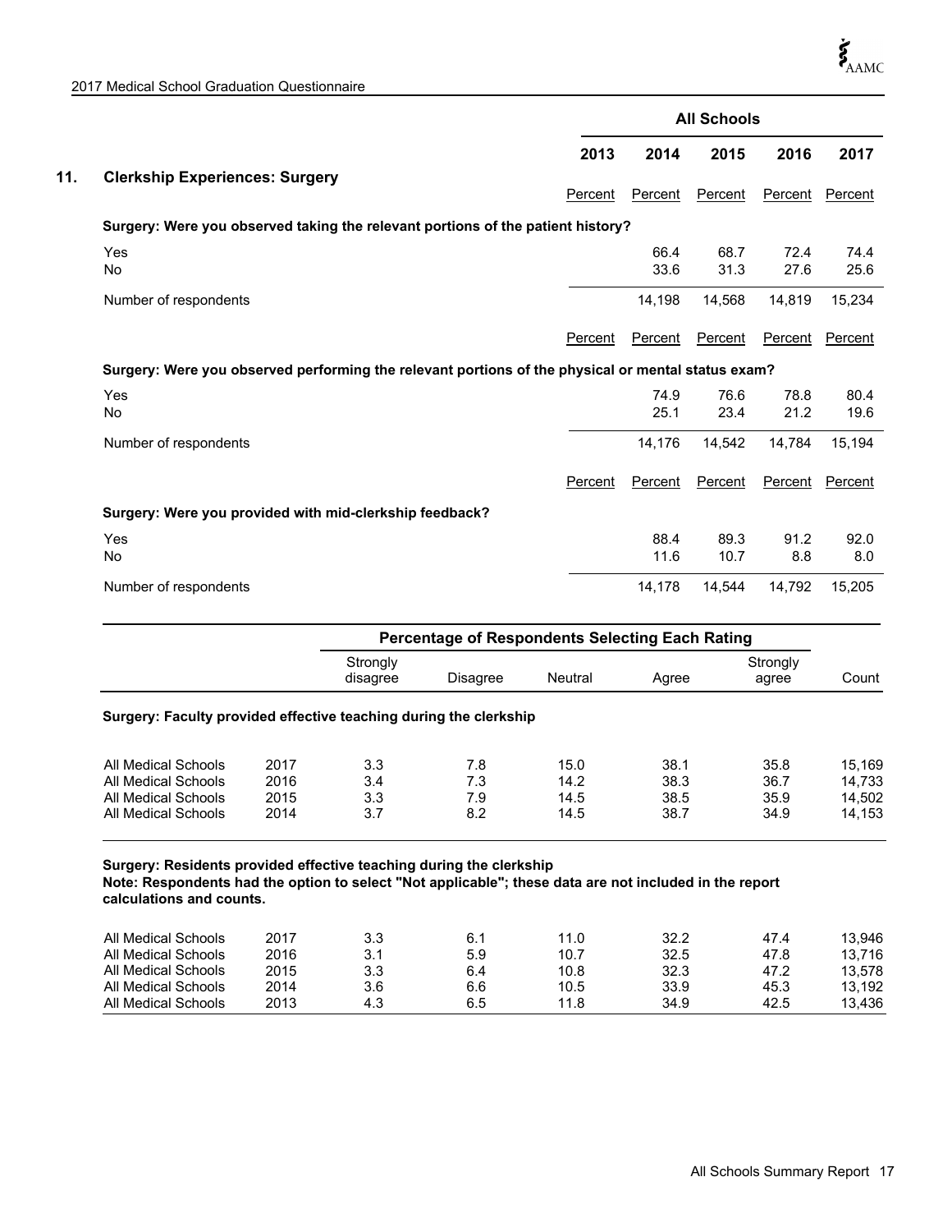## 11. Clerkship Experiences: Surgery

| | All Schools | | | | |
|---|---|---|---|---|---|
| | 2013 | 2014 | 2015 | 2016 | 2017 |
| | Percent | Percent | Percent | Percent | Percent |
| **Surgery: Were you observed taking the relevant portions of the patient history?** | | | | | |
| Yes | | 66.4 | 68.7 | 72.4 | 74.4 |
| No | | 33.6 | 31.3 | 27.6 | 25.6 |
| Number of respondents | | 14,198 | 14,568 | 14,819 | 15,234 |

| | 2013 | 2014 | 2015 | 2016 | 2017 |
|---|---|---|---|---|---|
| | Percent | Percent | Percent | Percent | Percent |
| **Surgery: Were you observed performing the relevant portions of the physical or mental status exam?** | | | | | |
| Yes | | 74.9 | 76.6 | 78.8 | 80.4 |
| No | | 25.1 | 23.4 | 21.2 | 19.6 |
| Number of respondents | | 14,176 | 14,542 | 14,784 | 15,194 |

| | 2013 | 2014 | 2015 | 2016 | 2017 |
|---|---|---|---|---|---|
| | Percent | Percent | Percent | Percent | Percent |
| **Surgery: Were you provided with mid-clerkship feedback?** | | | | | |
| Yes | | 88.4 | 89.3 | 91.2 | 92.0 |
| No | | 11.6 | 10.7 | 8.8 | 8.0 |
| Number of respondents | | 14,178 | 14,544 | 14,792 | 15,205 |

| | | Percentage of Respondents Selecting Each Rating | | | | | |
|---|---|---|---|---|---|---|---|
| | | Strongly disagree | Disagree | Neutral | Agree | Strongly agree | Count |
| **Surgery: Faculty provided effective teaching during the clerkship** | | | | | | | |
| All Medical Schools | 2017 | 3.3 | 7.8 | 15.0 | 38.1 | 35.8 | 15,169 |
| All Medical Schools | 2016 | 3.4 | 7.3 | 14.2 | 38.3 | 36.7 | 14,733 |
| All Medical Schools | 2015 | 3.3 | 7.9 | 14.5 | 38.5 | 35.9 | 14,502 |
| All Medical Schools | 2014 | 3.7 | 8.2 | 14.5 | 38.7 | 34.9 | 14,153 |

**Surgery: Residents provided effective teaching during the clerkship**
**Note: Respondents had the option to select "Not applicable"; these data are not included in the report calculations and counts.**

| | | Strongly disagree | Disagree | Neutral | Agree | Strongly agree | Count |
|---|---|---|---|---|---|---|---|
| All Medical Schools | 2017 | 3.3 | 6.1 | 11.0 | 32.2 | 47.4 | 13,946 |
| All Medical Schools | 2016 | 3.1 | 5.9 | 10.7 | 32.5 | 47.8 | 13,716 |
| All Medical Schools | 2015 | 3.3 | 6.4 | 10.8 | 32.3 | 47.2 | 13,578 |
| All Medical Schools | 2014 | 3.6 | 6.6 | 10.5 | 33.9 | 45.3 | 13,192 |
| All Medical Schools | 2013 | 4.3 | 6.5 | 11.8 | 34.9 | 42.5 | 13,436 |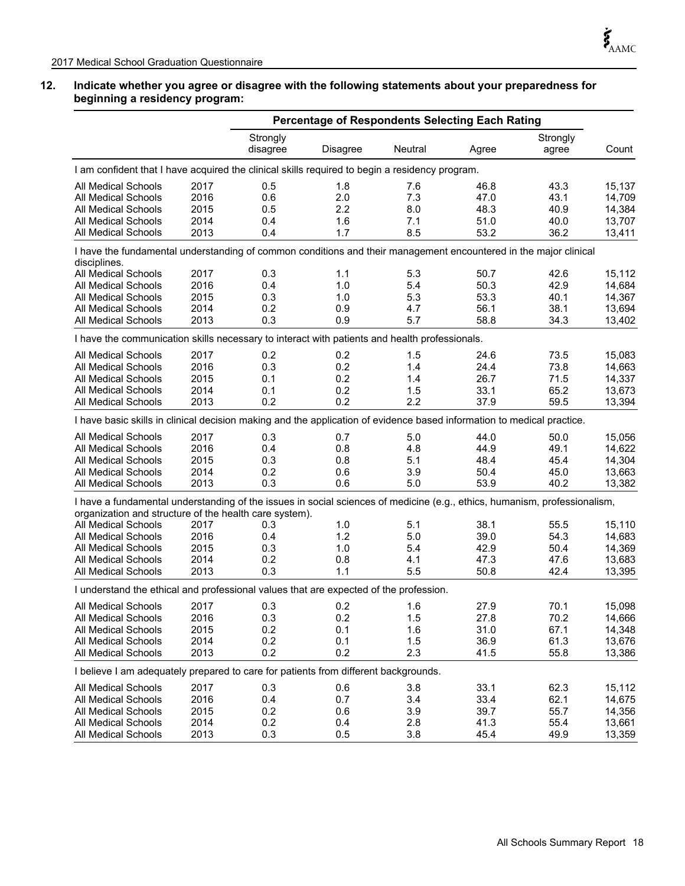**12. Indicate whether you agree or disagree with the following statements about your preparedness for beginning a residency program:**

| | | Percentage of Respondents Selecting Each Rating | | | | | |
|---|---|---|---|---|---|---|---|
| | | Strongly disagree | Disagree | Neutral | Agree | Strongly agree | Count |
| **I am confident that I have acquired the clinical skills required to begin a residency program.** | | | | | | | |
| All Medical Schools | 2017 | 0.5 | 1.8 | 7.6 | 46.8 | 43.3 | 15,137 |
| All Medical Schools | 2016 | 0.6 | 2.0 | 7.3 | 47.0 | 43.1 | 14,709 |
| All Medical Schools | 2015 | 0.5 | 2.2 | 8.0 | 48.3 | 40.9 | 14,384 |
| All Medical Schools | 2014 | 0.4 | 1.6 | 7.1 | 51.0 | 40.0 | 13,707 |
| All Medical Schools | 2013 | 0.4 | 1.7 | 8.5 | 53.2 | 36.2 | 13,411 |
| **I have the fundamental understanding of common conditions and their management encountered in the major clinical disciplines.** | | | | | | | |
| All Medical Schools | 2017 | 0.3 | 1.1 | 5.3 | 50.7 | 42.6 | 15,112 |
| All Medical Schools | 2016 | 0.4 | 1.0 | 5.4 | 50.3 | 42.9 | 14,684 |
| All Medical Schools | 2015 | 0.3 | 1.0 | 5.3 | 53.3 | 40.1 | 14,367 |
| All Medical Schools | 2014 | 0.2 | 0.9 | 4.7 | 56.1 | 38.1 | 13,694 |
| All Medical Schools | 2013 | 0.3 | 0.9 | 5.7 | 58.8 | 34.3 | 13,402 |
| **I have the communication skills necessary to interact with patients and health professionals.** | | | | | | | |
| All Medical Schools | 2017 | 0.2 | 0.2 | 1.5 | 24.6 | 73.5 | 15,083 |
| All Medical Schools | 2016 | 0.3 | 0.2 | 1.4 | 24.4 | 73.8 | 14,663 |
| All Medical Schools | 2015 | 0.1 | 0.2 | 1.4 | 26.7 | 71.5 | 14,337 |
| All Medical Schools | 2014 | 0.1 | 0.2 | 1.5 | 33.1 | 65.2 | 13,673 |
| All Medical Schools | 2013 | 0.2 | 0.2 | 2.2 | 37.9 | 59.5 | 13,394 |
| **I have basic skills in clinical decision making and the application of evidence based information to medical practice.** | | | | | | | |
| All Medical Schools | 2017 | 0.3 | 0.7 | 5.0 | 44.0 | 50.0 | 15,056 |
| All Medical Schools | 2016 | 0.4 | 0.8 | 4.8 | 44.9 | 49.1 | 14,622 |
| All Medical Schools | 2015 | 0.3 | 0.8 | 5.1 | 48.4 | 45.4 | 14,304 |
| All Medical Schools | 2014 | 0.2 | 0.6 | 3.9 | 50.4 | 45.0 | 13,663 |
| All Medical Schools | 2013 | 0.3 | 0.6 | 5.0 | 53.9 | 40.2 | 13,382 |
| **I have a fundamental understanding of the issues in social sciences of medicine (e.g., ethics, humanism, professionalism, organization and structure of the health care system).** | | | | | | | |
| All Medical Schools | 2017 | 0.3 | 1.0 | 5.1 | 38.1 | 55.5 | 15,110 |
| All Medical Schools | 2016 | 0.4 | 1.2 | 5.0 | 39.0 | 54.3 | 14,683 |
| All Medical Schools | 2015 | 0.3 | 1.0 | 5.4 | 42.9 | 50.4 | 14,369 |
| All Medical Schools | 2014 | 0.2 | 0.8 | 4.1 | 47.3 | 47.6 | 13,683 |
| All Medical Schools | 2013 | 0.3 | 1.1 | 5.5 | 50.8 | 42.4 | 13,395 |
| **I understand the ethical and professional values that are expected of the profession.** | | | | | | | |
| All Medical Schools | 2017 | 0.3 | 0.2 | 1.6 | 27.9 | 70.1 | 15,098 |
| All Medical Schools | 2016 | 0.3 | 0.2 | 1.5 | 27.8 | 70.2 | 14,666 |
| All Medical Schools | 2015 | 0.2 | 0.1 | 1.6 | 31.0 | 67.1 | 14,348 |
| All Medical Schools | 2014 | 0.2 | 0.1 | 1.5 | 36.9 | 61.3 | 13,676 |
| All Medical Schools | 2013 | 0.2 | 0.2 | 2.3 | 41.5 | 55.8 | 13,386 |
| **I believe I am adequately prepared to care for patients from different backgrounds.** | | | | | | | |
| All Medical Schools | 2017 | 0.3 | 0.6 | 3.8 | 33.1 | 62.3 | 15,112 |
| All Medical Schools | 2016 | 0.4 | 0.7 | 3.4 | 33.4 | 62.1 | 14,675 |
| All Medical Schools | 2015 | 0.2 | 0.6 | 3.9 | 39.7 | 55.7 | 14,356 |
| All Medical Schools | 2014 | 0.2 | 0.4 | 2.8 | 41.3 | 55.4 | 13,661 |
| All Medical Schools | 2013 | 0.3 | 0.5 | 3.8 | 45.4 | 49.9 | 13,359 |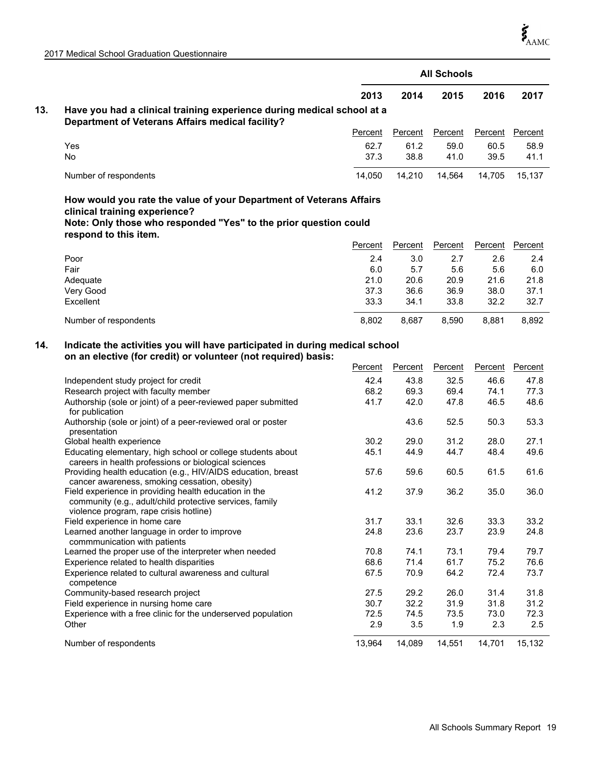| | All Schools | | | | |
|---|---|---|---|---|---|
| | 2013 | 2014 | 2015 | 2016 | 2017 |

**13. Have you had a clinical training experience during medical school at a Department of Veterans Affairs medical facility?**

| | Percent | Percent | Percent | Percent | Percent |
|---|---|---|---|---|---|
| Yes | 62.7 | 61.2 | 59.0 | 60.5 | 58.9 |
| No | 37.3 | 38.8 | 41.0 | 39.5 | 41.1 |
| Number of respondents | 14,050 | 14,210 | 14,564 | 14,705 | 15,137 |

**How would you rate the value of your Department of Veterans Affairs clinical training experience?**
**Note: Only those who responded "Yes" to the prior question could respond to this item.**

| | Percent | Percent | Percent | Percent | Percent |
|---|---|---|---|---|---|
| Poor | 2.4 | 3.0 | 2.7 | 2.6 | 2.4 |
| Fair | 6.0 | 5.7 | 5.6 | 5.6 | 6.0 |
| Adequate | 21.0 | 20.6 | 20.9 | 21.6 | 21.8 |
| Very Good | 37.3 | 36.6 | 36.9 | 38.0 | 37.1 |
| Excellent | 33.3 | 34.1 | 33.8 | 32.2 | 32.7 |
| Number of respondents | 8,802 | 8,687 | 8,590 | 8,881 | 8,892 |

**14. Indicate the activities you will have participated in during medical school on an elective (for credit) or volunteer (not required) basis:**

| | Percent | Percent | Percent | Percent | Percent |
|---|---|---|---|---|---|
| Independent study project for credit | 42.4 | 43.8 | 32.5 | 46.6 | 47.8 |
| Research project with faculty member | 68.2 | 69.3 | 69.4 | 74.1 | 77.3 |
| Authorship (sole or joint) of a peer-reviewed paper submitted for publication | 41.7 | 42.0 | 47.8 | 46.5 | 48.6 |
| Authorship (sole or joint) of a peer-reviewed oral or poster presentation | | 43.6 | 52.5 | 50.3 | 53.3 |
| Global health experience | 30.2 | 29.0 | 31.2 | 28.0 | 27.1 |
| Educating elementary, high school or college students about careers in health professions or biological sciences | 45.1 | 44.9 | 44.7 | 48.4 | 49.6 |
| Providing health education (e.g., HIV/AIDS education, breast cancer awareness, smoking cessation, obesity) | 57.6 | 59.6 | 60.5 | 61.5 | 61.6 |
| Field experience in providing health education in the community (e.g., adult/child protective services, family violence program, rape crisis hotline) | 41.2 | 37.9 | 36.2 | 35.0 | 36.0 |
| Field experience in home care | 31.7 | 33.1 | 32.6 | 33.3 | 33.2 |
| Learned another language in order to improve commmunication with patients | 24.8 | 23.6 | 23.7 | 23.9 | 24.8 |
| Learned the proper use of the interpreter when needed | 70.8 | 74.1 | 73.1 | 79.4 | 79.7 |
| Experience related to health disparities | 68.6 | 71.4 | 61.7 | 75.2 | 76.6 |
| Experience related to cultural awareness and cultural competence | 67.5 | 70.9 | 64.2 | 72.4 | 73.7 |
| Community-based research project | 27.5 | 29.2 | 26.0 | 31.4 | 31.8 |
| Field experience in nursing home care | 30.7 | 32.2 | 31.9 | 31.8 | 31.2 |
| Experience with a free clinic for the underserved population | 72.5 | 74.5 | 73.5 | 73.0 | 72.3 |
| Other | 2.9 | 3.5 | 1.9 | 2.3 | 2.5 |
| Number of respondents | 13,964 | 14,089 | 14,551 | 14,701 | 15,132 |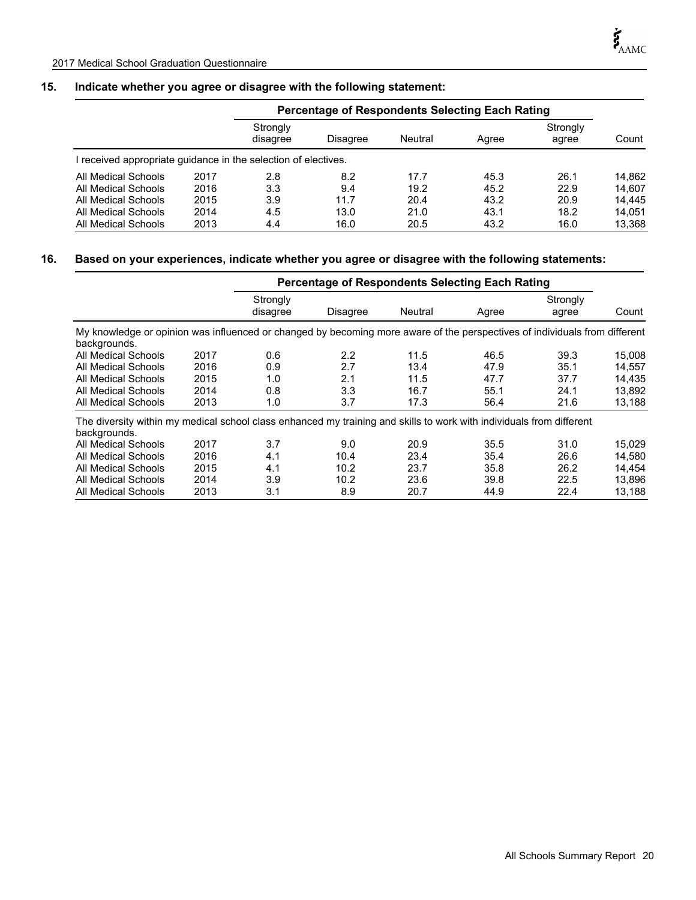## 15. Indicate whether you agree or disagree with the following statement:

| | | Percentage of Respondents Selecting Each Rating | | | | | |
|---|---|---|---|---|---|---|---|
| | | Strongly disagree | Disagree | Neutral | Agree | Strongly agree | Count |
| I received appropriate guidance in the selection of electives. | | | | | | | |
| All Medical Schools | 2017 | 2.8 | 8.2 | 17.7 | 45.3 | 26.1 | 14,862 |
| All Medical Schools | 2016 | 3.3 | 9.4 | 19.2 | 45.2 | 22.9 | 14,607 |
| All Medical Schools | 2015 | 3.9 | 11.7 | 20.4 | 43.2 | 20.9 | 14,445 |
| All Medical Schools | 2014 | 4.5 | 13.0 | 21.0 | 43.1 | 18.2 | 14,051 |
| All Medical Schools | 2013 | 4.4 | 16.0 | 20.5 | 43.2 | 16.0 | 13,368 |

## 16. Based on your experiences, indicate whether you agree or disagree with the following statements:

| | | Percentage of Respondents Selecting Each Rating | | | | | |
|---|---|---|---|---|---|---|---|
| | | Strongly disagree | Disagree | Neutral | Agree | Strongly agree | Count |
| My knowledge or opinion was influenced or changed by becoming more aware of the perspectives of individuals from different backgrounds. | | | | | | | |
| All Medical Schools | 2017 | 0.6 | 2.2 | 11.5 | 46.5 | 39.3 | 15,008 |
| All Medical Schools | 2016 | 0.9 | 2.7 | 13.4 | 47.9 | 35.1 | 14,557 |
| All Medical Schools | 2015 | 1.0 | 2.1 | 11.5 | 47.7 | 37.7 | 14,435 |
| All Medical Schools | 2014 | 0.8 | 3.3 | 16.7 | 55.1 | 24.1 | 13,892 |
| All Medical Schools | 2013 | 1.0 | 3.7 | 17.3 | 56.4 | 21.6 | 13,188 |
| The diversity within my medical school class enhanced my training and skills to work with individuals from different backgrounds. | | | | | | | |
| All Medical Schools | 2017 | 3.7 | 9.0 | 20.9 | 35.5 | 31.0 | 15,029 |
| All Medical Schools | 2016 | 4.1 | 10.4 | 23.4 | 35.4 | 26.6 | 14,580 |
| All Medical Schools | 2015 | 4.1 | 10.2 | 23.7 | 35.8 | 26.2 | 14,454 |
| All Medical Schools | 2014 | 3.9 | 10.2 | 23.6 | 39.8 | 22.5 | 13,896 |
| All Medical Schools | 2013 | 3.1 | 8.9 | 20.7 | 44.9 | 22.4 | 13,188 |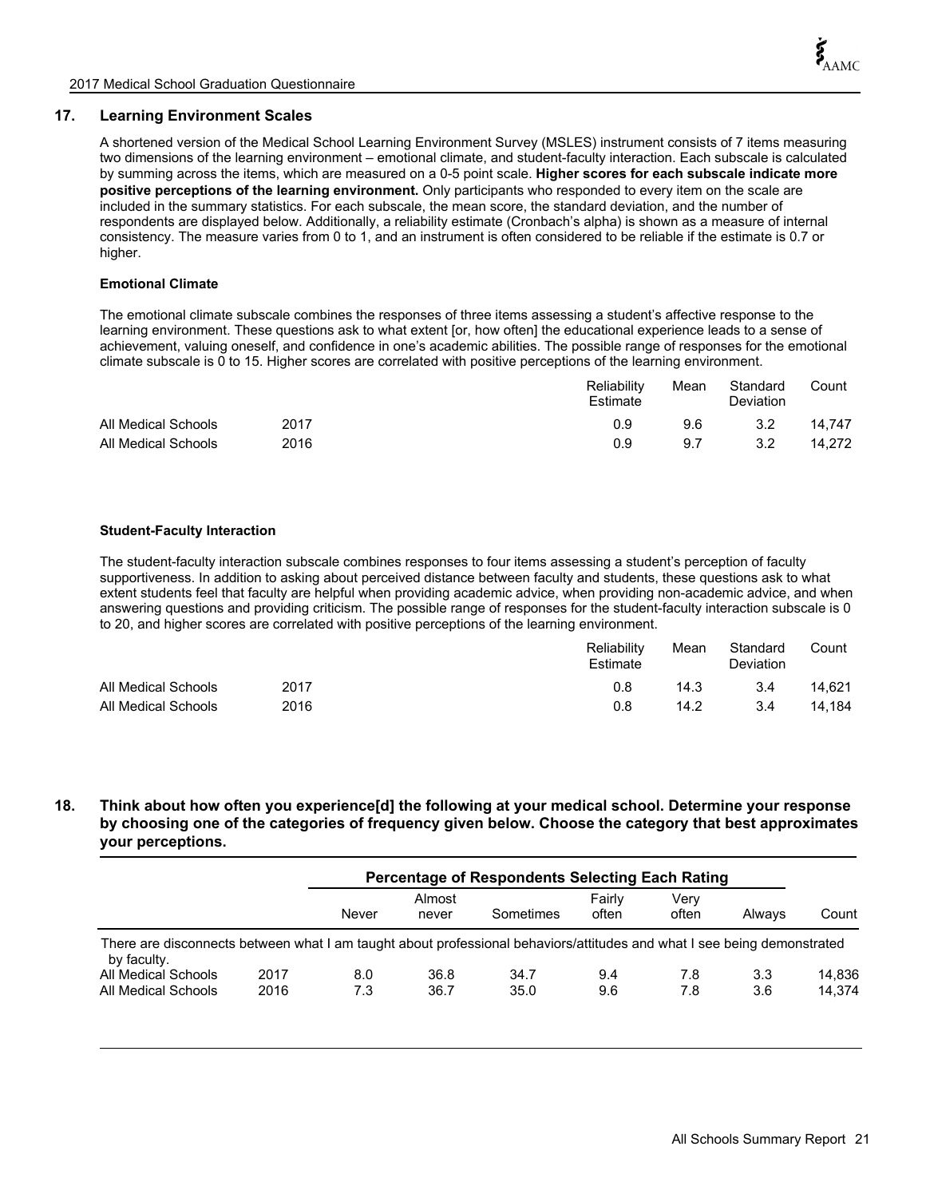## 17. Learning Environment Scales

A shortened version of the Medical School Learning Environment Survey (MSLES) instrument consists of 7 items measuring two dimensions of the learning environment – emotional climate, and student-faculty interaction. Each subscale is calculated by summing across the items, which are measured on a 0-5 point scale. **Higher scores for each subscale indicate more positive perceptions of the learning environment.** Only participants who responded to every item on the scale are included in the summary statistics. For each subscale, the mean score, the standard deviation, and the number of respondents are displayed below. Additionally, a reliability estimate (Cronbach's alpha) is shown as a measure of internal consistency. The measure varies from 0 to 1, and an instrument is often considered to be reliable if the estimate is 0.7 or higher.

### Emotional Climate

The emotional climate subscale combines the responses of three items assessing a student's affective response to the learning environment. These questions ask to what extent [or, how often] the educational experience leads to a sense of achievement, valuing oneself, and confidence in one's academic abilities. The possible range of responses for the emotional climate subscale is 0 to 15. Higher scores are correlated with positive perceptions of the learning environment.

| | | Reliability Estimate | Mean | Standard Deviation | Count |
|---|---|---|---|---|---|
| All Medical Schools | 2017 | 0.9 | 9.6 | 3.2 | 14,747 |
| All Medical Schools | 2016 | 0.9 | 9.7 | 3.2 | 14,272 |

### Student-Faculty Interaction

The student-faculty interaction subscale combines responses to four items assessing a student's perception of faculty supportiveness. In addition to asking about perceived distance between faculty and students, these questions ask to what extent students feel that faculty are helpful when providing academic advice, when providing non-academic advice, and when answering questions and providing criticism. The possible range of responses for the student-faculty interaction subscale is 0 to 20, and higher scores are correlated with positive perceptions of the learning environment.

| | | Reliability Estimate | Mean | Standard Deviation | Count |
|---|---|---|---|---|---|
| All Medical Schools | 2017 | 0.8 | 14.3 | 3.4 | 14,621 |
| All Medical Schools | 2016 | 0.8 | 14.2 | 3.4 | 14,184 |

## 18. Think about how often you experience[d] the following at your medical school. Determine your response by choosing one of the categories of frequency given below. Choose the category that best approximates your perceptions.

| | | Percentage of Respondents Selecting Each Rating | | | | | | |
|---|---|---|---|---|---|---|---|---|
| | | Never | Almost never | Sometimes | Fairly often | Very often | Always | Count |
| There are disconnects between what I am taught about professional behaviors/attitudes and what I see being demonstrated by faculty. | | | | | | | | |
| All Medical Schools | 2017 | 8.0 | 36.8 | 34.7 | 9.4 | 7.8 | 3.3 | 14,836 |
| All Medical Schools | 2016 | 7.3 | 36.7 | 35.0 | 9.6 | 7.8 | 3.6 | 14,374 |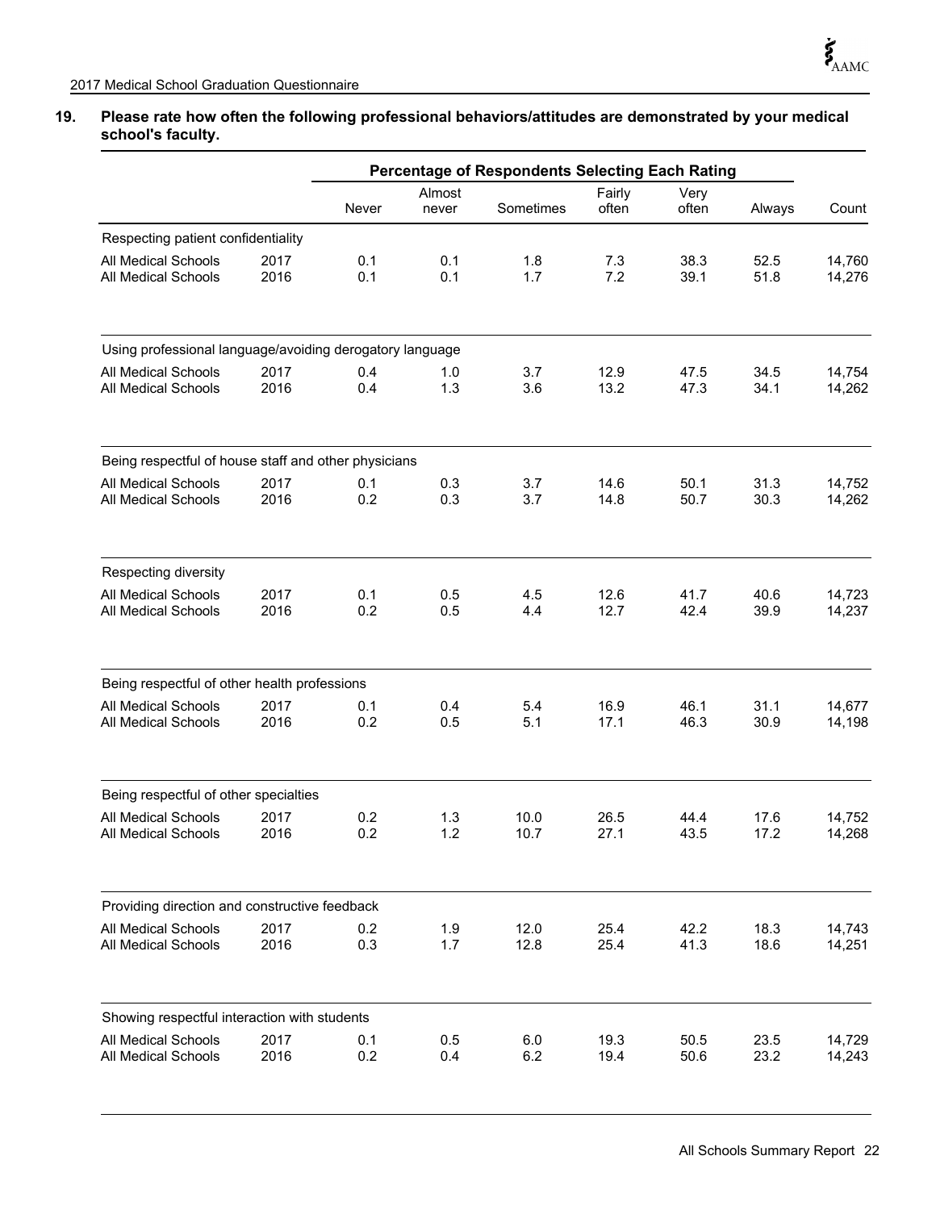## 19. Please rate how often the following professional behaviors/attitudes are demonstrated by your medical school's faculty.

| | | Percentage of Respondents Selecting Each Rating | | | | | | |
|---|---|---|---|---|---|---|---|---|
| | | Never | Almost never | Sometimes | Fairly often | Very often | Always | Count |
| **Respecting patient confidentiality** | | | | | | | | |
| All Medical Schools | 2017 | 0.1 | 0.1 | 1.8 | 7.3 | 38.3 | 52.5 | 14,760 |
| All Medical Schools | 2016 | 0.1 | 0.1 | 1.7 | 7.2 | 39.1 | 51.8 | 14,276 |
| **Using professional language/avoiding derogatory language** | | | | | | | | |
| All Medical Schools | 2017 | 0.4 | 1.0 | 3.7 | 12.9 | 47.5 | 34.5 | 14,754 |
| All Medical Schools | 2016 | 0.4 | 1.3 | 3.6 | 13.2 | 47.3 | 34.1 | 14,262 |
| **Being respectful of house staff and other physicians** | | | | | | | | |
| All Medical Schools | 2017 | 0.1 | 0.3 | 3.7 | 14.6 | 50.1 | 31.3 | 14,752 |
| All Medical Schools | 2016 | 0.2 | 0.3 | 3.7 | 14.8 | 50.7 | 30.3 | 14,262 |
| **Respecting diversity** | | | | | | | | |
| All Medical Schools | 2017 | 0.1 | 0.5 | 4.5 | 12.6 | 41.7 | 40.6 | 14,723 |
| All Medical Schools | 2016 | 0.2 | 0.5 | 4.4 | 12.7 | 42.4 | 39.9 | 14,237 |
| **Being respectful of other health professions** | | | | | | | | |
| All Medical Schools | 2017 | 0.1 | 0.4 | 5.4 | 16.9 | 46.1 | 31.1 | 14,677 |
| All Medical Schools | 2016 | 0.2 | 0.5 | 5.1 | 17.1 | 46.3 | 30.9 | 14,198 |
| **Being respectful of other specialties** | | | | | | | | |
| All Medical Schools | 2017 | 0.2 | 1.3 | 10.0 | 26.5 | 44.4 | 17.6 | 14,752 |
| All Medical Schools | 2016 | 0.2 | 1.2 | 10.7 | 27.1 | 43.5 | 17.2 | 14,268 |
| **Providing direction and constructive feedback** | | | | | | | | |
| All Medical Schools | 2017 | 0.2 | 1.9 | 12.0 | 25.4 | 42.2 | 18.3 | 14,743 |
| All Medical Schools | 2016 | 0.3 | 1.7 | 12.8 | 25.4 | 41.3 | 18.6 | 14,251 |
| **Showing respectful interaction with students** | | | | | | | | |
| All Medical Schools | 2017 | 0.1 | 0.5 | 6.0 | 19.3 | 50.5 | 23.5 | 14,729 |
| All Medical Schools | 2016 | 0.2 | 0.4 | 6.2 | 19.4 | 50.6 | 23.2 | 14,243 |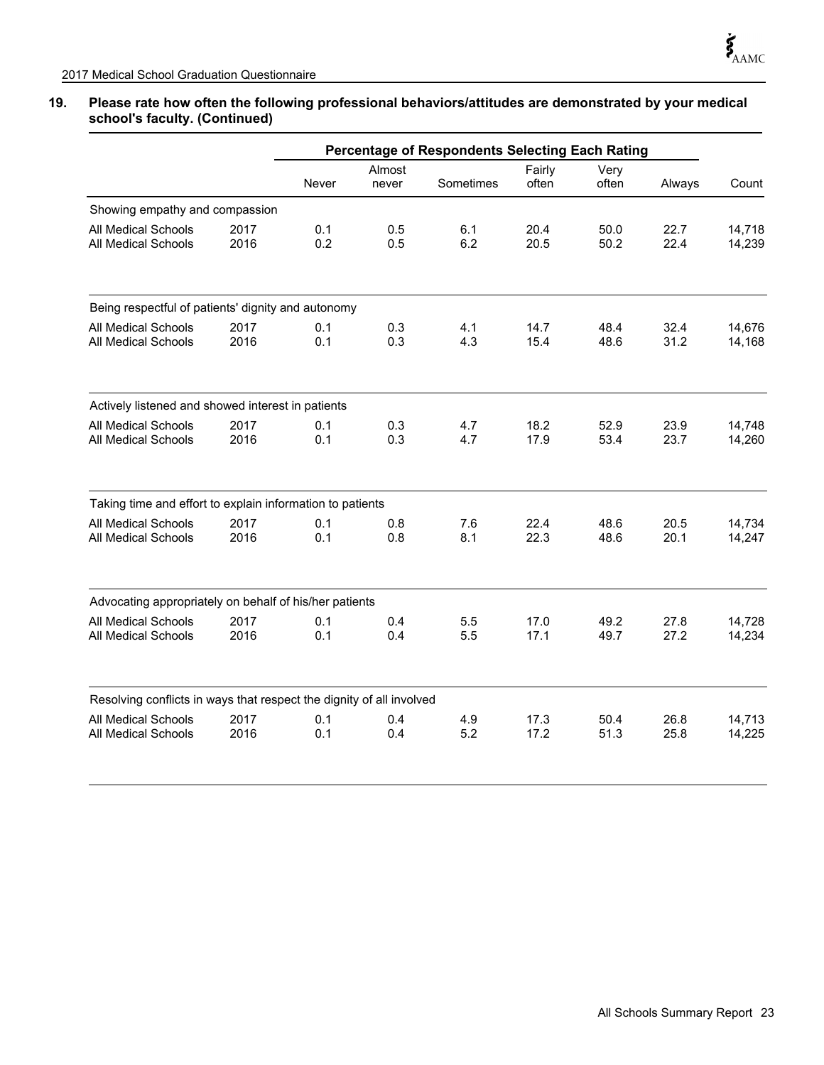## 19. Please rate how often the following professional behaviors/attitudes are demonstrated by your medical school's faculty. (Continued)

| | | Percentage of Respondents Selecting Each Rating | | | | | | |
|---|---|---|---|---|---|---|---|---|
| | | Never | Almost never | Sometimes | Fairly often | Very often | Always | Count |
| **Showing empathy and compassion** | | | | | | | | |
| All Medical Schools | 2017 | 0.1 | 0.5 | 6.1 | 20.4 | 50.0 | 22.7 | 14,718 |
| All Medical Schools | 2016 | 0.2 | 0.5 | 6.2 | 20.5 | 50.2 | 22.4 | 14,239 |
| **Being respectful of patients' dignity and autonomy** | | | | | | | | |
| All Medical Schools | 2017 | 0.1 | 0.3 | 4.1 | 14.7 | 48.4 | 32.4 | 14,676 |
| All Medical Schools | 2016 | 0.1 | 0.3 | 4.3 | 15.4 | 48.6 | 31.2 | 14,168 |
| **Actively listened and showed interest in patients** | | | | | | | | |
| All Medical Schools | 2017 | 0.1 | 0.3 | 4.7 | 18.2 | 52.9 | 23.9 | 14,748 |
| All Medical Schools | 2016 | 0.1 | 0.3 | 4.7 | 17.9 | 53.4 | 23.7 | 14,260 |
| **Taking time and effort to explain information to patients** | | | | | | | | |
| All Medical Schools | 2017 | 0.1 | 0.8 | 7.6 | 22.4 | 48.6 | 20.5 | 14,734 |
| All Medical Schools | 2016 | 0.1 | 0.8 | 8.1 | 22.3 | 48.6 | 20.1 | 14,247 |
| **Advocating appropriately on behalf of his/her patients** | | | | | | | | |
| All Medical Schools | 2017 | 0.1 | 0.4 | 5.5 | 17.0 | 49.2 | 27.8 | 14,728 |
| All Medical Schools | 2016 | 0.1 | 0.4 | 5.5 | 17.1 | 49.7 | 27.2 | 14,234 |
| **Resolving conflicts in ways that respect the dignity of all involved** | | | | | | | | |
| All Medical Schools | 2017 | 0.1 | 0.4 | 4.9 | 17.3 | 50.4 | 26.8 | 14,713 |
| All Medical Schools | 2016 | 0.1 | 0.4 | 5.2 | 17.2 | 51.3 | 25.8 | 14,225 |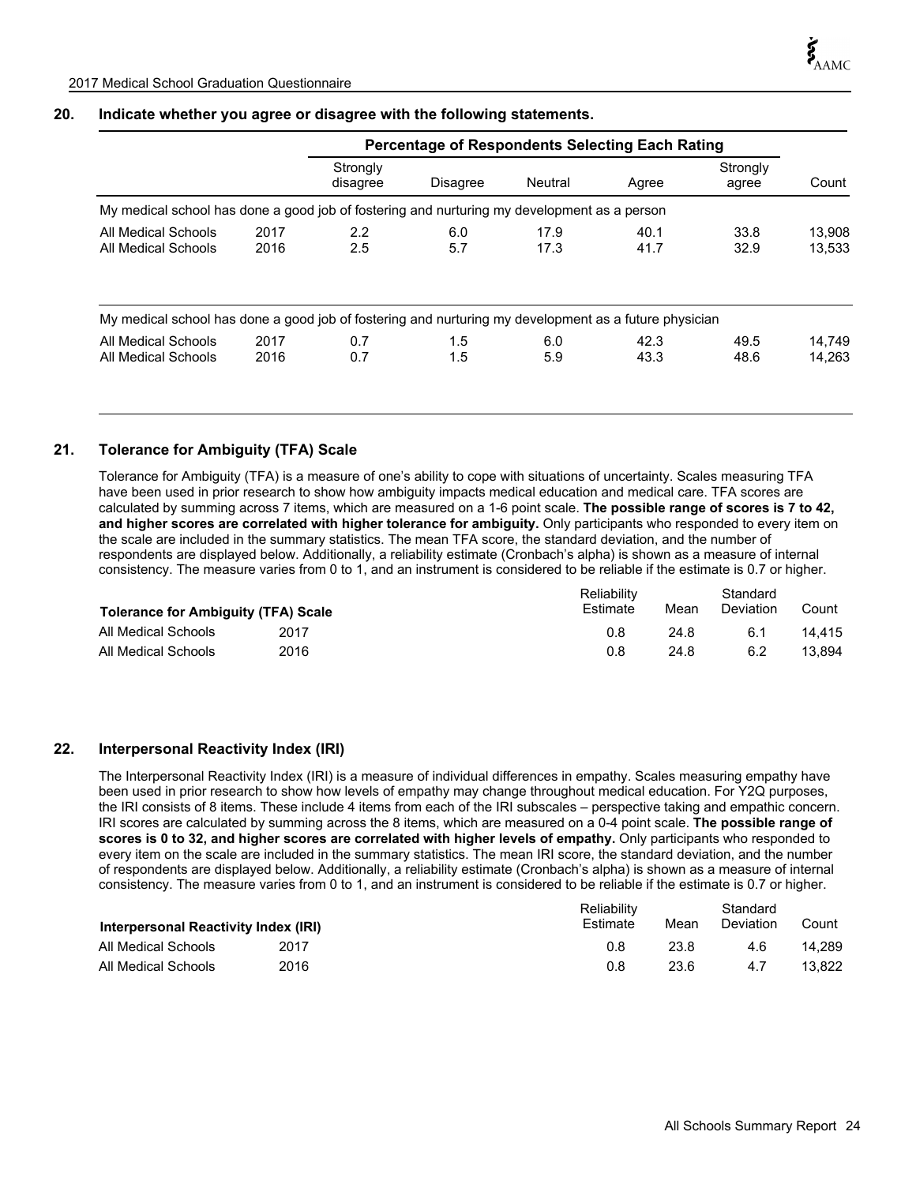## 20. Indicate whether you agree or disagree with the following statements.

| | | Percentage of Respondents Selecting Each Rating | | | | | |
|---|---|---|---|---|---|---|---|
| | | Strongly disagree | Disagree | Neutral | Agree | Strongly agree | Count |
| **My medical school has done a good job of fostering and nurturing my development as a person** | | | | | | | |
| All Medical Schools | 2017 | 2.2 | 6.0 | 17.9 | 40.1 | 33.8 | 13,908 |
| All Medical Schools | 2016 | 2.5 | 5.7 | 17.3 | 41.7 | 32.9 | 13,533 |
| **My medical school has done a good job of fostering and nurturing my development as a future physician** | | | | | | | |
| All Medical Schools | 2017 | 0.7 | 1.5 | 6.0 | 42.3 | 49.5 | 14,749 |
| All Medical Schools | 2016 | 0.7 | 1.5 | 5.9 | 43.3 | 48.6 | 14,263 |

## 21. Tolerance for Ambiguity (TFA) Scale

Tolerance for Ambiguity (TFA) is a measure of one's ability to cope with situations of uncertainty. Scales measuring TFA have been used in prior research to show how ambiguity impacts medical education and medical care. TFA scores are calculated by summing across 7 items, which are measured on a 1-6 point scale. **The possible range of scores is 7 to 42, and higher scores are correlated with higher tolerance for ambiguity.** Only participants who responded to every item on the scale are included in the summary statistics. The mean TFA score, the standard deviation, and the number of respondents are displayed below. Additionally, a reliability estimate (Cronbach's alpha) is shown as a measure of internal consistency. The measure varies from 0 to 1, and an instrument is considered to be reliable if the estimate is 0.7 or higher.

| Tolerance for Ambiguity (TFA) Scale | | Reliability Estimate | Mean | Standard Deviation | Count |
|---|---|---|---|---|---|
| All Medical Schools | 2017 | 0.8 | 24.8 | 6.1 | 14,415 |
| All Medical Schools | 2016 | 0.8 | 24.8 | 6.2 | 13,894 |

## 22. Interpersonal Reactivity Index (IRI)

The Interpersonal Reactivity Index (IRI) is a measure of individual differences in empathy. Scales measuring empathy have been used in prior research to show how levels of empathy may change throughout medical education. For Y2Q purposes, the IRI consists of 8 items. These include 4 items from each of the IRI subscales – perspective taking and empathic concern. IRI scores are calculated by summing across the 8 items, which are measured on a 0-4 point scale. **The possible range of scores is 0 to 32, and higher scores are correlated with higher levels of empathy.** Only participants who responded to every item on the scale are included in the summary statistics. The mean IRI score, the standard deviation, and the number of respondents are displayed below. Additionally, a reliability estimate (Cronbach's alpha) is shown as a measure of internal consistency. The measure varies from 0 to 1, and an instrument is considered to be reliable if the estimate is 0.7 or higher.

| Interpersonal Reactivity Index (IRI) | | Reliability Estimate | Mean | Standard Deviation | Count |
|---|---|---|---|---|---|
| All Medical Schools | 2017 | 0.8 | 23.8 | 4.6 | 14,289 |
| All Medical Schools | 2016 | 0.8 | 23.6 | 4.7 | 13,822 |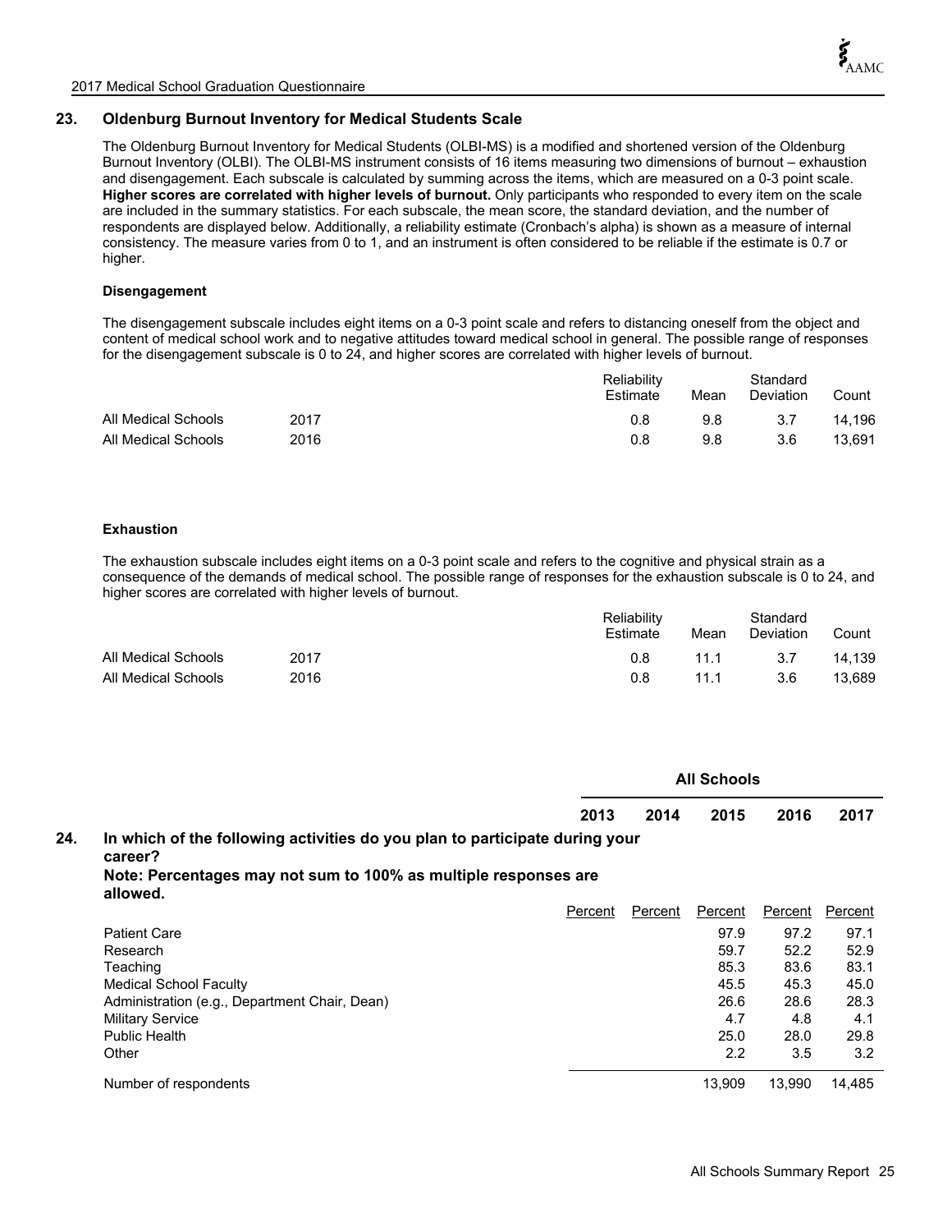## 23. Oldenburg Burnout Inventory for Medical Students Scale

The Oldenburg Burnout Inventory for Medical Students (OLBI-MS) is a modified and shortened version of the Oldenburg Burnout Inventory (OLBI). The OLBI-MS instrument consists of 16 items measuring two dimensions of burnout – exhaustion and disengagement. Each subscale is calculated by summing across the items, which are measured on a 0-3 point scale. **Higher scores are correlated with higher levels of burnout.** Only participants who responded to every item on the scale are included in the summary statistics. For each subscale, the mean score, the standard deviation, and the number of respondents are displayed below. Additionally, a reliability estimate (Cronbach's alpha) is shown as a measure of internal consistency. The measure varies from 0 to 1, and an instrument is often considered to be reliable if the estimate is 0.7 or higher.

### Disengagement

The disengagement subscale includes eight items on a 0-3 point scale and refers to distancing oneself from the object and content of medical school work and to negative attitudes toward medical school in general. The possible range of responses for the disengagement subscale is 0 to 24, and higher scores are correlated with higher levels of burnout.

| | | Reliability Estimate | Mean | Standard Deviation | Count |
|---|---|---|---|---|---|
| All Medical Schools | 2017 | 0.8 | 9.8 | 3.7 | 14,196 |
| All Medical Schools | 2016 | 0.8 | 9.8 | 3.6 | 13,691 |

### Exhaustion

The exhaustion subscale includes eight items on a 0-3 point scale and refers to the cognitive and physical strain as a consequence of the demands of medical school. The possible range of responses for the exhaustion subscale is 0 to 24, and higher scores are correlated with higher levels of burnout.

| | | Reliability Estimate | Mean | Standard Deviation | Count |
|---|---|---|---|---|---|
| All Medical Schools | 2017 | 0.8 | 11.1 | 3.7 | 14,139 |
| All Medical Schools | 2016 | 0.8 | 11.1 | 3.6 | 13,689 |

## 24. In which of the following activities do you plan to participate during your career?

**Note: Percentages may not sum to 100% as multiple responses are allowed.**

| | All Schools | | | | |
|---|---|---|---|---|---|
| | 2013 | 2014 | 2015 | 2016 | 2017 |
| | Percent | Percent | Percent | Percent | Percent |
| Patient Care | | | 97.9 | 97.2 | 97.1 |
| Research | | | 59.7 | 52.2 | 52.9 |
| Teaching | | | 85.3 | 83.6 | 83.1 |
| Medical School Faculty | | | 45.5 | 45.3 | 45.0 |
| Administration (e.g., Department Chair, Dean) | | | 26.6 | 28.6 | 28.3 |
| Military Service | | | 4.7 | 4.8 | 4.1 |
| Public Health | | | 25.0 | 28.0 | 29.8 |
| Other | | | 2.2 | 3.5 | 3.2 |
| Number of respondents | | | 13,909 | 13,990 | 14,485 |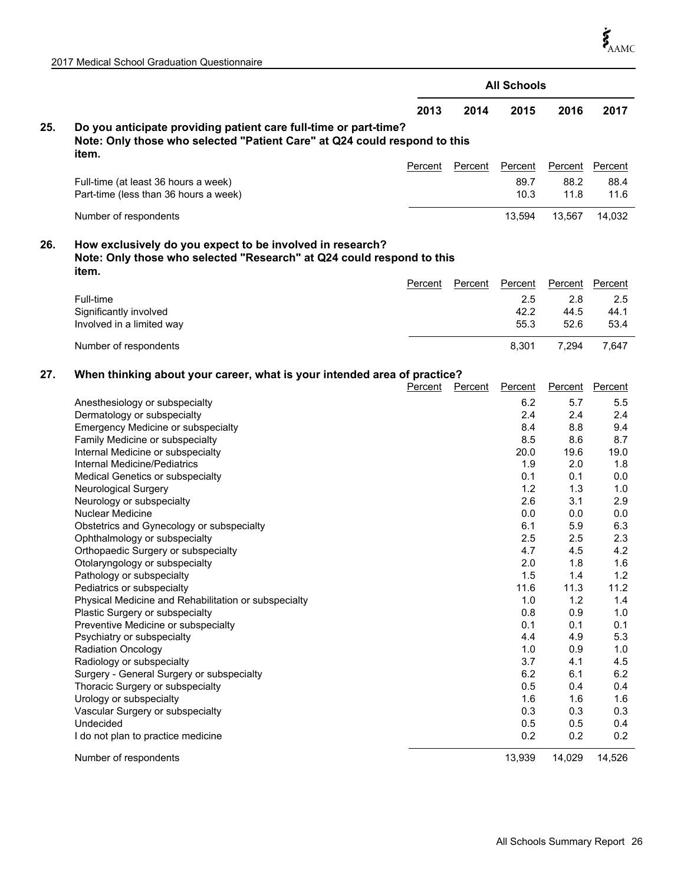| | | All Schools | | | | |
|---|---|---|---|---|---|---|
| | | 2013 | 2014 | 2015 | 2016 | 2017 |
| **25.** | **Do you anticipate providing patient care full-time or part-time? Note: Only those who selected "Patient Care" at Q24 could respond to this item.** | Percent | Percent | Percent | Percent | Percent |
| | Full-time (at least 36 hours a week) | | | 89.7 | 88.2 | 88.4 |
| | Part-time (less than 36 hours a week) | | | 10.3 | 11.8 | 11.6 |
| | Number of respondents | | | 13,594 | 13,567 | 14,032 |
| **26.** | **How exclusively do you expect to be involved in research? Note: Only those who selected "Research" at Q24 could respond to this item.** | Percent | Percent | Percent | Percent | Percent |
| | Full-time | | | 2.5 | 2.8 | 2.5 |
| | Significantly involved | | | 42.2 | 44.5 | 44.1 |
| | Involved in a limited way | | | 55.3 | 52.6 | 53.4 |
| | Number of respondents | | | 8,301 | 7,294 | 7,647 |
| **27.** | **When thinking about your career, what is your intended area of practice?** | Percent | Percent | Percent | Percent | Percent |
| | Anesthesiology or subspecialty | | | 6.2 | 5.7 | 5.5 |
| | Dermatology or subspecialty | | | 2.4 | 2.4 | 2.4 |
| | Emergency Medicine or subspecialty | | | 8.4 | 8.8 | 9.4 |
| | Family Medicine or subspecialty | | | 8.5 | 8.6 | 8.7 |
| | Internal Medicine or subspecialty | | | 20.0 | 19.6 | 19.0 |
| | Internal Medicine/Pediatrics | | | 1.9 | 2.0 | 1.8 |
| | Medical Genetics or subspecialty | | | 0.1 | 0.1 | 0.0 |
| | Neurological Surgery | | | 1.2 | 1.3 | 1.0 |
| | Neurology or subspecialty | | | 2.6 | 3.1 | 2.9 |
| | Nuclear Medicine | | | 0.0 | 0.0 | 0.0 |
| | Obstetrics and Gynecology or subspecialty | | | 6.1 | 5.9 | 6.3 |
| | Ophthalmology or subspecialty | | | 2.5 | 2.5 | 2.3 |
| | Orthopaedic Surgery or subspecialty | | | 4.7 | 4.5 | 4.2 |
| | Otolaryngology or subspecialty | | | 2.0 | 1.8 | 1.6 |
| | Pathology or subspecialty | | | 1.5 | 1.4 | 1.2 |
| | Pediatrics or subspecialty | | | 11.6 | 11.3 | 11.2 |
| | Physical Medicine and Rehabilitation or subspecialty | | | 1.0 | 1.2 | 1.4 |
| | Plastic Surgery or subspecialty | | | 0.8 | 0.9 | 1.0 |
| | Preventive Medicine or subspecialty | | | 0.1 | 0.1 | 0.1 |
| | Psychiatry or subspecialty | | | 4.4 | 4.9 | 5.3 |
| | Radiation Oncology | | | 1.0 | 0.9 | 1.0 |
| | Radiology or subspecialty | | | 3.7 | 4.1 | 4.5 |
| | Surgery - General Surgery or subspecialty | | | 6.2 | 6.1 | 6.2 |
| | Thoracic Surgery or subspecialty | | | 0.5 | 0.4 | 0.4 |
| | Urology or subspecialty | | | 1.6 | 1.6 | 1.6 |
| | Vascular Surgery or subspecialty | | | 0.3 | 0.3 | 0.3 |
| | Undecided | | | 0.5 | 0.5 | 0.4 |
| | I do not plan to practice medicine | | | 0.2 | 0.2 | 0.2 |
| | Number of respondents | | | 13,939 | 14,029 | 14,526 |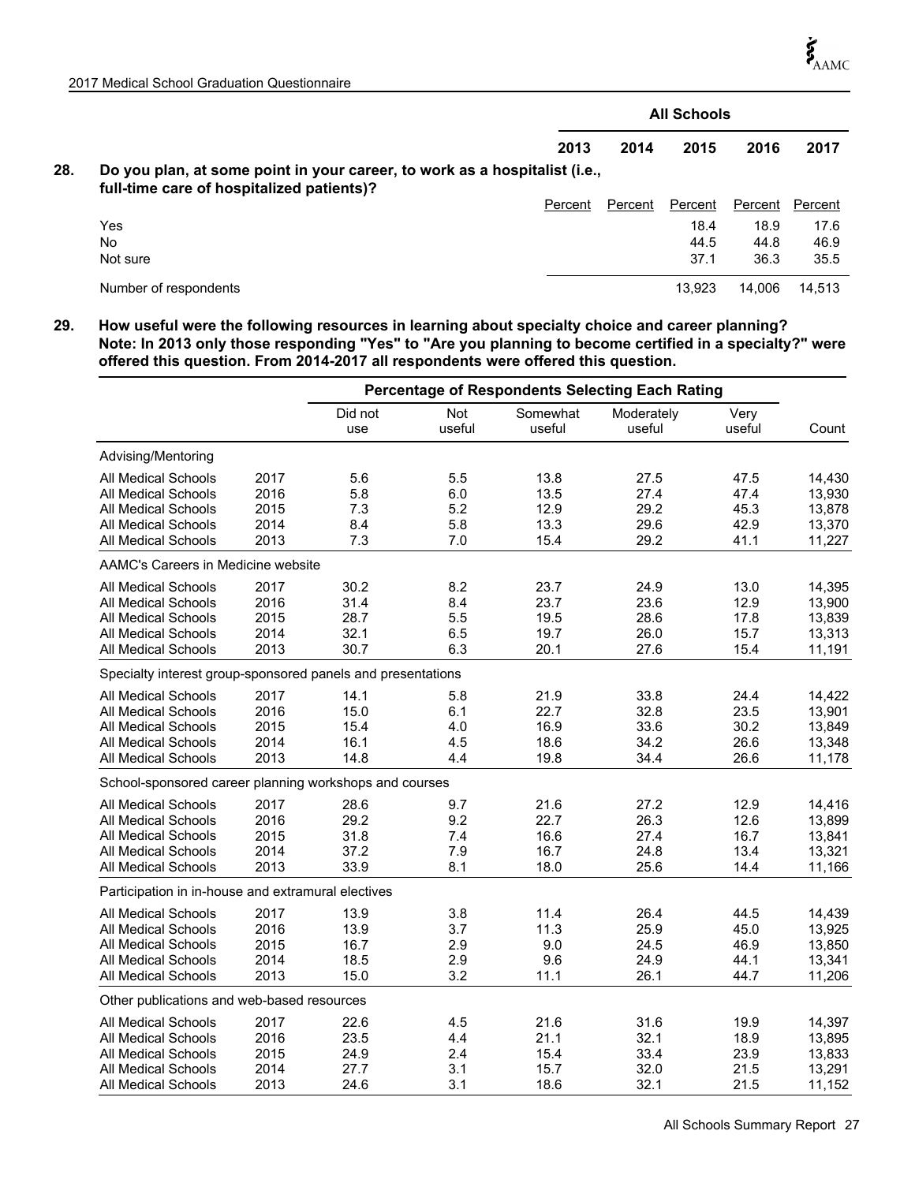**28. Do you plan, at some point in your career, to work as a hospitalist (i.e., full-time care of hospitalized patients)?**

| | All Schools | | | | |
|---|---|---|---|---|---|
| | 2013 | 2014 | 2015 | 2016 | 2017 |
| | Percent | Percent | Percent | Percent | Percent |
| Yes | | | 18.4 | 18.9 | 17.6 |
| No | | | 44.5 | 44.8 | 46.9 |
| Not sure | | | 37.1 | 36.3 | 35.5 |
| Number of respondents | | | 13,923 | 14,006 | 14,513 |

**29. How useful were the following resources in learning about specialty choice and career planning? Note: In 2013 only those responding "Yes" to "Are you planning to become certified in a specialty?" were offered this question. From 2014-2017 all respondents were offered this question.**

| | | Percentage of Respondents Selecting Each Rating | | | | | |
|---|---|---|---|---|---|---|---|
| | | Did not use | Not useful | Somewhat useful | Moderately useful | Very useful | Count |
| **Advising/Mentoring** | | | | | | | |
| All Medical Schools | 2017 | 5.6 | 5.5 | 13.8 | 27.5 | 47.5 | 14,430 |
| All Medical Schools | 2016 | 5.8 | 6.0 | 13.5 | 27.4 | 47.4 | 13,930 |
| All Medical Schools | 2015 | 7.3 | 5.2 | 12.9 | 29.2 | 45.3 | 13,878 |
| All Medical Schools | 2014 | 8.4 | 5.8 | 13.3 | 29.6 | 42.9 | 13,370 |
| All Medical Schools | 2013 | 7.3 | 7.0 | 15.4 | 29.2 | 41.1 | 11,227 |
| **AAMC's Careers in Medicine website** | | | | | | | |
| All Medical Schools | 2017 | 30.2 | 8.2 | 23.7 | 24.9 | 13.0 | 14,395 |
| All Medical Schools | 2016 | 31.4 | 8.4 | 23.7 | 23.6 | 12.9 | 13,900 |
| All Medical Schools | 2015 | 28.7 | 5.5 | 19.5 | 28.6 | 17.8 | 13,839 |
| All Medical Schools | 2014 | 32.1 | 6.5 | 19.7 | 26.0 | 15.7 | 13,313 |
| All Medical Schools | 2013 | 30.7 | 6.3 | 20.1 | 27.6 | 15.4 | 11,191 |
| **Specialty interest group-sponsored panels and presentations** | | | | | | | |
| All Medical Schools | 2017 | 14.1 | 5.8 | 21.9 | 33.8 | 24.4 | 14,422 |
| All Medical Schools | 2016 | 15.0 | 6.1 | 22.7 | 32.8 | 23.5 | 13,901 |
| All Medical Schools | 2015 | 15.4 | 4.0 | 16.9 | 33.6 | 30.2 | 13,849 |
| All Medical Schools | 2014 | 16.1 | 4.5 | 18.6 | 34.2 | 26.6 | 13,348 |
| All Medical Schools | 2013 | 14.8 | 4.4 | 19.8 | 34.4 | 26.6 | 11,178 |
| **School-sponsored career planning workshops and courses** | | | | | | | |
| All Medical Schools | 2017 | 28.6 | 9.7 | 21.6 | 27.2 | 12.9 | 14,416 |
| All Medical Schools | 2016 | 29.2 | 9.2 | 22.7 | 26.3 | 12.6 | 13,899 |
| All Medical Schools | 2015 | 31.8 | 7.4 | 16.6 | 27.4 | 16.7 | 13,841 |
| All Medical Schools | 2014 | 37.2 | 7.9 | 16.7 | 24.8 | 13.4 | 13,321 |
| All Medical Schools | 2013 | 33.9 | 8.1 | 18.0 | 25.6 | 14.4 | 11,166 |
| **Participation in in-house and extramural electives** | | | | | | | |
| All Medical Schools | 2017 | 13.9 | 3.8 | 11.4 | 26.4 | 44.5 | 14,439 |
| All Medical Schools | 2016 | 13.9 | 3.7 | 11.3 | 25.9 | 45.0 | 13,925 |
| All Medical Schools | 2015 | 16.7 | 2.9 | 9.0 | 24.5 | 46.9 | 13,850 |
| All Medical Schools | 2014 | 18.5 | 2.9 | 9.6 | 24.9 | 44.1 | 13,341 |
| All Medical Schools | 2013 | 15.0 | 3.2 | 11.1 | 26.1 | 44.7 | 11,206 |
| **Other publications and web-based resources** | | | | | | | |
| All Medical Schools | 2017 | 22.6 | 4.5 | 21.6 | 31.6 | 19.9 | 14,397 |
| All Medical Schools | 2016 | 23.5 | 4.4 | 21.1 | 32.1 | 18.9 | 13,895 |
| All Medical Schools | 2015 | 24.9 | 2.4 | 15.4 | 33.4 | 23.9 | 13,833 |
| All Medical Schools | 2014 | 27.7 | 3.1 | 15.7 | 32.0 | 21.5 | 13,291 |
| All Medical Schools | 2013 | 24.6 | 3.1 | 18.6 | 32.1 | 21.5 | 11,152 |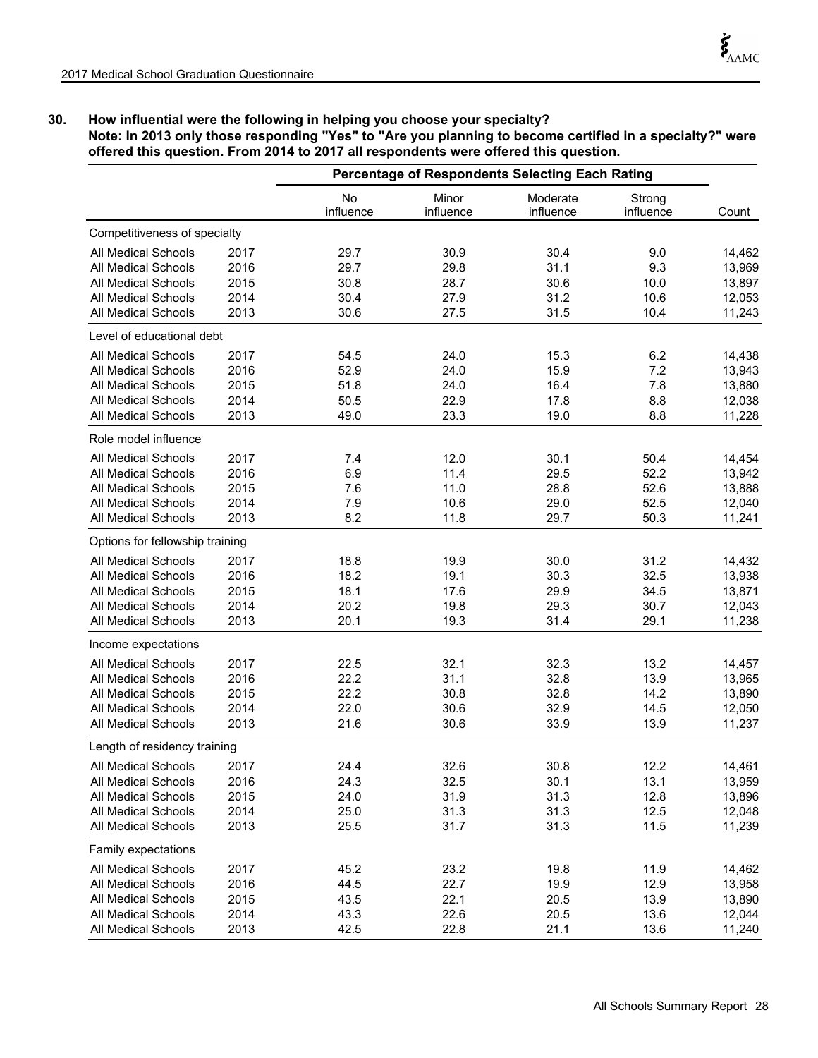## 30. How influential were the following in helping you choose your specialty?

**Note: In 2013 only those responding "Yes" to "Are you planning to become certified in a specialty?" were offered this question. From 2014 to 2017 all respondents were offered this question.**

| | | Percentage of Respondents Selecting Each Rating | | | | |
|---|---|---|---|---|---|---|
| | | No influence | Minor influence | Moderate influence | Strong influence | Count |
| **Competitiveness of specialty** | | | | | | |
| All Medical Schools | 2017 | 29.7 | 30.9 | 30.4 | 9.0 | 14,462 |
| All Medical Schools | 2016 | 29.7 | 29.8 | 31.1 | 9.3 | 13,969 |
| All Medical Schools | 2015 | 30.8 | 28.7 | 30.6 | 10.0 | 13,897 |
| All Medical Schools | 2014 | 30.4 | 27.9 | 31.2 | 10.6 | 12,053 |
| All Medical Schools | 2013 | 30.6 | 27.5 | 31.5 | 10.4 | 11,243 |
| **Level of educational debt** | | | | | | |
| All Medical Schools | 2017 | 54.5 | 24.0 | 15.3 | 6.2 | 14,438 |
| All Medical Schools | 2016 | 52.9 | 24.0 | 15.9 | 7.2 | 13,943 |
| All Medical Schools | 2015 | 51.8 | 24.0 | 16.4 | 7.8 | 13,880 |
| All Medical Schools | 2014 | 50.5 | 22.9 | 17.8 | 8.8 | 12,038 |
| All Medical Schools | 2013 | 49.0 | 23.3 | 19.0 | 8.8 | 11,228 |
| **Role model influence** | | | | | | |
| All Medical Schools | 2017 | 7.4 | 12.0 | 30.1 | 50.4 | 14,454 |
| All Medical Schools | 2016 | 6.9 | 11.4 | 29.5 | 52.2 | 13,942 |
| All Medical Schools | 2015 | 7.6 | 11.0 | 28.8 | 52.6 | 13,888 |
| All Medical Schools | 2014 | 7.9 | 10.6 | 29.0 | 52.5 | 12,040 |
| All Medical Schools | 2013 | 8.2 | 11.8 | 29.7 | 50.3 | 11,241 |
| **Options for fellowship training** | | | | | | |
| All Medical Schools | 2017 | 18.8 | 19.9 | 30.0 | 31.2 | 14,432 |
| All Medical Schools | 2016 | 18.2 | 19.1 | 30.3 | 32.5 | 13,938 |
| All Medical Schools | 2015 | 18.1 | 17.6 | 29.9 | 34.5 | 13,871 |
| All Medical Schools | 2014 | 20.2 | 19.8 | 29.3 | 30.7 | 12,043 |
| All Medical Schools | 2013 | 20.1 | 19.3 | 31.4 | 29.1 | 11,238 |
| **Income expectations** | | | | | | |
| All Medical Schools | 2017 | 22.5 | 32.1 | 32.3 | 13.2 | 14,457 |
| All Medical Schools | 2016 | 22.2 | 31.1 | 32.8 | 13.9 | 13,965 |
| All Medical Schools | 2015 | 22.2 | 30.8 | 32.8 | 14.2 | 13,890 |
| All Medical Schools | 2014 | 22.0 | 30.6 | 32.9 | 14.5 | 12,050 |
| All Medical Schools | 2013 | 21.6 | 30.6 | 33.9 | 13.9 | 11,237 |
| **Length of residency training** | | | | | | |
| All Medical Schools | 2017 | 24.4 | 32.6 | 30.8 | 12.2 | 14,461 |
| All Medical Schools | 2016 | 24.3 | 32.5 | 30.1 | 13.1 | 13,959 |
| All Medical Schools | 2015 | 24.0 | 31.9 | 31.3 | 12.8 | 13,896 |
| All Medical Schools | 2014 | 25.0 | 31.3 | 31.3 | 12.5 | 12,048 |
| All Medical Schools | 2013 | 25.5 | 31.7 | 31.3 | 11.5 | 11,239 |
| **Family expectations** | | | | | | |
| All Medical Schools | 2017 | 45.2 | 23.2 | 19.8 | 11.9 | 14,462 |
| All Medical Schools | 2016 | 44.5 | 22.7 | 19.9 | 12.9 | 13,958 |
| All Medical Schools | 2015 | 43.5 | 22.1 | 20.5 | 13.9 | 13,890 |
| All Medical Schools | 2014 | 43.3 | 22.6 | 20.5 | 13.6 | 12,044 |
| All Medical Schools | 2013 | 42.5 | 22.8 | 21.1 | 13.6 | 11,240 |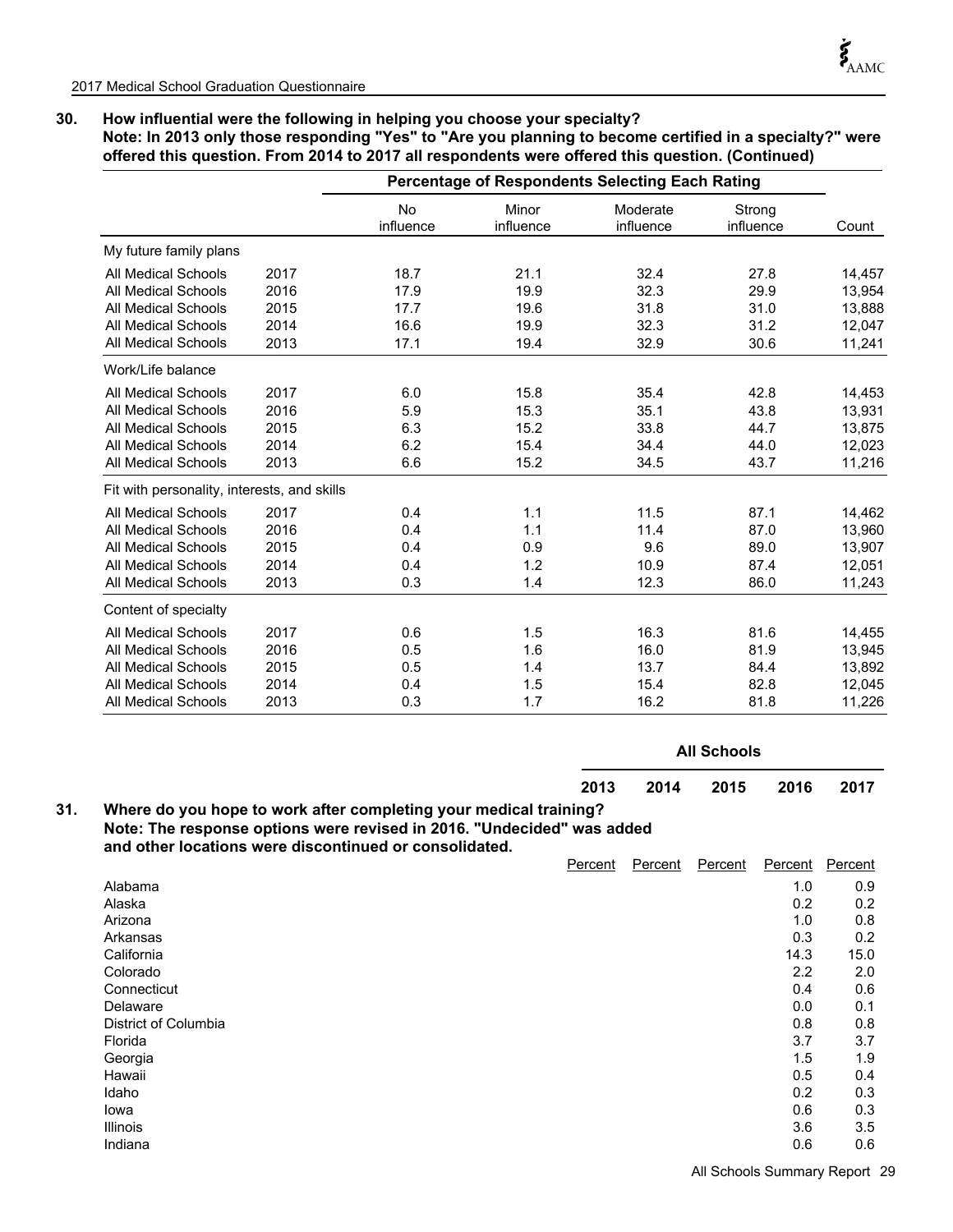**30. How influential were the following in helping you choose your specialty?**
**Note: In 2013 only those responding "Yes" to "Are you planning to become certified in a specialty?" were offered this question. From 2014 to 2017 all respondents were offered this question. (Continued)**

| | | Percentage of Respondents Selecting Each Rating | | | | |
|---|---|---|---|---|---|---|
| | | No influence | Minor influence | Moderate influence | Strong influence | Count |
| **My future family plans** | | | | | | |
| All Medical Schools | 2017 | 18.7 | 21.1 | 32.4 | 27.8 | 14,457 |
| All Medical Schools | 2016 | 17.9 | 19.9 | 32.3 | 29.9 | 13,954 |
| All Medical Schools | 2015 | 17.7 | 19.6 | 31.8 | 31.0 | 13,888 |
| All Medical Schools | 2014 | 16.6 | 19.9 | 32.3 | 31.2 | 12,047 |
| All Medical Schools | 2013 | 17.1 | 19.4 | 32.9 | 30.6 | 11,241 |
| **Work/Life balance** | | | | | | |
| All Medical Schools | 2017 | 6.0 | 15.8 | 35.4 | 42.8 | 14,453 |
| All Medical Schools | 2016 | 5.9 | 15.3 | 35.1 | 43.8 | 13,931 |
| All Medical Schools | 2015 | 6.3 | 15.2 | 33.8 | 44.7 | 13,875 |
| All Medical Schools | 2014 | 6.2 | 15.4 | 34.4 | 44.0 | 12,023 |
| All Medical Schools | 2013 | 6.6 | 15.2 | 34.5 | 43.7 | 11,216 |
| **Fit with personality, interests, and skills** | | | | | | |
| All Medical Schools | 2017 | 0.4 | 1.1 | 11.5 | 87.1 | 14,462 |
| All Medical Schools | 2016 | 0.4 | 1.1 | 11.4 | 87.0 | 13,960 |
| All Medical Schools | 2015 | 0.4 | 0.9 | 9.6 | 89.0 | 13,907 |
| All Medical Schools | 2014 | 0.4 | 1.2 | 10.9 | 87.4 | 12,051 |
| All Medical Schools | 2013 | 0.3 | 1.4 | 12.3 | 86.0 | 11,243 |
| **Content of specialty** | | | | | | |
| All Medical Schools | 2017 | 0.6 | 1.5 | 16.3 | 81.6 | 14,455 |
| All Medical Schools | 2016 | 0.5 | 1.6 | 16.0 | 81.9 | 13,945 |
| All Medical Schools | 2015 | 0.5 | 1.4 | 13.7 | 84.4 | 13,892 |
| All Medical Schools | 2014 | 0.4 | 1.5 | 15.4 | 82.8 | 12,045 |
| All Medical Schools | 2013 | 0.3 | 1.7 | 16.2 | 81.8 | 11,226 |

**31. Where do you hope to work after completing your medical training?**
**Note: The response options were revised in 2016. "Undecided" was added and other locations were discontinued or consolidated.**

| | All Schools | | | | |
|---|---|---|---|---|---|
| | 2013 | 2014 | 2015 | 2016 | 2017 |
| | Percent | Percent | Percent | Percent | Percent |
| Alabama | | | | 1.0 | 0.9 |
| Alaska | | | | 0.2 | 0.2 |
| Arizona | | | | 1.0 | 0.8 |
| Arkansas | | | | 0.3 | 0.2 |
| California | | | | 14.3 | 15.0 |
| Colorado | | | | 2.2 | 2.0 |
| Connecticut | | | | 0.4 | 0.6 |
| Delaware | | | | 0.0 | 0.1 |
| District of Columbia | | | | 0.8 | 0.8 |
| Florida | | | | 3.7 | 3.7 |
| Georgia | | | | 1.5 | 1.9 |
| Hawaii | | | | 0.5 | 0.4 |
| Idaho | | | | 0.2 | 0.3 |
| Iowa | | | | 0.6 | 0.3 |
| Illinois | | | | 3.6 | 3.5 |
| Indiana | | | | 0.6 | 0.6 |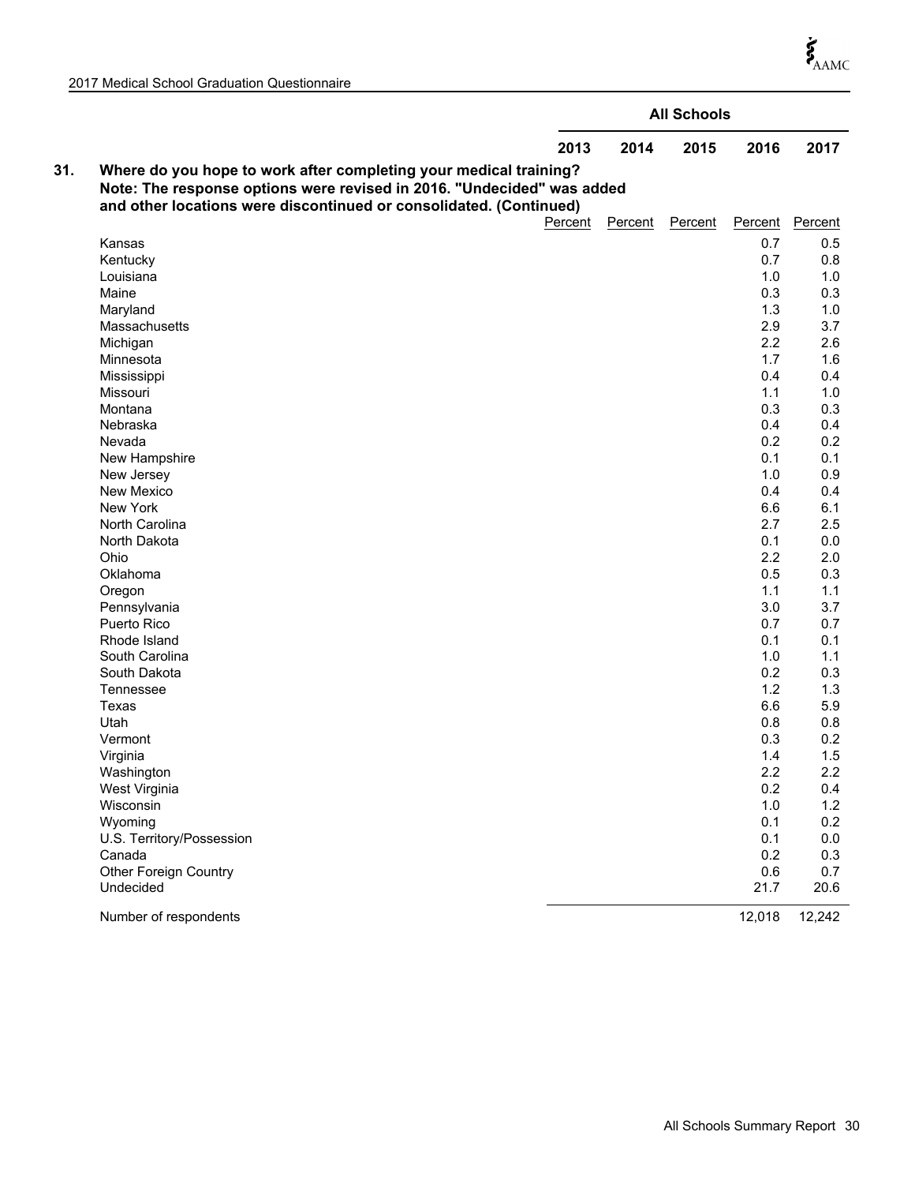| | All Schools | | | | |
|---|---|---|---|---|---|
| | 2013 | 2014 | 2015 | 2016 | 2017 |
| **31. Where do you hope to work after completing your medical training? Note: The response options were revised in 2016. "Undecided" was added and other locations were discontinued or consolidated. (Continued)** | Percent | Percent | Percent | Percent | Percent |
| Kansas | | | | 0.7 | 0.5 |
| Kentucky | | | | 0.7 | 0.8 |
| Louisiana | | | | 1.0 | 1.0 |
| Maine | | | | 0.3 | 0.3 |
| Maryland | | | | 1.3 | 1.0 |
| Massachusetts | | | | 2.9 | 3.7 |
| Michigan | | | | 2.2 | 2.6 |
| Minnesota | | | | 1.7 | 1.6 |
| Mississippi | | | | 0.4 | 0.4 |
| Missouri | | | | 1.1 | 1.0 |
| Montana | | | | 0.3 | 0.3 |
| Nebraska | | | | 0.4 | 0.4 |
| Nevada | | | | 0.2 | 0.2 |
| New Hampshire | | | | 0.1 | 0.1 |
| New Jersey | | | | 1.0 | 0.9 |
| New Mexico | | | | 0.4 | 0.4 |
| New York | | | | 6.6 | 6.1 |
| North Carolina | | | | 2.7 | 2.5 |
| North Dakota | | | | 0.1 | 0.0 |
| Ohio | | | | 2.2 | 2.0 |
| Oklahoma | | | | 0.5 | 0.3 |
| Oregon | | | | 1.1 | 1.1 |
| Pennsylvania | | | | 3.0 | 3.7 |
| Puerto Rico | | | | 0.7 | 0.7 |
| Rhode Island | | | | 0.1 | 0.1 |
| South Carolina | | | | 1.0 | 1.1 |
| South Dakota | | | | 0.2 | 0.3 |
| Tennessee | | | | 1.2 | 1.3 |
| Texas | | | | 6.6 | 5.9 |
| Utah | | | | 0.8 | 0.8 |
| Vermont | | | | 0.3 | 0.2 |
| Virginia | | | | 1.4 | 1.5 |
| Washington | | | | 2.2 | 2.2 |
| West Virginia | | | | 0.2 | 0.4 |
| Wisconsin | | | | 1.0 | 1.2 |
| Wyoming | | | | 0.1 | 0.2 |
| U.S. Territory/Possession | | | | 0.1 | 0.0 |
| Canada | | | | 0.2 | 0.3 |
| Other Foreign Country | | | | 0.6 | 0.7 |
| Undecided | | | | 21.7 | 20.6 |
| Number of respondents | | | | 12,018 | 12,242 |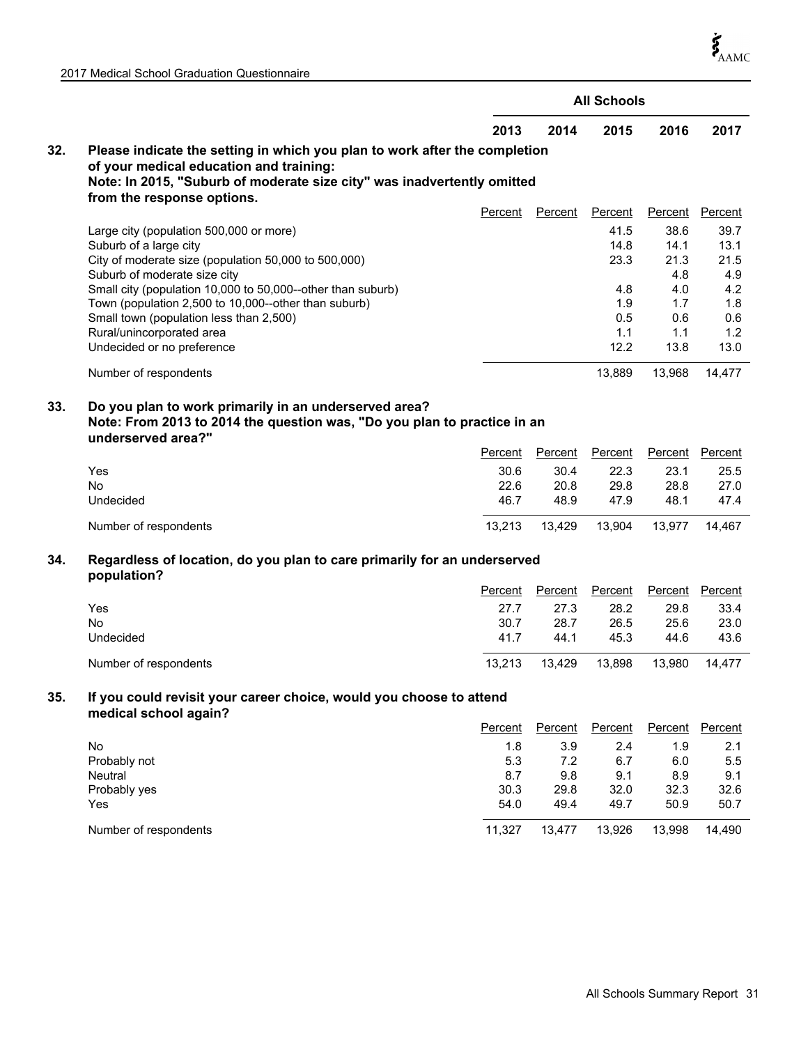| | All Schools | | | | |
|---|---|---|---|---|---|
| | 2013 | 2014 | 2015 | 2016 | 2017 |

**32. Please indicate the setting in which you plan to work after the completion of your medical education and training:**
**Note: In 2015, "Suburb of moderate size city" was inadvertently omitted from the response options.**

| | 2013 | 2014 | 2015 | 2016 | 2017 |
|---|---|---|---|---|---|
| | Percent | Percent | Percent | Percent | Percent |
| Large city (population 500,000 or more) | | | 41.5 | 38.6 | 39.7 |
| Suburb of a large city | | | 14.8 | 14.1 | 13.1 |
| City of moderate size (population 50,000 to 500,000) | | | 23.3 | 21.3 | 21.5 |
| Suburb of moderate size city | | | | 4.8 | 4.9 |
| Small city (population 10,000 to 50,000--other than suburb) | | | 4.8 | 4.0 | 4.2 |
| Town (population 2,500 to 10,000--other than suburb) | | | 1.9 | 1.7 | 1.8 |
| Small town (population less than 2,500) | | | 0.5 | 0.6 | 0.6 |
| Rural/unincorporated area | | | 1.1 | 1.1 | 1.2 |
| Undecided or no preference | | | 12.2 | 13.8 | 13.0 |
| Number of respondents | | | 13,889 | 13,968 | 14,477 |

**33. Do you plan to work primarily in an underserved area?**
**Note: From 2013 to 2014 the question was, "Do you plan to practice in an underserved area?"**

| | 2013 | 2014 | 2015 | 2016 | 2017 |
|---|---|---|---|---|---|
| | Percent | Percent | Percent | Percent | Percent |
| Yes | 30.6 | 30.4 | 22.3 | 23.1 | 25.5 |
| No | 22.6 | 20.8 | 29.8 | 28.8 | 27.0 |
| Undecided | 46.7 | 48.9 | 47.9 | 48.1 | 47.4 |
| Number of respondents | 13,213 | 13,429 | 13,904 | 13,977 | 14,467 |

**34. Regardless of location, do you plan to care primarily for an underserved population?**

| | 2013 | 2014 | 2015 | 2016 | 2017 |
|---|---|---|---|---|---|
| | Percent | Percent | Percent | Percent | Percent |
| Yes | 27.7 | 27.3 | 28.2 | 29.8 | 33.4 |
| No | 30.7 | 28.7 | 26.5 | 25.6 | 23.0 |
| Undecided | 41.7 | 44.1 | 45.3 | 44.6 | 43.6 |
| Number of respondents | 13,213 | 13,429 | 13,898 | 13,980 | 14,477 |

**35. If you could revisit your career choice, would you choose to attend medical school again?**

| | 2013 | 2014 | 2015 | 2016 | 2017 |
|---|---|---|---|---|---|
| | Percent | Percent | Percent | Percent | Percent |
| No | 1.8 | 3.9 | 2.4 | 1.9 | 2.1 |
| Probably not | 5.3 | 7.2 | 6.7 | 6.0 | 5.5 |
| Neutral | 8.7 | 9.8 | 9.1 | 8.9 | 9.1 |
| Probably yes | 30.3 | 29.8 | 32.0 | 32.3 | 32.6 |
| Yes | 54.0 | 49.4 | 49.7 | 50.9 | 50.7 |
| Number of respondents | 11,327 | 13,477 | 13,926 | 13,998 | 14,490 |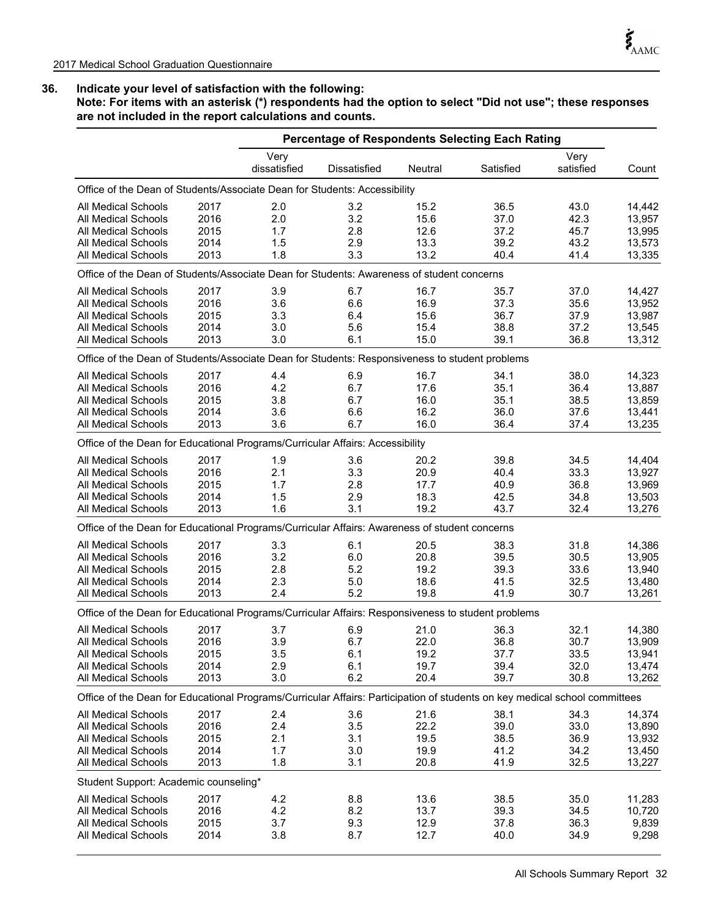## 36. Indicate your level of satisfaction with the following:

**Note: For items with an asterisk (*) respondents had the option to select "Did not use"; these responses are not included in the report calculations and counts.**

| | | Percentage of Respondents Selecting Each Rating | | | | | |
|---|---|---|---|---|---|---|---|
| | | Very dissatisfied | Dissatisfied | Neutral | Satisfied | Very satisfied | Count |
| **Office of the Dean of Students/Associate Dean for Students: Accessibility** | | | | | | | |
| All Medical Schools | 2017 | 2.0 | 3.2 | 15.2 | 36.5 | 43.0 | 14,442 |
| All Medical Schools | 2016 | 2.0 | 3.2 | 15.6 | 37.0 | 42.3 | 13,957 |
| All Medical Schools | 2015 | 1.7 | 2.8 | 12.6 | 37.2 | 45.7 | 13,995 |
| All Medical Schools | 2014 | 1.5 | 2.9 | 13.3 | 39.2 | 43.2 | 13,573 |
| All Medical Schools | 2013 | 1.8 | 3.3 | 13.2 | 40.4 | 41.4 | 13,335 |
| **Office of the Dean of Students/Associate Dean for Students: Awareness of student concerns** | | | | | | | |
| All Medical Schools | 2017 | 3.9 | 6.7 | 16.7 | 35.7 | 37.0 | 14,427 |
| All Medical Schools | 2016 | 3.6 | 6.6 | 16.9 | 37.3 | 35.6 | 13,952 |
| All Medical Schools | 2015 | 3.3 | 6.4 | 15.6 | 36.7 | 37.9 | 13,987 |
| All Medical Schools | 2014 | 3.0 | 5.6 | 15.4 | 38.8 | 37.2 | 13,545 |
| All Medical Schools | 2013 | 3.0 | 6.1 | 15.0 | 39.1 | 36.8 | 13,312 |
| **Office of the Dean of Students/Associate Dean for Students: Responsiveness to student problems** | | | | | | | |
| All Medical Schools | 2017 | 4.4 | 6.9 | 16.7 | 34.1 | 38.0 | 14,323 |
| All Medical Schools | 2016 | 4.2 | 6.7 | 17.6 | 35.1 | 36.4 | 13,887 |
| All Medical Schools | 2015 | 3.8 | 6.7 | 16.0 | 35.1 | 38.5 | 13,859 |
| All Medical Schools | 2014 | 3.6 | 6.6 | 16.2 | 36.0 | 37.6 | 13,441 |
| All Medical Schools | 2013 | 3.6 | 6.7 | 16.0 | 36.4 | 37.4 | 13,235 |
| **Office of the Dean for Educational Programs/Curricular Affairs: Accessibility** | | | | | | | |
| All Medical Schools | 2017 | 1.9 | 3.6 | 20.2 | 39.8 | 34.5 | 14,404 |
| All Medical Schools | 2016 | 2.1 | 3.3 | 20.9 | 40.4 | 33.3 | 13,927 |
| All Medical Schools | 2015 | 1.7 | 2.8 | 17.7 | 40.9 | 36.8 | 13,969 |
| All Medical Schools | 2014 | 1.5 | 2.9 | 18.3 | 42.5 | 34.8 | 13,503 |
| All Medical Schools | 2013 | 1.6 | 3.1 | 19.2 | 43.7 | 32.4 | 13,276 |
| **Office of the Dean for Educational Programs/Curricular Affairs: Awareness of student concerns** | | | | | | | |
| All Medical Schools | 2017 | 3.3 | 6.1 | 20.5 | 38.3 | 31.8 | 14,386 |
| All Medical Schools | 2016 | 3.2 | 6.0 | 20.8 | 39.5 | 30.5 | 13,905 |
| All Medical Schools | 2015 | 2.8 | 5.2 | 19.2 | 39.3 | 33.6 | 13,940 |
| All Medical Schools | 2014 | 2.3 | 5.0 | 18.6 | 41.5 | 32.5 | 13,480 |
| All Medical Schools | 2013 | 2.4 | 5.2 | 19.8 | 41.9 | 30.7 | 13,261 |
| **Office of the Dean for Educational Programs/Curricular Affairs: Responsiveness to student problems** | | | | | | | |
| All Medical Schools | 2017 | 3.7 | 6.9 | 21.0 | 36.3 | 32.1 | 14,380 |
| All Medical Schools | 2016 | 3.9 | 6.7 | 22.0 | 36.8 | 30.7 | 13,909 |
| All Medical Schools | 2015 | 3.5 | 6.1 | 19.2 | 37.7 | 33.5 | 13,941 |
| All Medical Schools | 2014 | 2.9 | 6.1 | 19.7 | 39.4 | 32.0 | 13,474 |
| All Medical Schools | 2013 | 3.0 | 6.2 | 20.4 | 39.7 | 30.8 | 13,262 |
| **Office of the Dean for Educational Programs/Curricular Affairs: Participation of students on key medical school committees** | | | | | | | |
| All Medical Schools | 2017 | 2.4 | 3.6 | 21.6 | 38.1 | 34.3 | 14,374 |
| All Medical Schools | 2016 | 2.4 | 3.5 | 22.2 | 39.0 | 33.0 | 13,890 |
| All Medical Schools | 2015 | 2.1 | 3.1 | 19.5 | 38.5 | 36.9 | 13,932 |
| All Medical Schools | 2014 | 1.7 | 3.0 | 19.9 | 41.2 | 34.2 | 13,450 |
| All Medical Schools | 2013 | 1.8 | 3.1 | 20.8 | 41.9 | 32.5 | 13,227 |
| **Student Support: Academic counseling*** | | | | | | | |
| All Medical Schools | 2017 | 4.2 | 8.8 | 13.6 | 38.5 | 35.0 | 11,283 |
| All Medical Schools | 2016 | 4.2 | 8.2 | 13.7 | 39.3 | 34.5 | 10,720 |
| All Medical Schools | 2015 | 3.7 | 9.3 | 12.9 | 37.8 | 36.3 | 9,839 |
| All Medical Schools | 2014 | 3.8 | 8.7 | 12.7 | 40.0 | 34.9 | 9,298 |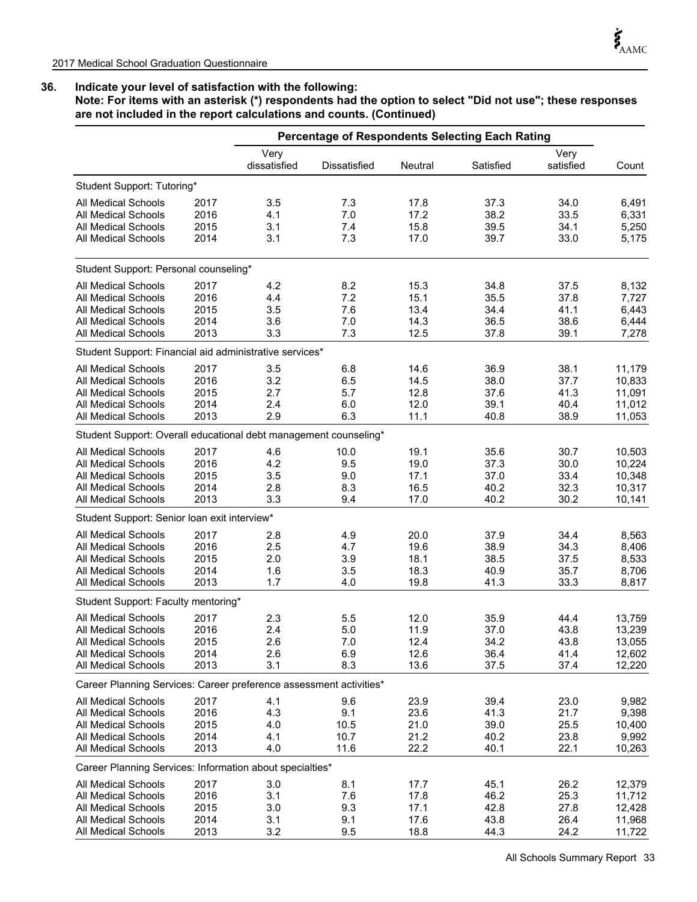**36. Indicate your level of satisfaction with the following:**
**Note: For items with an asterisk (*) respondents had the option to select "Did not use"; these responses are not included in the report calculations and counts. (Continued)**

| | | Percentage of Respondents Selecting Each Rating | | | | | |
|---|---|---|---|---|---|---|---|
| | | Very dissatisfied | Dissatisfied | Neutral | Satisfied | Very satisfied | Count |
| Student Support: Tutoring* | | | | | | | |
| All Medical Schools | 2017 | 3.5 | 7.3 | 17.8 | 37.3 | 34.0 | 6,491 |
| All Medical Schools | 2016 | 4.1 | 7.0 | 17.2 | 38.2 | 33.5 | 6,331 |
| All Medical Schools | 2015 | 3.1 | 7.4 | 15.8 | 39.5 | 34.1 | 5,250 |
| All Medical Schools | 2014 | 3.1 | 7.3 | 17.0 | 39.7 | 33.0 | 5,175 |
| Student Support: Personal counseling* | | | | | | | |
| All Medical Schools | 2017 | 4.2 | 8.2 | 15.3 | 34.8 | 37.5 | 8,132 |
| All Medical Schools | 2016 | 4.4 | 7.2 | 15.1 | 35.5 | 37.8 | 7,727 |
| All Medical Schools | 2015 | 3.5 | 7.6 | 13.4 | 34.4 | 41.1 | 6,443 |
| All Medical Schools | 2014 | 3.6 | 7.0 | 14.3 | 36.5 | 38.6 | 6,444 |
| All Medical Schools | 2013 | 3.3 | 7.3 | 12.5 | 37.8 | 39.1 | 7,278 |
| Student Support: Financial aid administrative services* | | | | | | | |
| All Medical Schools | 2017 | 3.5 | 6.8 | 14.6 | 36.9 | 38.1 | 11,179 |
| All Medical Schools | 2016 | 3.2 | 6.5 | 14.5 | 38.0 | 37.7 | 10,833 |
| All Medical Schools | 2015 | 2.7 | 5.7 | 12.8 | 37.6 | 41.3 | 11,091 |
| All Medical Schools | 2014 | 2.4 | 6.0 | 12.0 | 39.1 | 40.4 | 11,012 |
| All Medical Schools | 2013 | 2.9 | 6.3 | 11.1 | 40.8 | 38.9 | 11,053 |
| Student Support: Overall educational debt management counseling* | | | | | | | |
| All Medical Schools | 2017 | 4.6 | 10.0 | 19.1 | 35.6 | 30.7 | 10,503 |
| All Medical Schools | 2016 | 4.2 | 9.5 | 19.0 | 37.3 | 30.0 | 10,224 |
| All Medical Schools | 2015 | 3.5 | 9.0 | 17.1 | 37.0 | 33.4 | 10,348 |
| All Medical Schools | 2014 | 2.8 | 8.3 | 16.5 | 40.2 | 32.3 | 10,317 |
| All Medical Schools | 2013 | 3.3 | 9.4 | 17.0 | 40.2 | 30.2 | 10,141 |
| Student Support: Senior loan exit interview* | | | | | | | |
| All Medical Schools | 2017 | 2.8 | 4.9 | 20.0 | 37.9 | 34.4 | 8,563 |
| All Medical Schools | 2016 | 2.5 | 4.7 | 19.6 | 38.9 | 34.3 | 8,406 |
| All Medical Schools | 2015 | 2.0 | 3.9 | 18.1 | 38.5 | 37.5 | 8,533 |
| All Medical Schools | 2014 | 1.6 | 3.5 | 18.3 | 40.9 | 35.7 | 8,706 |
| All Medical Schools | 2013 | 1.7 | 4.0 | 19.8 | 41.3 | 33.3 | 8,817 |
| Student Support: Faculty mentoring* | | | | | | | |
| All Medical Schools | 2017 | 2.3 | 5.5 | 12.0 | 35.9 | 44.4 | 13,759 |
| All Medical Schools | 2016 | 2.4 | 5.0 | 11.9 | 37.0 | 43.8 | 13,239 |
| All Medical Schools | 2015 | 2.6 | 7.0 | 12.4 | 34.2 | 43.8 | 13,055 |
| All Medical Schools | 2014 | 2.6 | 6.9 | 12.6 | 36.4 | 41.4 | 12,602 |
| All Medical Schools | 2013 | 3.1 | 8.3 | 13.6 | 37.5 | 37.4 | 12,220 |
| Career Planning Services: Career preference assessment activities* | | | | | | | |
| All Medical Schools | 2017 | 4.1 | 9.6 | 23.9 | 39.4 | 23.0 | 9,982 |
| All Medical Schools | 2016 | 4.3 | 9.1 | 23.6 | 41.3 | 21.7 | 9,398 |
| All Medical Schools | 2015 | 4.0 | 10.5 | 21.0 | 39.0 | 25.5 | 10,400 |
| All Medical Schools | 2014 | 4.1 | 10.7 | 21.2 | 40.2 | 23.8 | 9,992 |
| All Medical Schools | 2013 | 4.0 | 11.6 | 22.2 | 40.1 | 22.1 | 10,263 |
| Career Planning Services: Information about specialties* | | | | | | | |
| All Medical Schools | 2017 | 3.0 | 8.1 | 17.7 | 45.1 | 26.2 | 12,379 |
| All Medical Schools | 2016 | 3.1 | 7.6 | 17.8 | 46.2 | 25.3 | 11,712 |
| All Medical Schools | 2015 | 3.0 | 9.3 | 17.1 | 42.8 | 27.8 | 12,428 |
| All Medical Schools | 2014 | 3.1 | 9.1 | 17.6 | 43.8 | 26.4 | 11,968 |
| All Medical Schools | 2013 | 3.2 | 9.5 | 18.8 | 44.3 | 24.2 | 11,722 |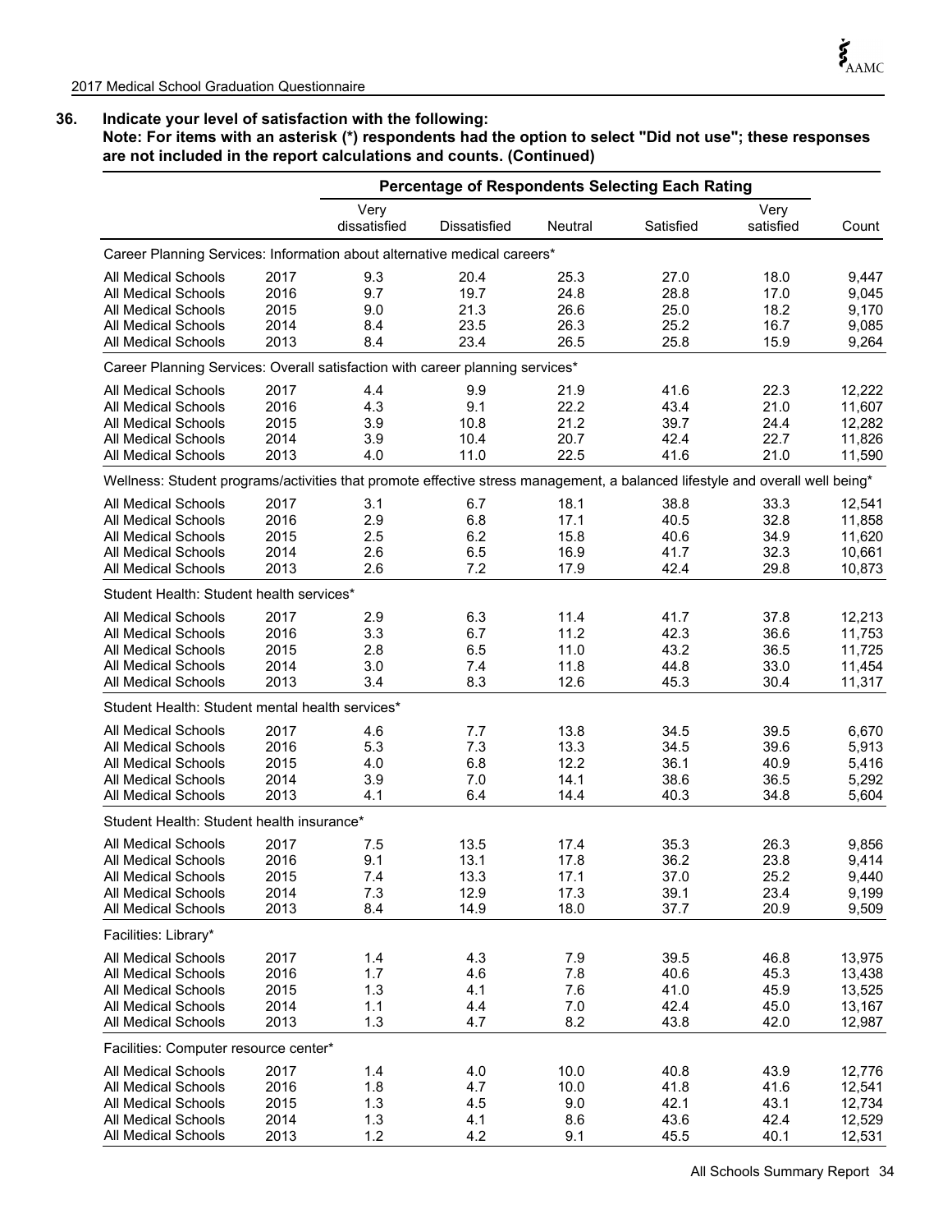**36. Indicate your level of satisfaction with the following:**
**Note: For items with an asterisk (*) respondents had the option to select "Did not use"; these responses are not included in the report calculations and counts. (Continued)**

| | | Percentage of Respondents Selecting Each Rating | | | | | |
|---|---|---|---|---|---|---|---|
| | | Very dissatisfied | Dissatisfied | Neutral | Satisfied | Very satisfied | Count |
| **Career Planning Services: Information about alternative medical careers*** | | | | | | | |
| All Medical Schools | 2017 | 9.3 | 20.4 | 25.3 | 27.0 | 18.0 | 9,447 |
| All Medical Schools | 2016 | 9.7 | 19.7 | 24.8 | 28.8 | 17.0 | 9,045 |
| All Medical Schools | 2015 | 9.0 | 21.3 | 26.6 | 25.0 | 18.2 | 9,170 |
| All Medical Schools | 2014 | 8.4 | 23.5 | 26.3 | 25.2 | 16.7 | 9,085 |
| All Medical Schools | 2013 | 8.4 | 23.4 | 26.5 | 25.8 | 15.9 | 9,264 |
| **Career Planning Services: Overall satisfaction with career planning services*** | | | | | | | |
| All Medical Schools | 2017 | 4.4 | 9.9 | 21.9 | 41.6 | 22.3 | 12,222 |
| All Medical Schools | 2016 | 4.3 | 9.1 | 22.2 | 43.4 | 21.0 | 11,607 |
| All Medical Schools | 2015 | 3.9 | 10.8 | 21.2 | 39.7 | 24.4 | 12,282 |
| All Medical Schools | 2014 | 3.9 | 10.4 | 20.7 | 42.4 | 22.7 | 11,826 |
| All Medical Schools | 2013 | 4.0 | 11.0 | 22.5 | 41.6 | 21.0 | 11,590 |
| **Wellness: Student programs/activities that promote effective stress management, a balanced lifestyle and overall well being*** | | | | | | | |
| All Medical Schools | 2017 | 3.1 | 6.7 | 18.1 | 38.8 | 33.3 | 12,541 |
| All Medical Schools | 2016 | 2.9 | 6.8 | 17.1 | 40.5 | 32.8 | 11,858 |
| All Medical Schools | 2015 | 2.5 | 6.2 | 15.8 | 40.6 | 34.9 | 11,620 |
| All Medical Schools | 2014 | 2.6 | 6.5 | 16.9 | 41.7 | 32.3 | 10,661 |
| All Medical Schools | 2013 | 2.6 | 7.2 | 17.9 | 42.4 | 29.8 | 10,873 |
| **Student Health: Student health services*** | | | | | | | |
| All Medical Schools | 2017 | 2.9 | 6.3 | 11.4 | 41.7 | 37.8 | 12,213 |
| All Medical Schools | 2016 | 3.3 | 6.7 | 11.2 | 42.3 | 36.6 | 11,753 |
| All Medical Schools | 2015 | 2.8 | 6.5 | 11.0 | 43.2 | 36.5 | 11,725 |
| All Medical Schools | 2014 | 3.0 | 7.4 | 11.8 | 44.8 | 33.0 | 11,454 |
| All Medical Schools | 2013 | 3.4 | 8.3 | 12.6 | 45.3 | 30.4 | 11,317 |
| **Student Health: Student mental health services*** | | | | | | | |
| All Medical Schools | 2017 | 4.6 | 7.7 | 13.8 | 34.5 | 39.5 | 6,670 |
| All Medical Schools | 2016 | 5.3 | 7.3 | 13.3 | 34.5 | 39.6 | 5,913 |
| All Medical Schools | 2015 | 4.0 | 6.8 | 12.2 | 36.1 | 40.9 | 5,416 |
| All Medical Schools | 2014 | 3.9 | 7.0 | 14.1 | 38.6 | 36.5 | 5,292 |
| All Medical Schools | 2013 | 4.1 | 6.4 | 14.4 | 40.3 | 34.8 | 5,604 |
| **Student Health: Student health insurance*** | | | | | | | |
| All Medical Schools | 2017 | 7.5 | 13.5 | 17.4 | 35.3 | 26.3 | 9,856 |
| All Medical Schools | 2016 | 9.1 | 13.1 | 17.8 | 36.2 | 23.8 | 9,414 |
| All Medical Schools | 2015 | 7.4 | 13.3 | 17.1 | 37.0 | 25.2 | 9,440 |
| All Medical Schools | 2014 | 7.3 | 12.9 | 17.3 | 39.1 | 23.4 | 9,199 |
| All Medical Schools | 2013 | 8.4 | 14.9 | 18.0 | 37.7 | 20.9 | 9,509 |
| **Facilities: Library*** | | | | | | | |
| All Medical Schools | 2017 | 1.4 | 4.3 | 7.9 | 39.5 | 46.8 | 13,975 |
| All Medical Schools | 2016 | 1.7 | 4.6 | 7.8 | 40.6 | 45.3 | 13,438 |
| All Medical Schools | 2015 | 1.3 | 4.1 | 7.6 | 41.0 | 45.9 | 13,525 |
| All Medical Schools | 2014 | 1.1 | 4.4 | 7.0 | 42.4 | 45.0 | 13,167 |
| All Medical Schools | 2013 | 1.3 | 4.7 | 8.2 | 43.8 | 42.0 | 12,987 |
| **Facilities: Computer resource center*** | | | | | | | |
| All Medical Schools | 2017 | 1.4 | 4.0 | 10.0 | 40.8 | 43.9 | 12,776 |
| All Medical Schools | 2016 | 1.8 | 4.7 | 10.0 | 41.8 | 41.6 | 12,541 |
| All Medical Schools | 2015 | 1.3 | 4.5 | 9.0 | 42.1 | 43.1 | 12,734 |
| All Medical Schools | 2014 | 1.3 | 4.1 | 8.6 | 43.6 | 42.4 | 12,529 |
| All Medical Schools | 2013 | 1.2 | 4.2 | 9.1 | 45.5 | 40.1 | 12,531 |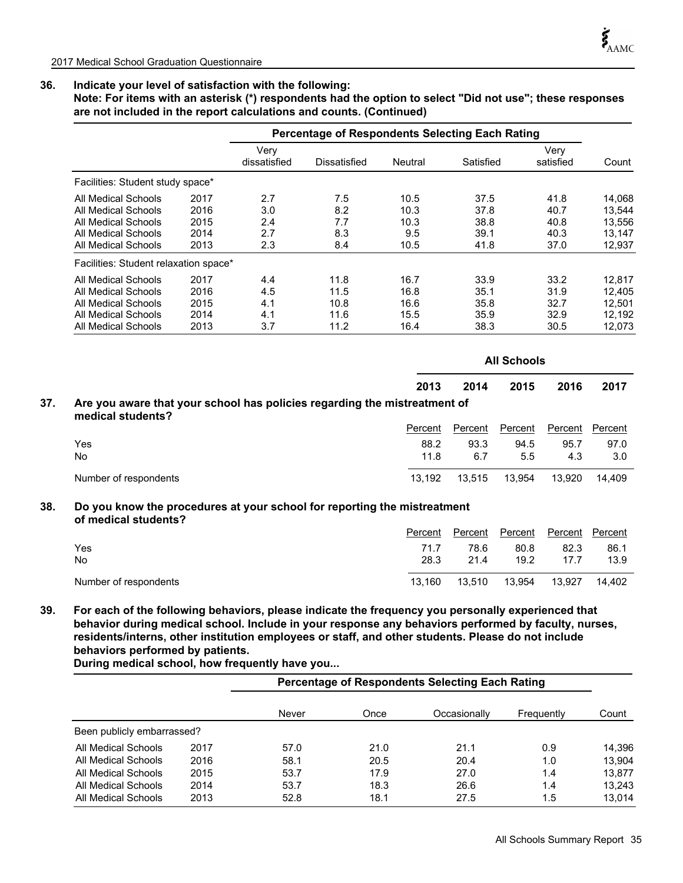### 36. Indicate your level of satisfaction with the following:

**Note: For items with an asterisk (*) respondents had the option to select "Did not use"; these responses are not included in the report calculations and counts. (Continued)**

| | | Percentage of Respondents Selecting Each Rating | | | | | |
|---|---|---|---|---|---|---|---|
| | | Very dissatisfied | Dissatisfied | Neutral | Satisfied | Very satisfied | Count |
| Facilities: Student study space* | | | | | | | |
| All Medical Schools | 2017 | 2.7 | 7.5 | 10.5 | 37.5 | 41.8 | 14,068 |
| All Medical Schools | 2016 | 3.0 | 8.2 | 10.3 | 37.8 | 40.7 | 13,544 |
| All Medical Schools | 2015 | 2.4 | 7.7 | 10.3 | 38.8 | 40.8 | 13,556 |
| All Medical Schools | 2014 | 2.7 | 8.3 | 9.5 | 39.1 | 40.3 | 13,147 |
| All Medical Schools | 2013 | 2.3 | 8.4 | 10.5 | 41.8 | 37.0 | 12,937 |
| Facilities: Student relaxation space* | | | | | | | |
| All Medical Schools | 2017 | 4.4 | 11.8 | 16.7 | 33.9 | 33.2 | 12,817 |
| All Medical Schools | 2016 | 4.5 | 11.5 | 16.8 | 35.1 | 31.9 | 12,405 |
| All Medical Schools | 2015 | 4.1 | 10.8 | 16.6 | 35.8 | 32.7 | 12,501 |
| All Medical Schools | 2014 | 4.1 | 11.6 | 15.5 | 35.9 | 32.9 | 12,192 |
| All Medical Schools | 2013 | 3.7 | 11.2 | 16.4 | 38.3 | 30.5 | 12,073 |

### 37. Are you aware that your school has policies regarding the mistreatment of medical students?

| | All Schools | | | | |
|---|---|---|---|---|---|
| | 2013 | 2014 | 2015 | 2016 | 2017 |
| | Percent | Percent | Percent | Percent | Percent |
| Yes | 88.2 | 93.3 | 94.5 | 95.7 | 97.0 |
| No | 11.8 | 6.7 | 5.5 | 4.3 | 3.0 |
| Number of respondents | 13,192 | 13,515 | 13,954 | 13,920 | 14,409 |

### 38. Do you know the procedures at your school for reporting the mistreatment of medical students?

| | 2013 | 2014 | 2015 | 2016 | 2017 |
|---|---|---|---|---|---|
| | Percent | Percent | Percent | Percent | Percent |
| Yes | 71.7 | 78.6 | 80.8 | 82.3 | 86.1 |
| No | 28.3 | 21.4 | 19.2 | 17.7 | 13.9 |
| Number of respondents | 13,160 | 13,510 | 13,954 | 13,927 | 14,402 |

### 39. For each of the following behaviors, please indicate the frequency you personally experienced that behavior during medical school. Include in your response any behaviors performed by faculty, nurses, residents/interns, other institution employees or staff, and other students. Please do not include behaviors performed by patients.

**During medical school, how frequently have you...**

| | | Percentage of Respondents Selecting Each Rating | | | | |
|---|---|---|---|---|---|---|
| | | Never | Once | Occasionally | Frequently | Count |
| Been publicly embarrassed? | | | | | | |
| All Medical Schools | 2017 | 57.0 | 21.0 | 21.1 | 0.9 | 14,396 |
| All Medical Schools | 2016 | 58.1 | 20.5 | 20.4 | 1.0 | 13,904 |
| All Medical Schools | 2015 | 53.7 | 17.9 | 27.0 | 1.4 | 13,877 |
| All Medical Schools | 2014 | 53.7 | 18.3 | 26.6 | 1.4 | 13,243 |
| All Medical Schools | 2013 | 52.8 | 18.1 | 27.5 | 1.5 | 13,014 |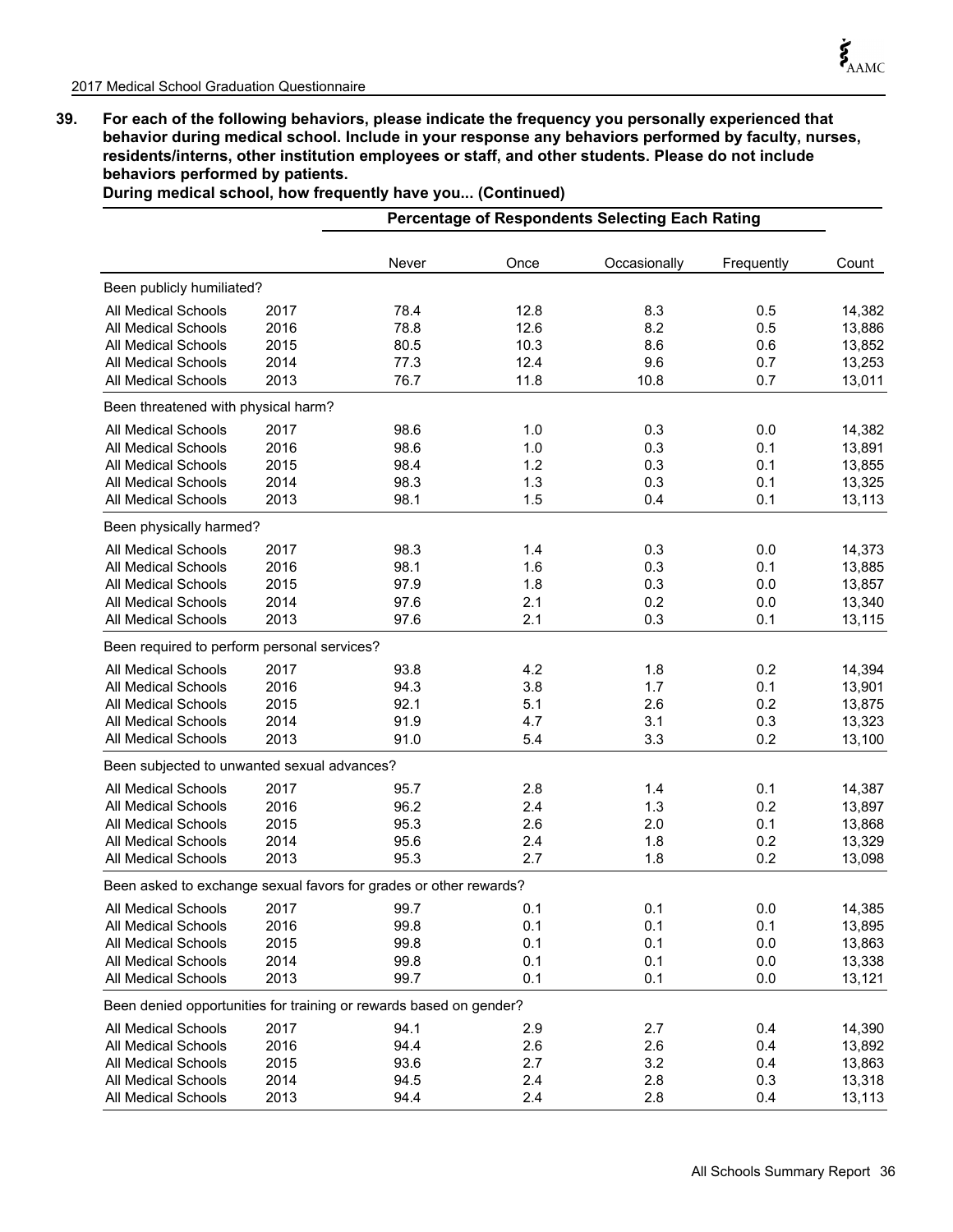**39. For each of the following behaviors, please indicate the frequency you personally experienced that behavior during medical school. Include in your response any behaviors performed by faculty, nurses, residents/interns, other institution employees or staff, and other students. Please do not include behaviors performed by patients.**

**During medical school, how frequently have you... (Continued)**

| | | Percentage of Respondents Selecting Each Rating | | | | |
|---|---|---|---|---|---|---|
| | | Never | Once | Occasionally | Frequently | Count |
| **Been publicly humiliated?** | | | | | | |
| All Medical Schools | 2017 | 78.4 | 12.8 | 8.3 | 0.5 | 14,382 |
| All Medical Schools | 2016 | 78.8 | 12.6 | 8.2 | 0.5 | 13,886 |
| All Medical Schools | 2015 | 80.5 | 10.3 | 8.6 | 0.6 | 13,852 |
| All Medical Schools | 2014 | 77.3 | 12.4 | 9.6 | 0.7 | 13,253 |
| All Medical Schools | 2013 | 76.7 | 11.8 | 10.8 | 0.7 | 13,011 |
| **Been threatened with physical harm?** | | | | | | |
| All Medical Schools | 2017 | 98.6 | 1.0 | 0.3 | 0.0 | 14,382 |
| All Medical Schools | 2016 | 98.6 | 1.0 | 0.3 | 0.1 | 13,891 |
| All Medical Schools | 2015 | 98.4 | 1.2 | 0.3 | 0.1 | 13,855 |
| All Medical Schools | 2014 | 98.3 | 1.3 | 0.3 | 0.1 | 13,325 |
| All Medical Schools | 2013 | 98.1 | 1.5 | 0.4 | 0.1 | 13,113 |
| **Been physically harmed?** | | | | | | |
| All Medical Schools | 2017 | 98.3 | 1.4 | 0.3 | 0.0 | 14,373 |
| All Medical Schools | 2016 | 98.1 | 1.6 | 0.3 | 0.1 | 13,885 |
| All Medical Schools | 2015 | 97.9 | 1.8 | 0.3 | 0.0 | 13,857 |
| All Medical Schools | 2014 | 97.6 | 2.1 | 0.2 | 0.0 | 13,340 |
| All Medical Schools | 2013 | 97.6 | 2.1 | 0.3 | 0.1 | 13,115 |
| **Been required to perform personal services?** | | | | | | |
| All Medical Schools | 2017 | 93.8 | 4.2 | 1.8 | 0.2 | 14,394 |
| All Medical Schools | 2016 | 94.3 | 3.8 | 1.7 | 0.1 | 13,901 |
| All Medical Schools | 2015 | 92.1 | 5.1 | 2.6 | 0.2 | 13,875 |
| All Medical Schools | 2014 | 91.9 | 4.7 | 3.1 | 0.3 | 13,323 |
| All Medical Schools | 2013 | 91.0 | 5.4 | 3.3 | 0.2 | 13,100 |
| **Been subjected to unwanted sexual advances?** | | | | | | |
| All Medical Schools | 2017 | 95.7 | 2.8 | 1.4 | 0.1 | 14,387 |
| All Medical Schools | 2016 | 96.2 | 2.4 | 1.3 | 0.2 | 13,897 |
| All Medical Schools | 2015 | 95.3 | 2.6 | 2.0 | 0.1 | 13,868 |
| All Medical Schools | 2014 | 95.6 | 2.4 | 1.8 | 0.2 | 13,329 |
| All Medical Schools | 2013 | 95.3 | 2.7 | 1.8 | 0.2 | 13,098 |
| **Been asked to exchange sexual favors for grades or other rewards?** | | | | | | |
| All Medical Schools | 2017 | 99.7 | 0.1 | 0.1 | 0.0 | 14,385 |
| All Medical Schools | 2016 | 99.8 | 0.1 | 0.1 | 0.1 | 13,895 |
| All Medical Schools | 2015 | 99.8 | 0.1 | 0.1 | 0.0 | 13,863 |
| All Medical Schools | 2014 | 99.8 | 0.1 | 0.1 | 0.0 | 13,338 |
| All Medical Schools | 2013 | 99.7 | 0.1 | 0.1 | 0.0 | 13,121 |
| **Been denied opportunities for training or rewards based on gender?** | | | | | | |
| All Medical Schools | 2017 | 94.1 | 2.9 | 2.7 | 0.4 | 14,390 |
| All Medical Schools | 2016 | 94.4 | 2.6 | 2.6 | 0.4 | 13,892 |
| All Medical Schools | 2015 | 93.6 | 2.7 | 3.2 | 0.4 | 13,863 |
| All Medical Schools | 2014 | 94.5 | 2.4 | 2.8 | 0.3 | 13,318 |
| All Medical Schools | 2013 | 94.4 | 2.4 | 2.8 | 0.4 | 13,113 |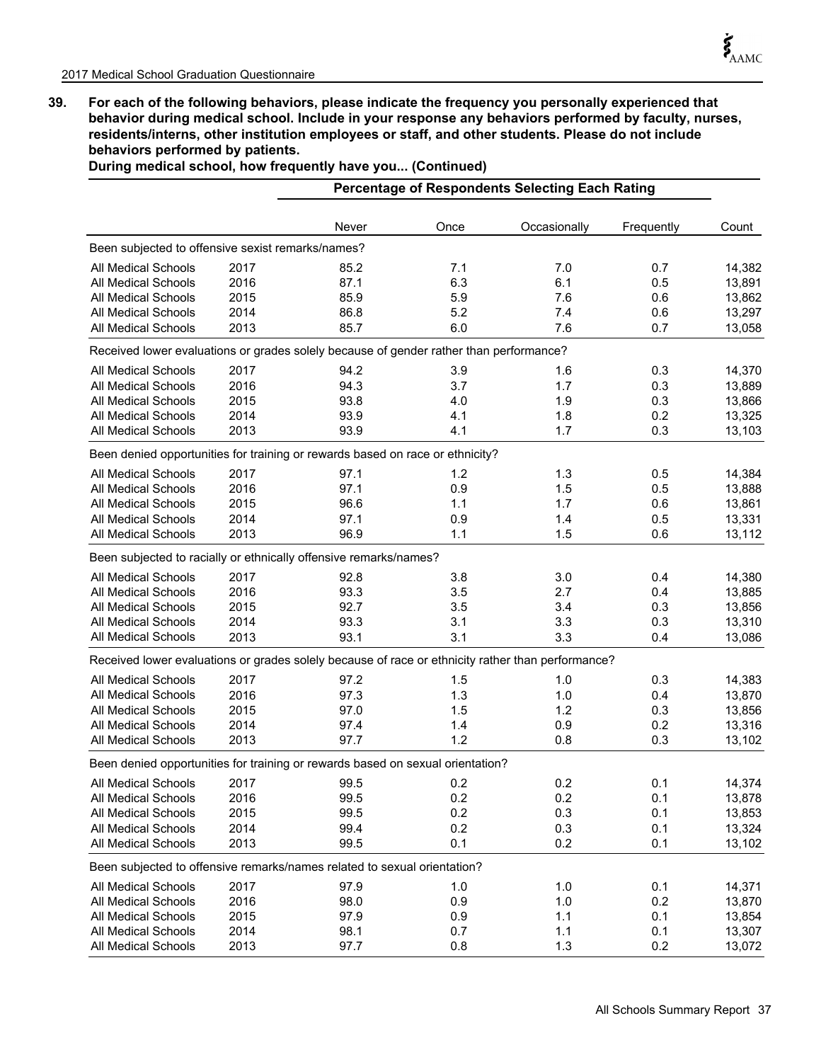**39. For each of the following behaviors, please indicate the frequency you personally experienced that behavior during medical school. Include in your response any behaviors performed by faculty, nurses, residents/interns, other institution employees or staff, and other students. Please do not include behaviors performed by patients.**

**During medical school, how frequently have you... (Continued)**

| | | Percentage of Respondents Selecting Each Rating | | | | |
|---|---|---|---|---|---|---|
| | | Never | Once | Occasionally | Frequently | Count |
| **Been subjected to offensive sexist remarks/names?** | | | | | | |
| All Medical Schools | 2017 | 85.2 | 7.1 | 7.0 | 0.7 | 14,382 |
| All Medical Schools | 2016 | 87.1 | 6.3 | 6.1 | 0.5 | 13,891 |
| All Medical Schools | 2015 | 85.9 | 5.9 | 7.6 | 0.6 | 13,862 |
| All Medical Schools | 2014 | 86.8 | 5.2 | 7.4 | 0.6 | 13,297 |
| All Medical Schools | 2013 | 85.7 | 6.0 | 7.6 | 0.7 | 13,058 |
| **Received lower evaluations or grades solely because of gender rather than performance?** | | | | | | |
| All Medical Schools | 2017 | 94.2 | 3.9 | 1.6 | 0.3 | 14,370 |
| All Medical Schools | 2016 | 94.3 | 3.7 | 1.7 | 0.3 | 13,889 |
| All Medical Schools | 2015 | 93.8 | 4.0 | 1.9 | 0.3 | 13,866 |
| All Medical Schools | 2014 | 93.9 | 4.1 | 1.8 | 0.2 | 13,325 |
| All Medical Schools | 2013 | 93.9 | 4.1 | 1.7 | 0.3 | 13,103 |
| **Been denied opportunities for training or rewards based on race or ethnicity?** | | | | | | |
| All Medical Schools | 2017 | 97.1 | 1.2 | 1.3 | 0.5 | 14,384 |
| All Medical Schools | 2016 | 97.1 | 0.9 | 1.5 | 0.5 | 13,888 |
| All Medical Schools | 2015 | 96.6 | 1.1 | 1.7 | 0.6 | 13,861 |
| All Medical Schools | 2014 | 97.1 | 0.9 | 1.4 | 0.5 | 13,331 |
| All Medical Schools | 2013 | 96.9 | 1.1 | 1.5 | 0.6 | 13,112 |
| **Been subjected to racially or ethnically offensive remarks/names?** | | | | | | |
| All Medical Schools | 2017 | 92.8 | 3.8 | 3.0 | 0.4 | 14,380 |
| All Medical Schools | 2016 | 93.3 | 3.5 | 2.7 | 0.4 | 13,885 |
| All Medical Schools | 2015 | 92.7 | 3.5 | 3.4 | 0.3 | 13,856 |
| All Medical Schools | 2014 | 93.3 | 3.1 | 3.3 | 0.3 | 13,310 |
| All Medical Schools | 2013 | 93.1 | 3.1 | 3.3 | 0.4 | 13,086 |
| **Received lower evaluations or grades solely because of race or ethnicity rather than performance?** | | | | | | |
| All Medical Schools | 2017 | 97.2 | 1.5 | 1.0 | 0.3 | 14,383 |
| All Medical Schools | 2016 | 97.3 | 1.3 | 1.0 | 0.4 | 13,870 |
| All Medical Schools | 2015 | 97.0 | 1.5 | 1.2 | 0.3 | 13,856 |
| All Medical Schools | 2014 | 97.4 | 1.4 | 0.9 | 0.2 | 13,316 |
| All Medical Schools | 2013 | 97.7 | 1.2 | 0.8 | 0.3 | 13,102 |
| **Been denied opportunities for training or rewards based on sexual orientation?** | | | | | | |
| All Medical Schools | 2017 | 99.5 | 0.2 | 0.2 | 0.1 | 14,374 |
| All Medical Schools | 2016 | 99.5 | 0.2 | 0.2 | 0.1 | 13,878 |
| All Medical Schools | 2015 | 99.5 | 0.2 | 0.3 | 0.1 | 13,853 |
| All Medical Schools | 2014 | 99.4 | 0.2 | 0.3 | 0.1 | 13,324 |
| All Medical Schools | 2013 | 99.5 | 0.1 | 0.2 | 0.1 | 13,102 |
| **Been subjected to offensive remarks/names related to sexual orientation?** | | | | | | |
| All Medical Schools | 2017 | 97.9 | 1.0 | 1.0 | 0.1 | 14,371 |
| All Medical Schools | 2016 | 98.0 | 0.9 | 1.0 | 0.2 | 13,870 |
| All Medical Schools | 2015 | 97.9 | 0.9 | 1.1 | 0.1 | 13,854 |
| All Medical Schools | 2014 | 98.1 | 0.7 | 1.1 | 0.1 | 13,307 |
| All Medical Schools | 2013 | 97.7 | 0.8 | 1.3 | 0.2 | 13,072 |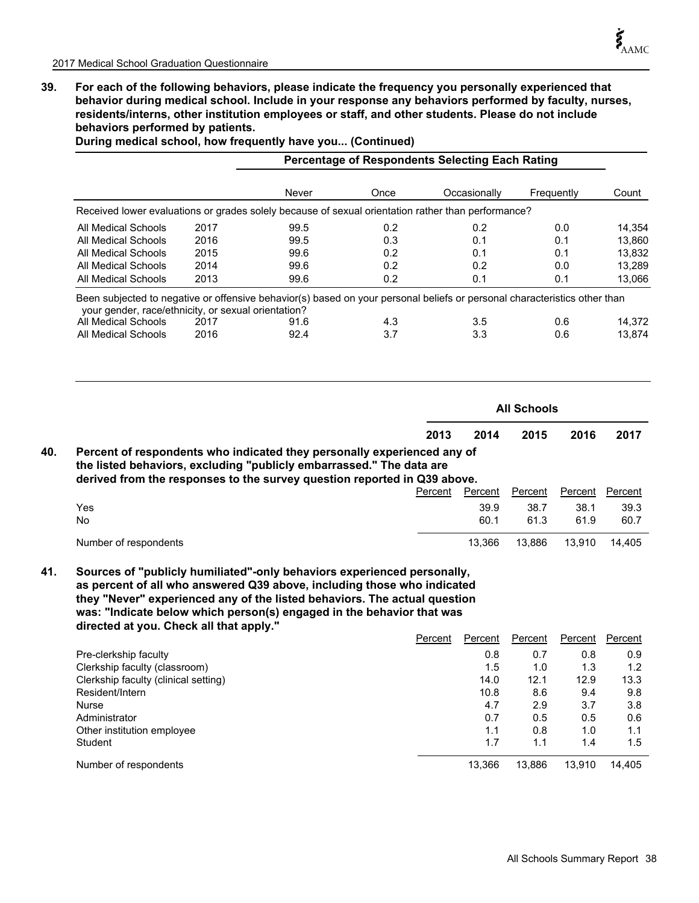**39. For each of the following behaviors, please indicate the frequency you personally experienced that behavior during medical school. Include in your response any behaviors performed by faculty, nurses, residents/interns, other institution employees or staff, and other students. Please do not include behaviors performed by patients.**

**During medical school, how frequently have you... (Continued)**

| | | Percentage of Respondents Selecting Each Rating | | | | |
|---|---|---|---|---|---|---|
| | | Never | Once | Occasionally | Frequently | Count |
| Received lower evaluations or grades solely because of sexual orientation rather than performance? | | | | | | |
| All Medical Schools | 2017 | 99.5 | 0.2 | 0.2 | 0.0 | 14,354 |
| All Medical Schools | 2016 | 99.5 | 0.3 | 0.1 | 0.1 | 13,860 |
| All Medical Schools | 2015 | 99.6 | 0.2 | 0.1 | 0.1 | 13,832 |
| All Medical Schools | 2014 | 99.6 | 0.2 | 0.2 | 0.0 | 13,289 |
| All Medical Schools | 2013 | 99.6 | 0.2 | 0.1 | 0.1 | 13,066 |
| Been subjected to negative or offensive behavior(s) based on your personal beliefs or personal characteristics other than your gender, race/ethnicity, or sexual orientation? | | | | | | |
| All Medical Schools | 2017 | 91.6 | 4.3 | 3.5 | 0.6 | 14,372 |
| All Medical Schools | 2016 | 92.4 | 3.7 | 3.3 | 0.6 | 13,874 |

| | All Schools | | | | |
|---|---|---|---|---|---|
| | 2013 | 2014 | 2015 | 2016 | 2017 |
| **40. Percent of respondents who indicated they personally experienced any of the listed behaviors, excluding "publicly embarrassed." The data are derived from the responses to the survey question reported in Q39 above.** | Percent | Percent | Percent | Percent | Percent |
| Yes | | 39.9 | 38.7 | 38.1 | 39.3 |
| No | | 60.1 | 61.3 | 61.9 | 60.7 |
| Number of respondents | | 13,366 | 13,886 | 13,910 | 14,405 |
| **41. Sources of "publicly humiliated"-only behaviors experienced personally, as percent of all who answered Q39 above, including those who indicated they "Never" experienced any of the listed behaviors. The actual question was: "Indicate below which person(s) engaged in the behavior that was directed at you. Check all that apply."** | Percent | Percent | Percent | Percent | Percent |
| Pre-clerkship faculty | | 0.8 | 0.7 | 0.8 | 0.9 |
| Clerkship faculty (classroom) | | 1.5 | 1.0 | 1.3 | 1.2 |
| Clerkship faculty (clinical setting) | | 14.0 | 12.1 | 12.9 | 13.3 |
| Resident/Intern | | 10.8 | 8.6 | 9.4 | 9.8 |
| Nurse | | 4.7 | 2.9 | 3.7 | 3.8 |
| Administrator | | 0.7 | 0.5 | 0.5 | 0.6 |
| Other institution employee | | 1.1 | 0.8 | 1.0 | 1.1 |
| Student | | 1.7 | 1.1 | 1.4 | 1.5 |
| Number of respondents | | 13,366 | 13,886 | 13,910 | 14,405 |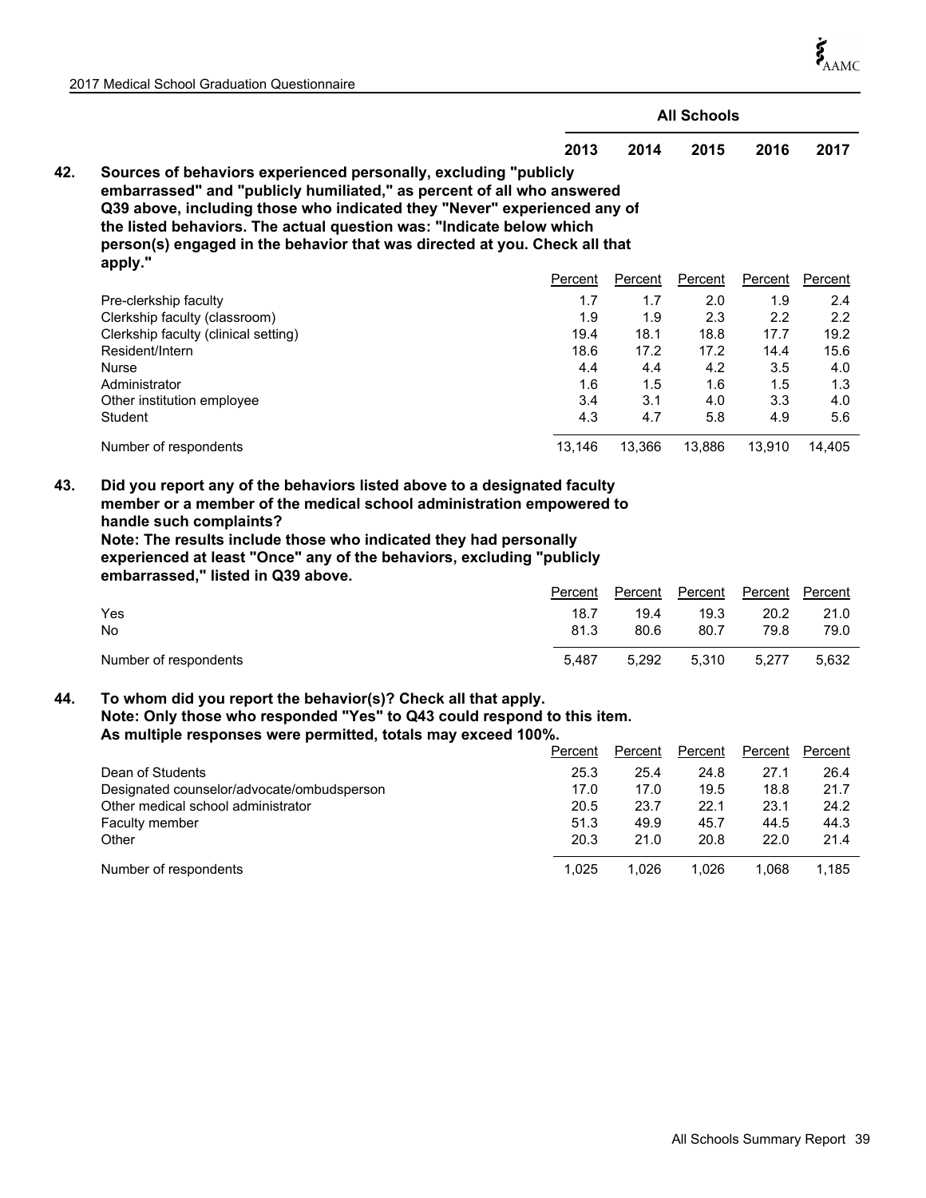| | All Schools | | | | |
|---|---|---|---|---|---|
| | 2013 | 2014 | 2015 | 2016 | 2017 |

**42. Sources of behaviors experienced personally, excluding "publicly embarrassed" and "publicly humiliated," as percent of all who answered Q39 above, including those who indicated they "Never" experienced any of the listed behaviors. The actual question was: "Indicate below which person(s) engaged in the behavior that was directed at you. Check all that apply."**

| | 2013 | 2014 | 2015 | 2016 | 2017 |
|---|---|---|---|---|---|
| | Percent | Percent | Percent | Percent | Percent |
| Pre-clerkship faculty | 1.7 | 1.7 | 2.0 | 1.9 | 2.4 |
| Clerkship faculty (classroom) | 1.9 | 1.9 | 2.3 | 2.2 | 2.2 |
| Clerkship faculty (clinical setting) | 19.4 | 18.1 | 18.8 | 17.7 | 19.2 |
| Resident/Intern | 18.6 | 17.2 | 17.2 | 14.4 | 15.6 |
| Nurse | 4.4 | 4.4 | 4.2 | 3.5 | 4.0 |
| Administrator | 1.6 | 1.5 | 1.6 | 1.5 | 1.3 |
| Other institution employee | 3.4 | 3.1 | 4.0 | 3.3 | 4.0 |
| Student | 4.3 | 4.7 | 5.8 | 4.9 | 5.6 |
| Number of respondents | 13,146 | 13,366 | 13,886 | 13,910 | 14,405 |

**43. Did you report any of the behaviors listed above to a designated faculty member or a member of the medical school administration empowered to handle such complaints?**
**Note: The results include those who indicated they had personally experienced at least "Once" any of the behaviors, excluding "publicly embarrassed," listed in Q39 above.**

| | 2013 | 2014 | 2015 | 2016 | 2017 |
|---|---|---|---|---|---|
| | Percent | Percent | Percent | Percent | Percent |
| Yes | 18.7 | 19.4 | 19.3 | 20.2 | 21.0 |
| No | 81.3 | 80.6 | 80.7 | 79.8 | 79.0 |
| Number of respondents | 5,487 | 5,292 | 5,310 | 5,277 | 5,632 |

**44. To whom did you report the behavior(s)? Check all that apply.**
**Note: Only those who responded "Yes" to Q43 could respond to this item.**
**As multiple responses were permitted, totals may exceed 100%.**

| | 2013 | 2014 | 2015 | 2016 | 2017 |
|---|---|---|---|---|---|
| | Percent | Percent | Percent | Percent | Percent |
| Dean of Students | 25.3 | 25.4 | 24.8 | 27.1 | 26.4 |
| Designated counselor/advocate/ombudsperson | 17.0 | 17.0 | 19.5 | 18.8 | 21.7 |
| Other medical school administrator | 20.5 | 23.7 | 22.1 | 23.1 | 24.2 |
| Faculty member | 51.3 | 49.9 | 45.7 | 44.5 | 44.3 |
| Other | 20.3 | 21.0 | 20.8 | 22.0 | 21.4 |
| Number of respondents | 1,025 | 1,026 | 1,026 | 1,068 | 1,185 |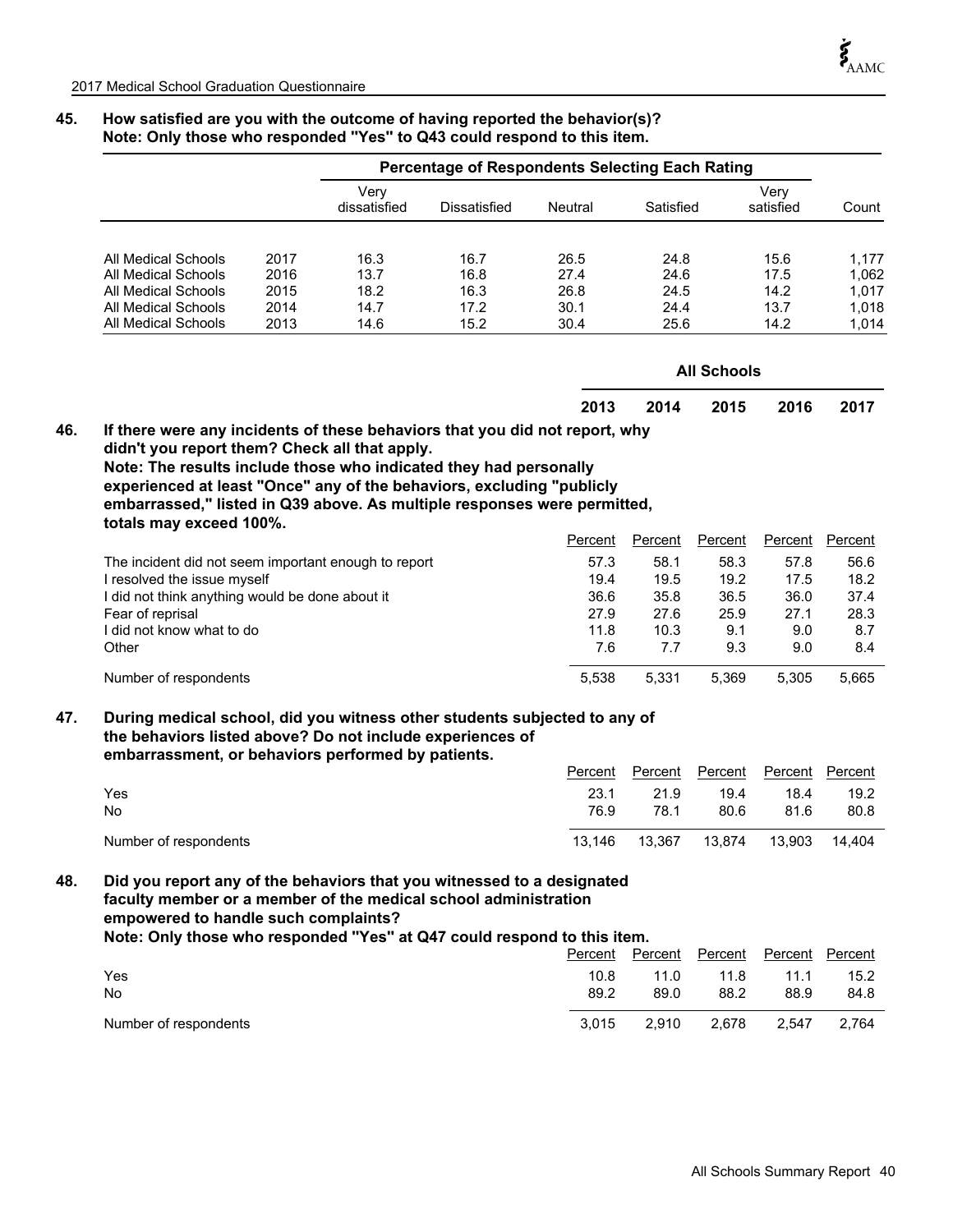**45. How satisfied are you with the outcome of having reported the behavior(s)?**
**Note: Only those who responded "Yes" to Q43 could respond to this item.**

| | | Percentage of Respondents Selecting Each Rating | | | | | |
|---|---|---|---|---|---|---|---|
| | | Very dissatisfied | Dissatisfied | Neutral | Satisfied | Very satisfied | Count |
| All Medical Schools | 2017 | 16.3 | 16.7 | 26.5 | 24.8 | 15.6 | 1,177 |
| All Medical Schools | 2016 | 13.7 | 16.8 | 27.4 | 24.6 | 17.5 | 1,062 |
| All Medical Schools | 2015 | 18.2 | 16.3 | 26.8 | 24.5 | 14.2 | 1,017 |
| All Medical Schools | 2014 | 14.7 | 17.2 | 30.1 | 24.4 | 13.7 | 1,018 |
| All Medical Schools | 2013 | 14.6 | 15.2 | 30.4 | 25.6 | 14.2 | 1,014 |

**46. If there were any incidents of these behaviors that you did not report, why didn't you report them? Check all that apply.**
**Note: The results include those who indicated they had personally experienced at least "Once" any of the behaviors, excluding "publicly embarrassed," listed in Q39 above. As multiple responses were permitted, totals may exceed 100%.**

| | All Schools | | | | |
|---|---|---|---|---|---|
| | 2013 | 2014 | 2015 | 2016 | 2017 |
| | Percent | Percent | Percent | Percent | Percent |
| The incident did not seem important enough to report | 57.3 | 58.1 | 58.3 | 57.8 | 56.6 |
| I resolved the issue myself | 19.4 | 19.5 | 19.2 | 17.5 | 18.2 |
| I did not think anything would be done about it | 36.6 | 35.8 | 36.5 | 36.0 | 37.4 |
| Fear of reprisal | 27.9 | 27.6 | 25.9 | 27.1 | 28.3 |
| I did not know what to do | 11.8 | 10.3 | 9.1 | 9.0 | 8.7 |
| Other | 7.6 | 7.7 | 9.3 | 9.0 | 8.4 |
| Number of respondents | 5,538 | 5,331 | 5,369 | 5,305 | 5,665 |

**47. During medical school, did you witness other students subjected to any of the behaviors listed above? Do not include experiences of embarrassment, or behaviors performed by patients.**

| | 2013 | 2014 | 2015 | 2016 | 2017 |
|---|---|---|---|---|---|
| | Percent | Percent | Percent | Percent | Percent |
| Yes | 23.1 | 21.9 | 19.4 | 18.4 | 19.2 |
| No | 76.9 | 78.1 | 80.6 | 81.6 | 80.8 |
| Number of respondents | 13,146 | 13,367 | 13,874 | 13,903 | 14,404 |

**48. Did you report any of the behaviors that you witnessed to a designated faculty member or a member of the medical school administration empowered to handle such complaints?**
**Note: Only those who responded "Yes" at Q47 could respond to this item.**

| | 2013 | 2014 | 2015 | 2016 | 2017 |
|---|---|---|---|---|---|
| | Percent | Percent | Percent | Percent | Percent |
| Yes | 10.8 | 11.0 | 11.8 | 11.1 | 15.2 |
| No | 89.2 | 89.0 | 88.2 | 88.9 | 84.8 |
| Number of respondents | 3,015 | 2,910 | 2,678 | 2,547 | 2,764 |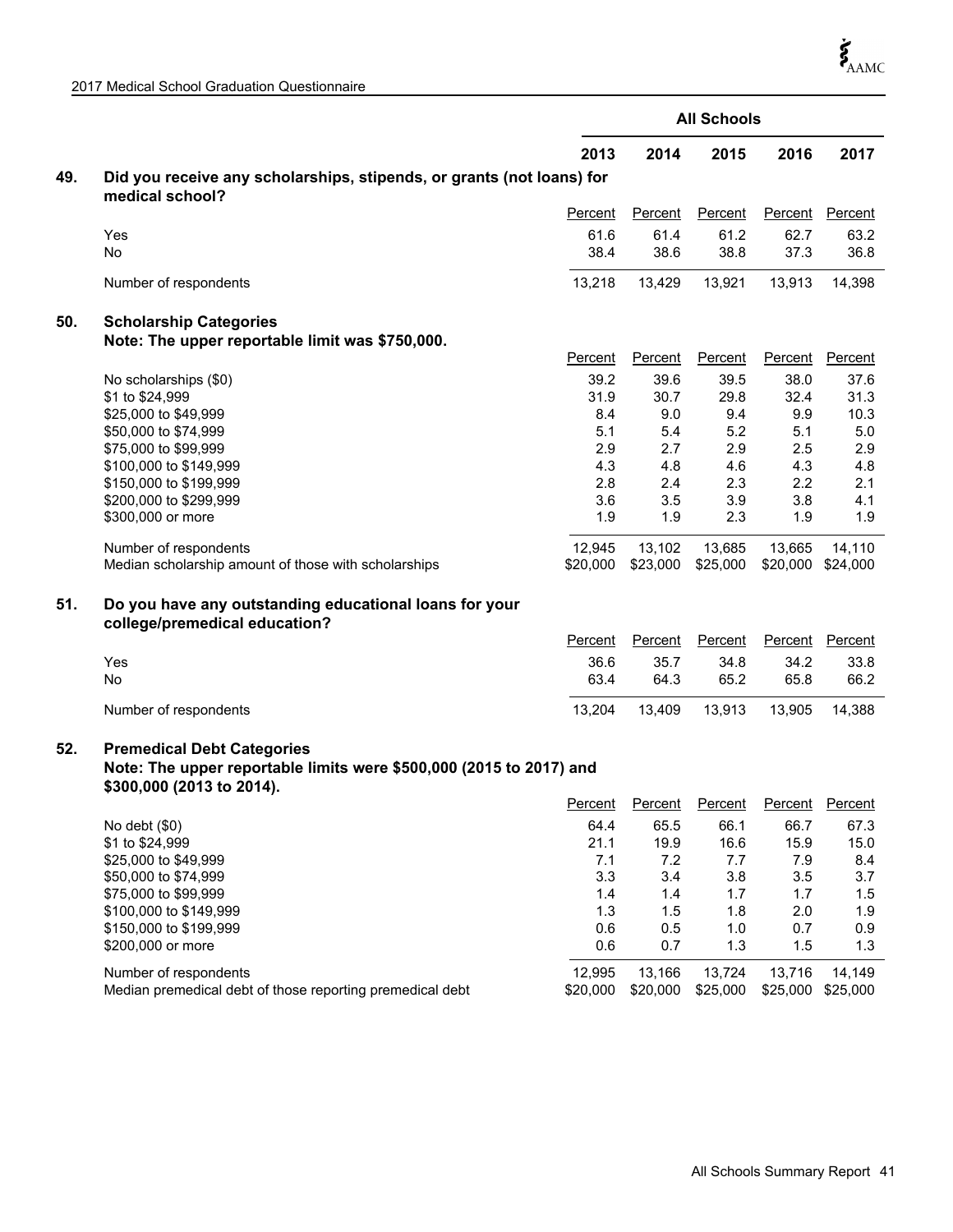| | All Schools | | | | |
|---|---|---|---|---|---|
| | 2013 | 2014 | 2015 | 2016 | 2017 |
| **49. Did you receive any scholarships, stipends, or grants (not loans) for medical school?** | | | | | |
| | Percent | Percent | Percent | Percent | Percent |
| Yes | 61.6 | 61.4 | 61.2 | 62.7 | 63.2 |
| No | 38.4 | 38.6 | 38.8 | 37.3 | 36.8 |
| Number of respondents | 13,218 | 13,429 | 13,921 | 13,913 | 14,398 |
| **50. Scholarship Categories** | | | | | |
| **Note: The upper reportable limit was $750,000.** | | | | | |
| | Percent | Percent | Percent | Percent | Percent |
| No scholarships ($0) | 39.2 | 39.6 | 39.5 | 38.0 | 37.6 |
| $1 to $24,999 | 31.9 | 30.7 | 29.8 | 32.4 | 31.3 |
| $25,000 to $49,999 | 8.4 | 9.0 | 9.4 | 9.9 | 10.3 |
| $50,000 to $74,999 | 5.1 | 5.4 | 5.2 | 5.1 | 5.0 |
| $75,000 to $99,999 | 2.9 | 2.7 | 2.9 | 2.5 | 2.9 |
| $100,000 to $149,999 | 4.3 | 4.8 | 4.6 | 4.3 | 4.8 |
| $150,000 to $199,999 | 2.8 | 2.4 | 2.3 | 2.2 | 2.1 |
| $200,000 to $299,999 | 3.6 | 3.5 | 3.9 | 3.8 | 4.1 |
| $300,000 or more | 1.9 | 1.9 | 2.3 | 1.9 | 1.9 |
| Number of respondents | 12,945 | 13,102 | 13,685 | 13,665 | 14,110 |
| Median scholarship amount of those with scholarships | $20,000 | $23,000 | $25,000 | $20,000 | $24,000 |
| **51. Do you have any outstanding educational loans for your college/premedical education?** | | | | | |
| | Percent | Percent | Percent | Percent | Percent |
| Yes | 36.6 | 35.7 | 34.8 | 34.2 | 33.8 |
| No | 63.4 | 64.3 | 65.2 | 65.8 | 66.2 |
| Number of respondents | 13,204 | 13,409 | 13,913 | 13,905 | 14,388 |
| **52. Premedical Debt Categories** | | | | | |
| **Note: The upper reportable limits were $500,000 (2015 to 2017) and $300,000 (2013 to 2014).** | | | | | |
| | Percent | Percent | Percent | Percent | Percent |
| No debt ($0) | 64.4 | 65.5 | 66.1 | 66.7 | 67.3 |
| $1 to $24,999 | 21.1 | 19.9 | 16.6 | 15.9 | 15.0 |
| $25,000 to $49,999 | 7.1 | 7.2 | 7.7 | 7.9 | 8.4 |
| $50,000 to $74,999 | 3.3 | 3.4 | 3.8 | 3.5 | 3.7 |
| $75,000 to $99,999 | 1.4 | 1.4 | 1.7 | 1.7 | 1.5 |
| $100,000 to $149,999 | 1.3 | 1.5 | 1.8 | 2.0 | 1.9 |
| $150,000 to $199,999 | 0.6 | 0.5 | 1.0 | 0.7 | 0.9 |
| $200,000 or more | 0.6 | 0.7 | 1.3 | 1.5 | 1.3 |
| Number of respondents | 12,995 | 13,166 | 13,724 | 13,716 | 14,149 |
| Median premedical debt of those reporting premedical debt | $20,000 | $20,000 | $25,000 | $25,000 | $25,000 |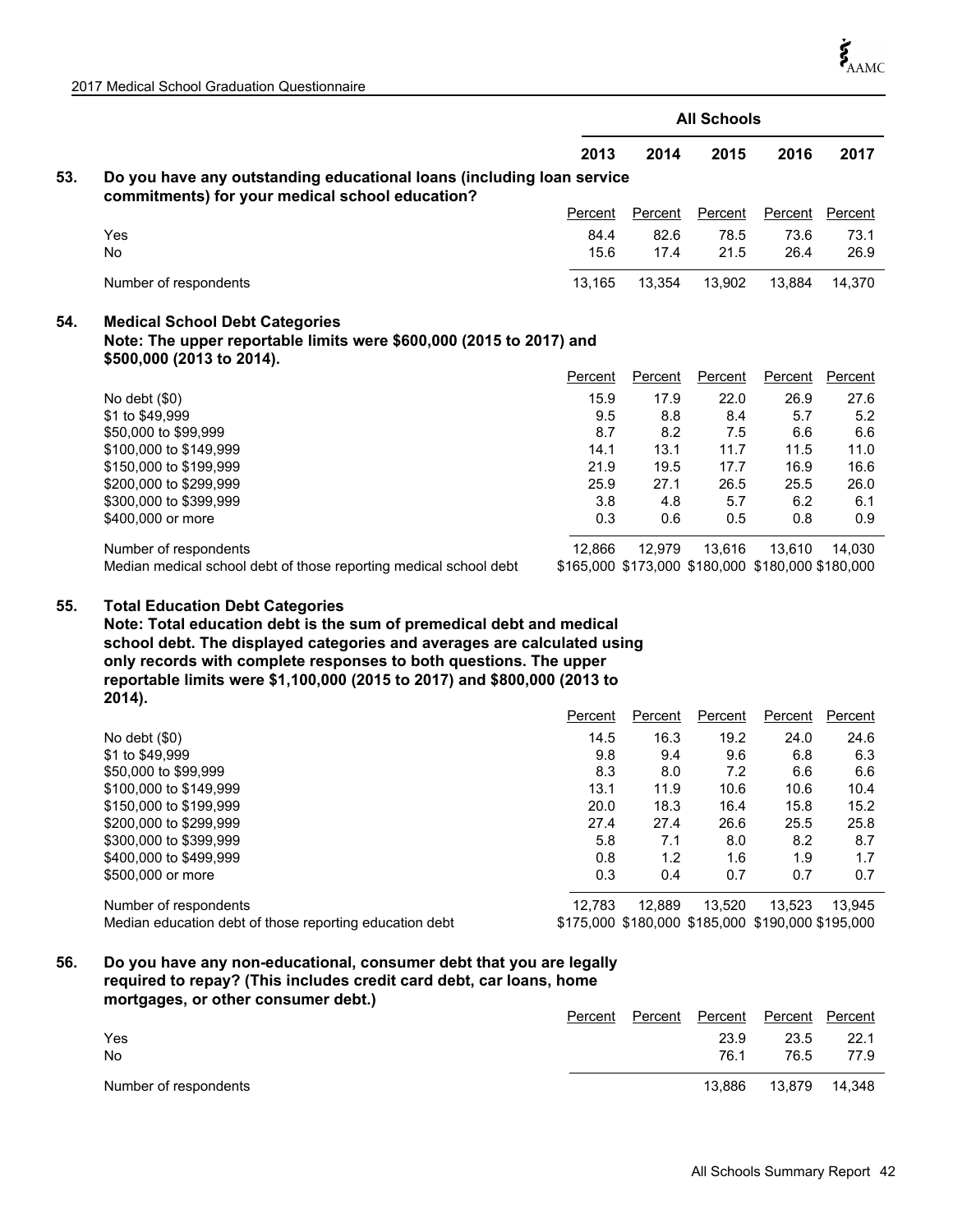| | All Schools | | | | |
|---|---|---|---|---|---|
| | 2013 | 2014 | 2015 | 2016 | 2017 |

## 53. Do you have any outstanding educational loans (including loan service commitments) for your medical school education?

| | 2013 | 2014 | 2015 | 2016 | 2017 |
|---|---|---|---|---|---|
| | Percent | Percent | Percent | Percent | Percent |
| Yes | 84.4 | 82.6 | 78.5 | 73.6 | 73.1 |
| No | 15.6 | 17.4 | 21.5 | 26.4 | 26.9 |
| Number of respondents | 13,165 | 13,354 | 13,902 | 13,884 | 14,370 |

## 54. Medical School Debt Categories

**Note: The upper reportable limits were $600,000 (2015 to 2017) and $500,000 (2013 to 2014).**

| | 2013 | 2014 | 2015 | 2016 | 2017 |
|---|---|---|---|---|---|
| | Percent | Percent | Percent | Percent | Percent |
| No debt ($0) | 15.9 | 17.9 | 22.0 | 26.9 | 27.6 |
| $1 to $49,999 | 9.5 | 8.8 | 8.4 | 5.7 | 5.2 |
| $50,000 to $99,999 | 8.7 | 8.2 | 7.5 | 6.6 | 6.6 |
| $100,000 to $149,999 | 14.1 | 13.1 | 11.7 | 11.5 | 11.0 |
| $150,000 to $199,999 | 21.9 | 19.5 | 17.7 | 16.9 | 16.6 |
| $200,000 to $299,999 | 25.9 | 27.1 | 26.5 | 25.5 | 26.0 |
| $300,000 to $399,999 | 3.8 | 4.8 | 5.7 | 6.2 | 6.1 |
| $400,000 or more | 0.3 | 0.6 | 0.5 | 0.8 | 0.9 |
| Number of respondents | 12,866 | 12,979 | 13,616 | 13,610 | 14,030 |
| Median medical school debt of those reporting medical school debt | $165,000 | $173,000 | $180,000 | $180,000 | $180,000 |

## 55. Total Education Debt Categories

**Note: Total education debt is the sum of premedical debt and medical school debt. The displayed categories and averages are calculated using only records with complete responses to both questions. The upper reportable limits were $1,100,000 (2015 to 2017) and $800,000 (2013 to 2014).**

| | 2013 | 2014 | 2015 | 2016 | 2017 |
|---|---|---|---|---|---|
| | Percent | Percent | Percent | Percent | Percent |
| No debt ($0) | 14.5 | 16.3 | 19.2 | 24.0 | 24.6 |
| $1 to $49,999 | 9.8 | 9.4 | 9.6 | 6.8 | 6.3 |
| $50,000 to $99,999 | 8.3 | 8.0 | 7.2 | 6.6 | 6.6 |
| $100,000 to $149,999 | 13.1 | 11.9 | 10.6 | 10.6 | 10.4 |
| $150,000 to $199,999 | 20.0 | 18.3 | 16.4 | 15.8 | 15.2 |
| $200,000 to $299,999 | 27.4 | 27.4 | 26.6 | 25.5 | 25.8 |
| $300,000 to $399,999 | 5.8 | 7.1 | 8.0 | 8.2 | 8.7 |
| $400,000 to $499,999 | 0.8 | 1.2 | 1.6 | 1.9 | 1.7 |
| $500,000 or more | 0.3 | 0.4 | 0.7 | 0.7 | 0.7 |
| Number of respondents | 12,783 | 12,889 | 13,520 | 13,523 | 13,945 |
| Median education debt of those reporting education debt | $175,000 | $180,000 | $185,000 | $190,000 | $195,000 |

## 56. Do you have any non-educational, consumer debt that you are legally required to repay? (This includes credit card debt, car loans, home mortgages, or other consumer debt.)

| | 2013 | 2014 | 2015 | 2016 | 2017 |
|---|---|---|---|---|---|
| | Percent | Percent | Percent | Percent | Percent |
| Yes | | | 23.9 | 23.5 | 22.1 |
| No | | | 76.1 | 76.5 | 77.9 |
| Number of respondents | | | 13,886 | 13,879 | 14,348 |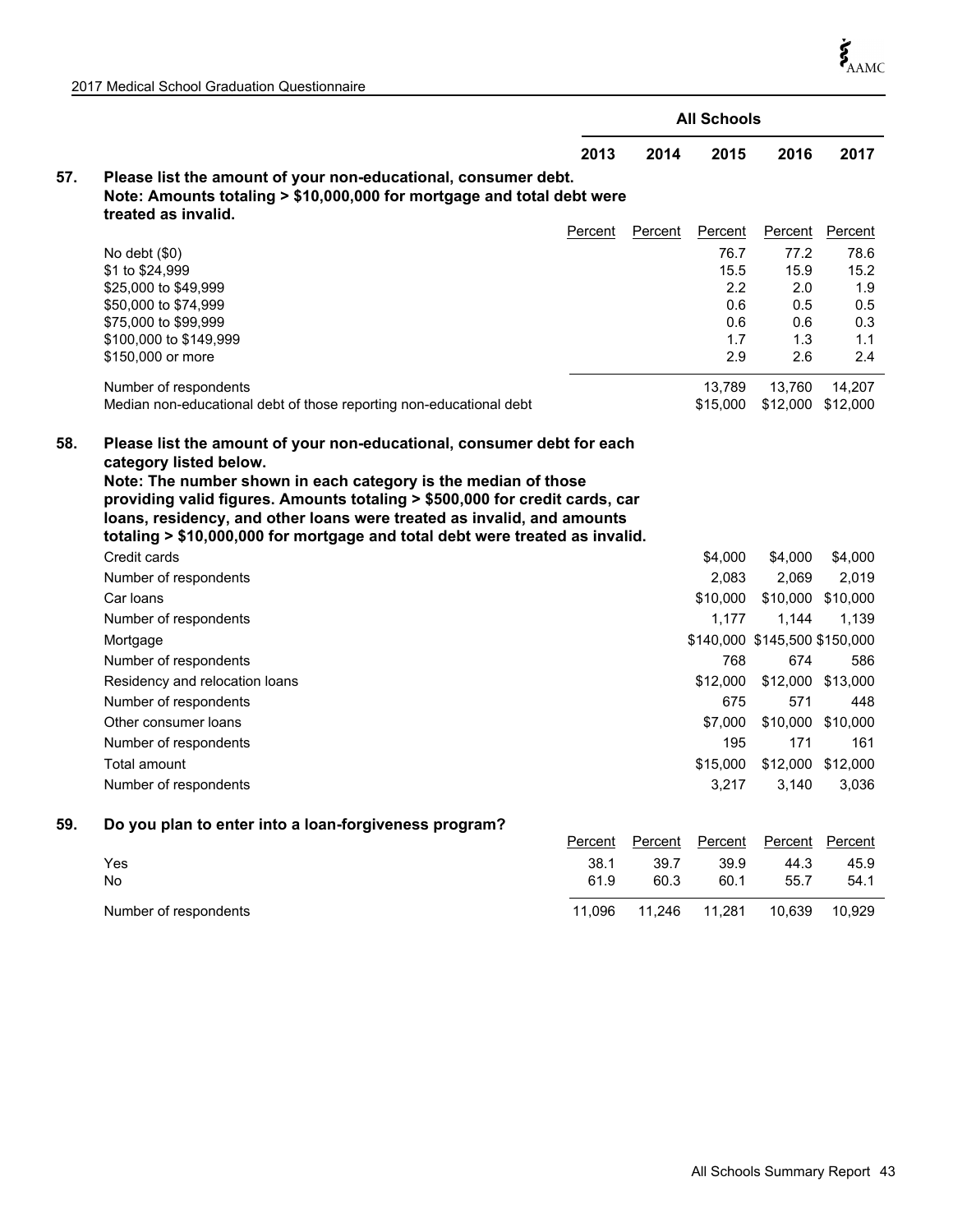| | | | All Schools | | |
|---|---|---|---|---|---|
| | 2013 | 2014 | 2015 | 2016 | 2017 |

**57. Please list the amount of your non-educational, consumer debt.**
**Note: Amounts totaling > $10,000,000 for mortgage and total debt were treated as invalid.**

| | 2013 Percent | 2014 Percent | 2015 Percent | 2016 Percent | 2017 Percent |
|---|---|---|---|---|---|
| No debt ($0) | | | 76.7 | 77.2 | 78.6 |
| $1 to $24,999 | | | 15.5 | 15.9 | 15.2 |
| $25,000 to $49,999 | | | 2.2 | 2.0 | 1.9 |
| $50,000 to $74,999 | | | 0.6 | 0.5 | 0.5 |
| $75,000 to $99,999 | | | 0.6 | 0.6 | 0.3 |
| $100,000 to $149,999 | | | 1.7 | 1.3 | 1.1 |
| $150,000 or more | | | 2.9 | 2.6 | 2.4 |
| Number of respondents | | | 13,789 | 13,760 | 14,207 |
| Median non-educational debt of those reporting non-educational debt | | | $15,000 | $12,000 | $12,000 |

**58. Please list the amount of your non-educational, consumer debt for each category listed below.**
**Note: The number shown in each category is the median of those providing valid figures. Amounts totaling > $500,000 for credit cards, car loans, residency, and other loans were treated as invalid, and amounts totaling > $10,000,000 for mortgage and total debt were treated as invalid.**

| | 2013 | 2014 | 2015 | 2016 | 2017 |
|---|---|---|---|---|---|
| Credit cards | | | $4,000 | $4,000 | $4,000 |
| Number of respondents | | | 2,083 | 2,069 | 2,019 |
| Car loans | | | $10,000 | $10,000 | $10,000 |
| Number of respondents | | | 1,177 | 1,144 | 1,139 |
| Mortgage | | | $140,000 | $145,500 | $150,000 |
| Number of respondents | | | 768 | 674 | 586 |
| Residency and relocation loans | | | $12,000 | $12,000 | $13,000 |
| Number of respondents | | | 675 | 571 | 448 |
| Other consumer loans | | | $7,000 | $10,000 | $10,000 |
| Number of respondents | | | 195 | 171 | 161 |
| Total amount | | | $15,000 | $12,000 | $12,000 |
| Number of respondents | | | 3,217 | 3,140 | 3,036 |

**59. Do you plan to enter into a loan-forgiveness program?**

| | 2013 Percent | 2014 Percent | 2015 Percent | 2016 Percent | 2017 Percent |
|---|---|---|---|---|---|
| Yes | 38.1 | 39.7 | 39.9 | 44.3 | 45.9 |
| No | 61.9 | 60.3 | 60.1 | 55.7 | 54.1 |
| Number of respondents | 11,096 | 11,246 | 11,281 | 10,639 | 10,929 |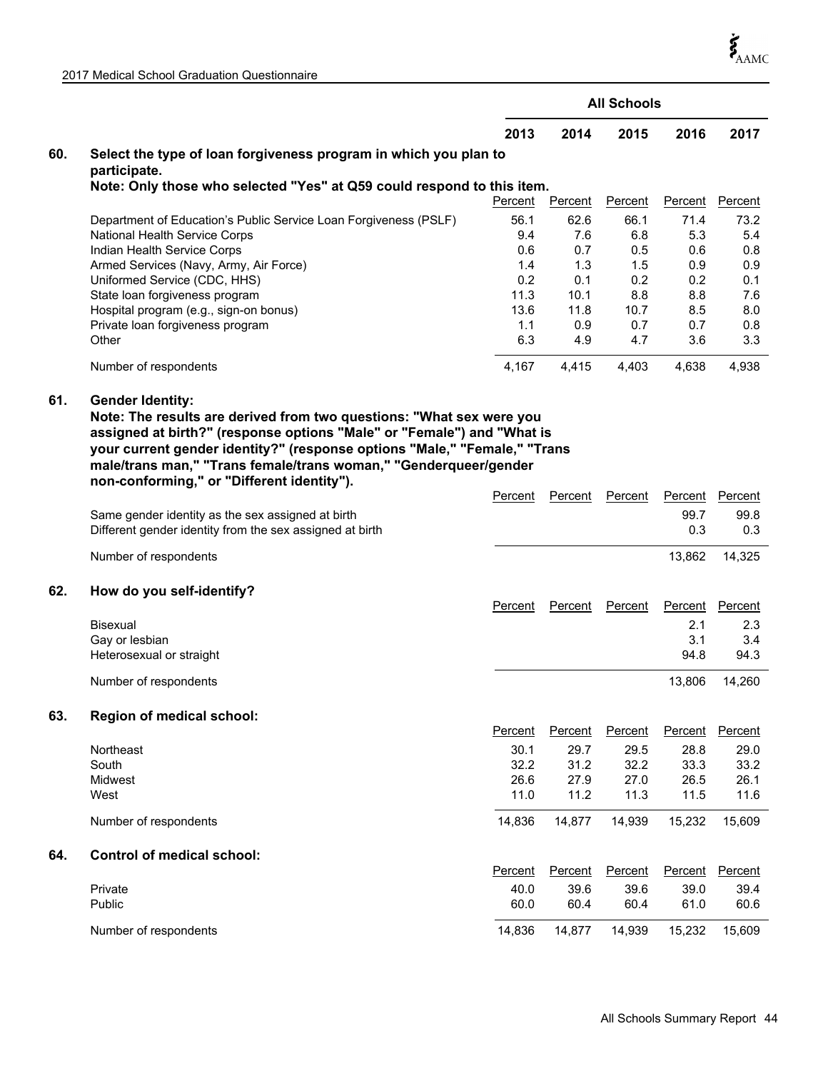| | All Schools | | | | |
|---|---|---|---|---|---|
| | 2013 | 2014 | 2015 | 2016 | 2017 |

**60. Select the type of loan forgiveness program in which you plan to participate.**
**Note: Only those who selected "Yes" at Q59 could respond to this item.**

| | Percent | Percent | Percent | Percent | Percent |
|---|---|---|---|---|---|
| Department of Education's Public Service Loan Forgiveness (PSLF) | 56.1 | 62.6 | 66.1 | 71.4 | 73.2 |
| National Health Service Corps | 9.4 | 7.6 | 6.8 | 5.3 | 5.4 |
| Indian Health Service Corps | 0.6 | 0.7 | 0.5 | 0.6 | 0.8 |
| Armed Services (Navy, Army, Air Force) | 1.4 | 1.3 | 1.5 | 0.9 | 0.9 |
| Uniformed Service (CDC, HHS) | 0.2 | 0.1 | 0.2 | 0.2 | 0.1 |
| State loan forgiveness program | 11.3 | 10.1 | 8.8 | 8.8 | 7.6 |
| Hospital program (e.g., sign-on bonus) | 13.6 | 11.8 | 10.7 | 8.5 | 8.0 |
| Private loan forgiveness program | 1.1 | 0.9 | 0.7 | 0.7 | 0.8 |
| Other | 6.3 | 4.9 | 4.7 | 3.6 | 3.3 |
| Number of respondents | 4,167 | 4,415 | 4,403 | 4,638 | 4,938 |

**61. Gender Identity:**
**Note: The results are derived from two questions: "What sex were you assigned at birth?" (response options "Male" or "Female") and "What is your current gender identity?" (response options "Male," "Female," "Trans male/trans man," "Trans female/trans woman," "Genderqueer/gender non-conforming," or "Different identity").**

| | Percent | Percent | Percent | Percent | Percent |
|---|---|---|---|---|---|
| Same gender identity as the sex assigned at birth | | | | 99.7 | 99.8 |
| Different gender identity from the sex assigned at birth | | | | 0.3 | 0.3 |
| Number of respondents | | | | 13,862 | 14,325 |

**62. How do you self-identify?**

| | Percent | Percent | Percent | Percent | Percent |
|---|---|---|---|---|---|
| Bisexual | | | | 2.1 | 2.3 |
| Gay or lesbian | | | | 3.1 | 3.4 |
| Heterosexual or straight | | | | 94.8 | 94.3 |
| Number of respondents | | | | 13,806 | 14,260 |

**63. Region of medical school:**

| | Percent | Percent | Percent | Percent | Percent |
|---|---|---|---|---|---|
| Northeast | 30.1 | 29.7 | 29.5 | 28.8 | 29.0 |
| South | 32.2 | 31.2 | 32.2 | 33.3 | 33.2 |
| Midwest | 26.6 | 27.9 | 27.0 | 26.5 | 26.1 |
| West | 11.0 | 11.2 | 11.3 | 11.5 | 11.6 |
| Number of respondents | 14,836 | 14,877 | 14,939 | 15,232 | 15,609 |

**64. Control of medical school:**

| | Percent | Percent | Percent | Percent | Percent |
|---|---|---|---|---|---|
| Private | 40.0 | 39.6 | 39.6 | 39.0 | 39.4 |
| Public | 60.0 | 60.4 | 60.4 | 61.0 | 60.6 |
| Number of respondents | 14,836 | 14,877 | 14,939 | 15,232 | 15,609 |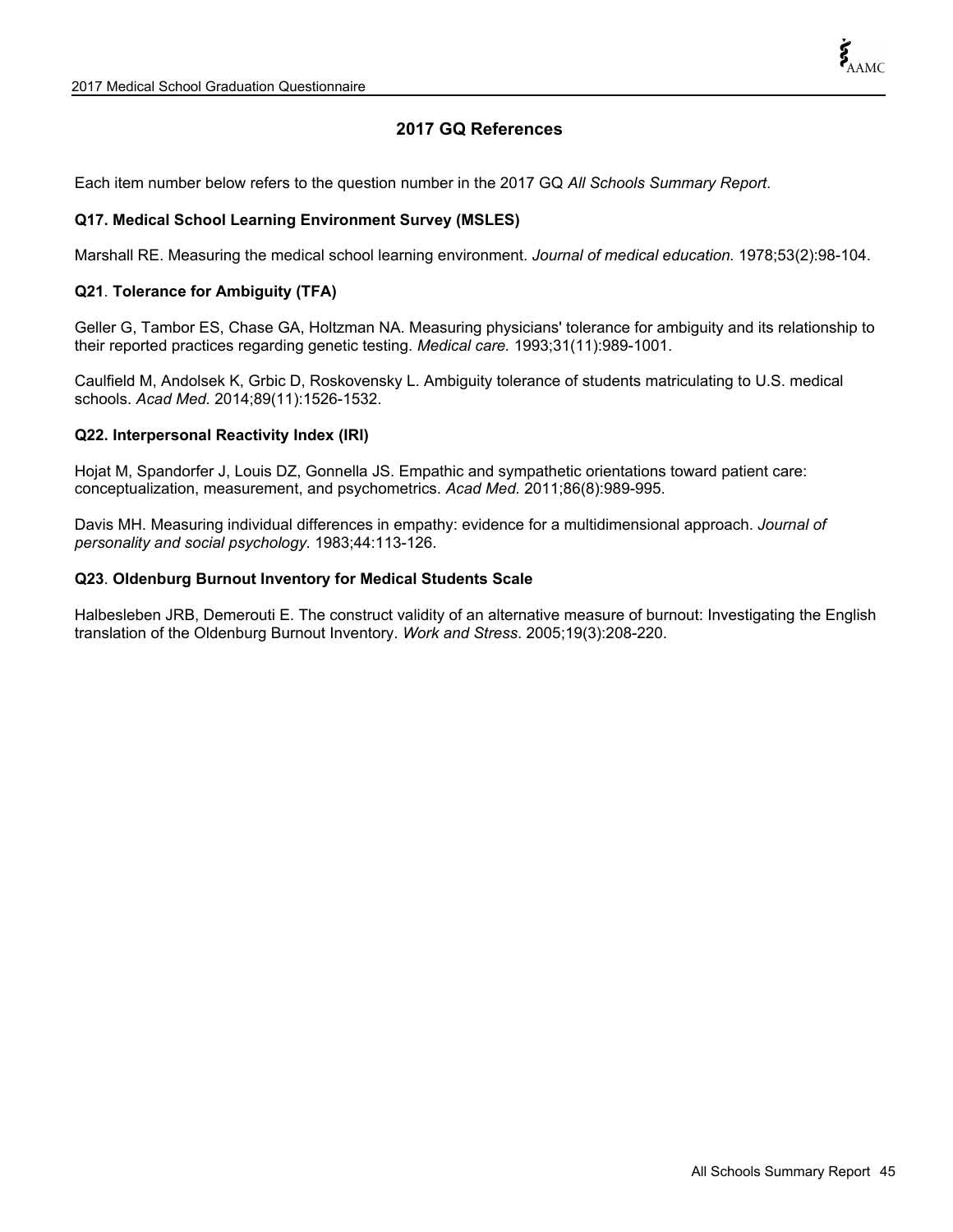## 2017 GQ References

Each item number below refers to the question number in the 2017 GQ *All Schools Summary Report*.

**Q17. Medical School Learning Environment Survey (MSLES)**

Marshall RE. Measuring the medical school learning environment. *Journal of medical education*. 1978;53(2):98-104.

**Q21. Tolerance for Ambiguity (TFA)**

Geller G, Tambor ES, Chase GA, Holtzman NA. Measuring physicians' tolerance for ambiguity and its relationship to their reported practices regarding genetic testing. *Medical care.* 1993;31(11):989-1001.

Caulfield M, Andolsek K, Grbic D, Roskovensky L. Ambiguity tolerance of students matriculating to U.S. medical schools. *Acad Med.* 2014;89(11):1526-1532.

**Q22. Interpersonal Reactivity Index (IRI)**

Hojat M, Spandorfer J, Louis DZ, Gonnella JS. Empathic and sympathetic orientations toward patient care: conceptualization, measurement, and psychometrics. *Acad Med.* 2011;86(8):989-995.

Davis MH. Measuring individual differences in empathy: evidence for a multidimensional approach. *Journal of personality and social psychology.* 1983;44:113-126.

**Q23. Oldenburg Burnout Inventory for Medical Students Scale**

Halbesleben JRB, Demerouti E. The construct validity of an alternative measure of burnout: Investigating the English translation of the Oldenburg Burnout Inventory. *Work and Stress*. 2005;19(3):208-220.